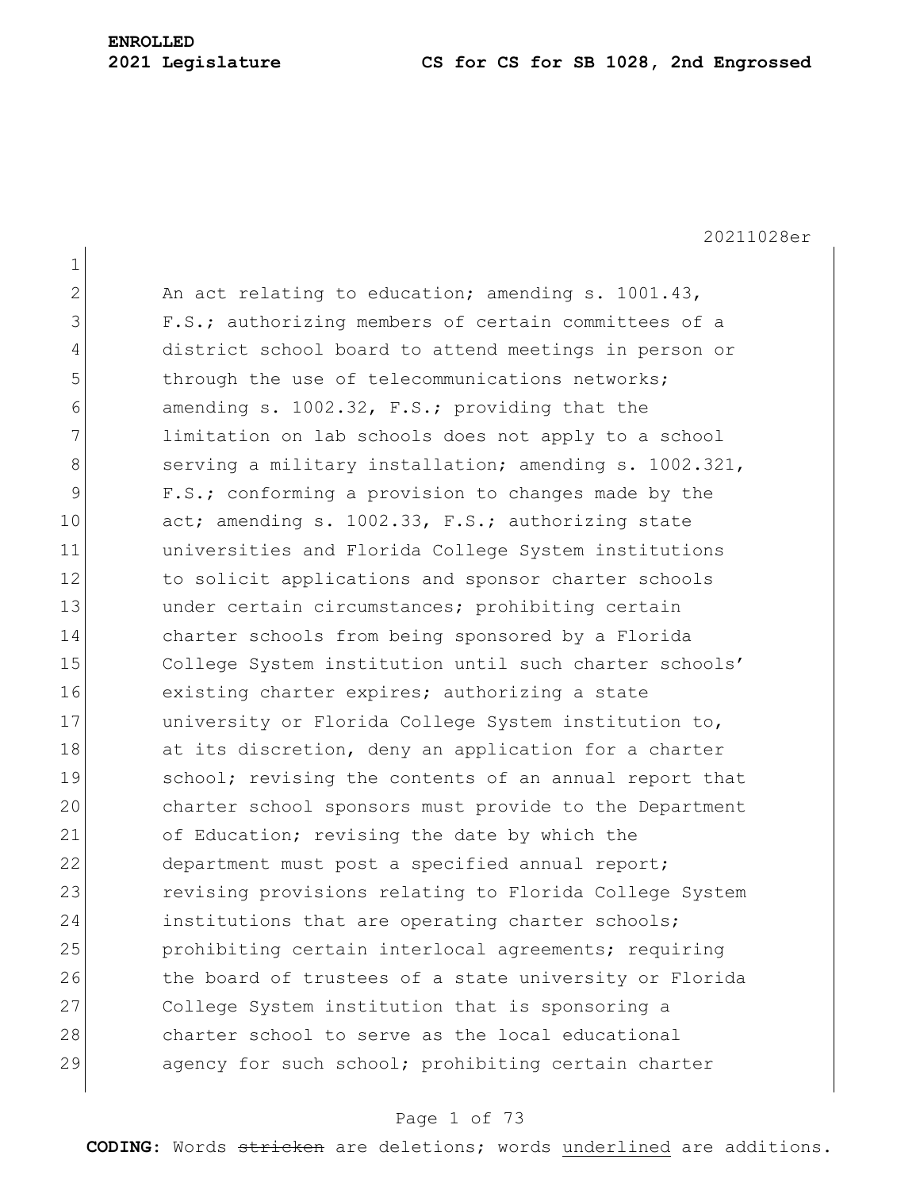**ENROLLED**

**2021 Legislature CS for CS for SB 1028, 2nd Engrossed**

20211028er

An act relating to education; amending s. 1001.43, F.S.; authorizing members of certain committees of a district school board to attend meetings in person or through the use of telecommunications networks; amending s. 1002.32, F.S.; providing that the limitation on lab schools does not apply to a school serving a military installation; amending s. 1002.321, F.S.; conforming a provision to changes made by the act; amending s. 1002.33, F.S.; authorizing state universities and Florida College System institutions to solicit applications and sponsor charter schools under certain circumstances; prohibiting certain charter schools from being sponsored by a Florida College System institution until such charter schools' existing charter expires; authorizing a state university or Florida College System institution to, at its discretion, deny an application for a charter school; revising the contents of an annual report that charter school sponsors must provide to the Department of Education; revising the date by which the department must post a specified annual report; revising provisions relating to Florida College System institutions that are operating charter schools; prohibiting certain interlocal agreements; requiring the board of trustees of a state university or Florida College System institution that is sponsoring a charter school to serve as the local educational agency for such school; prohibiting certain charter

**CODING:** Words ~~stricken~~ are deletions; words underlined are additions.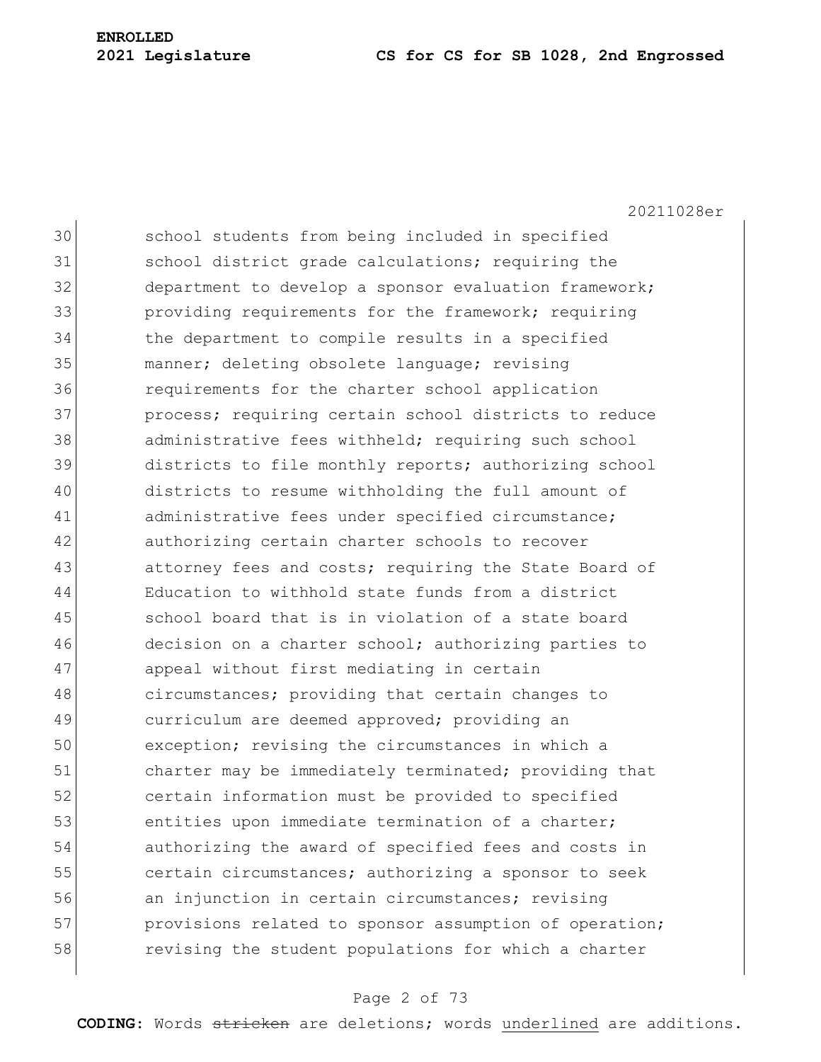school students from being included in specified school district grade calculations; requiring the department to develop a sponsor evaluation framework; providing requirements for the framework; requiring the department to compile results in a specified manner; deleting obsolete language; revising requirements for the charter school application process; requiring certain school districts to reduce administrative fees withheld; requiring such school districts to file monthly reports; authorizing school districts to resume withholding the full amount of administrative fees under specified circumstance; authorizing certain charter schools to recover attorney fees and costs; requiring the State Board of Education to withhold state funds from a district school board that is in violation of a state board decision on a charter school; authorizing parties to appeal without first mediating in certain circumstances; providing that certain changes to curriculum are deemed approved; providing an exception; revising the circumstances in which a charter may be immediately terminated; providing that certain information must be provided to specified entities upon immediate termination of a charter; authorizing the award of specified fees and costs in certain circumstances; authorizing a sponsor to seek an injunction in certain circumstances; revising provisions related to sponsor assumption of operation; revising the student populations for which a charter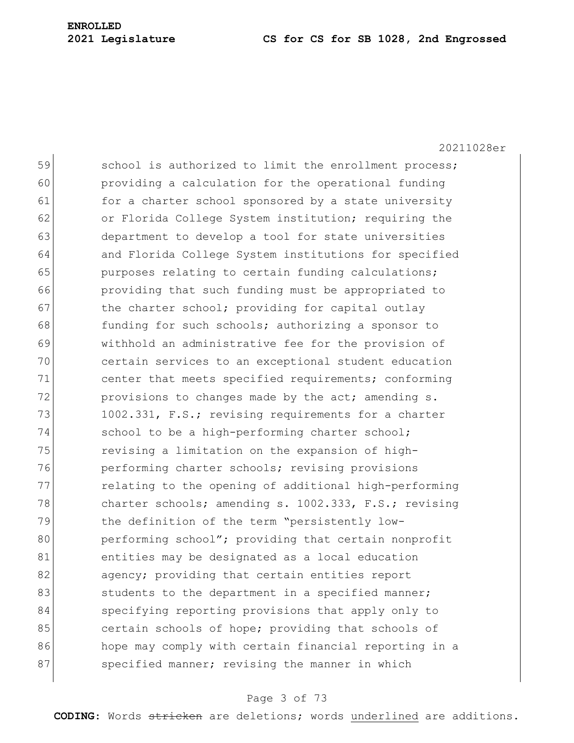59 school is authorized to limit the enrollment process;
60 providing a calculation for the operational funding
61 for a charter school sponsored by a state university
62 or Florida College System institution; requiring the
63 department to develop a tool for state universities
64 and Florida College System institutions for specified
65 purposes relating to certain funding calculations;
66 providing that such funding must be appropriated to
67 the charter school; providing for capital outlay
68 funding for such schools; authorizing a sponsor to
69 withhold an administrative fee for the provision of
70 certain services to an exceptional student education
71 center that meets specified requirements; conforming
72 provisions to changes made by the act; amending s.
73 1002.331, F.S.; revising requirements for a charter
74 school to be a high-performing charter school;
75 revising a limitation on the expansion of high-
76 performing charter schools; revising provisions
77 relating to the opening of additional high-performing
78 charter schools; amending s. 1002.333, F.S.; revising
79 the definition of the term "persistently low-
80 performing school"; providing that certain nonprofit
81 entities may be designated as a local education
82 agency; providing that certain entities report
83 students to the department in a specified manner;
84 specifying reporting provisions that apply only to
85 certain schools of hope; providing that schools of
86 hope may comply with certain financial reporting in a
87 specified manner; revising the manner in which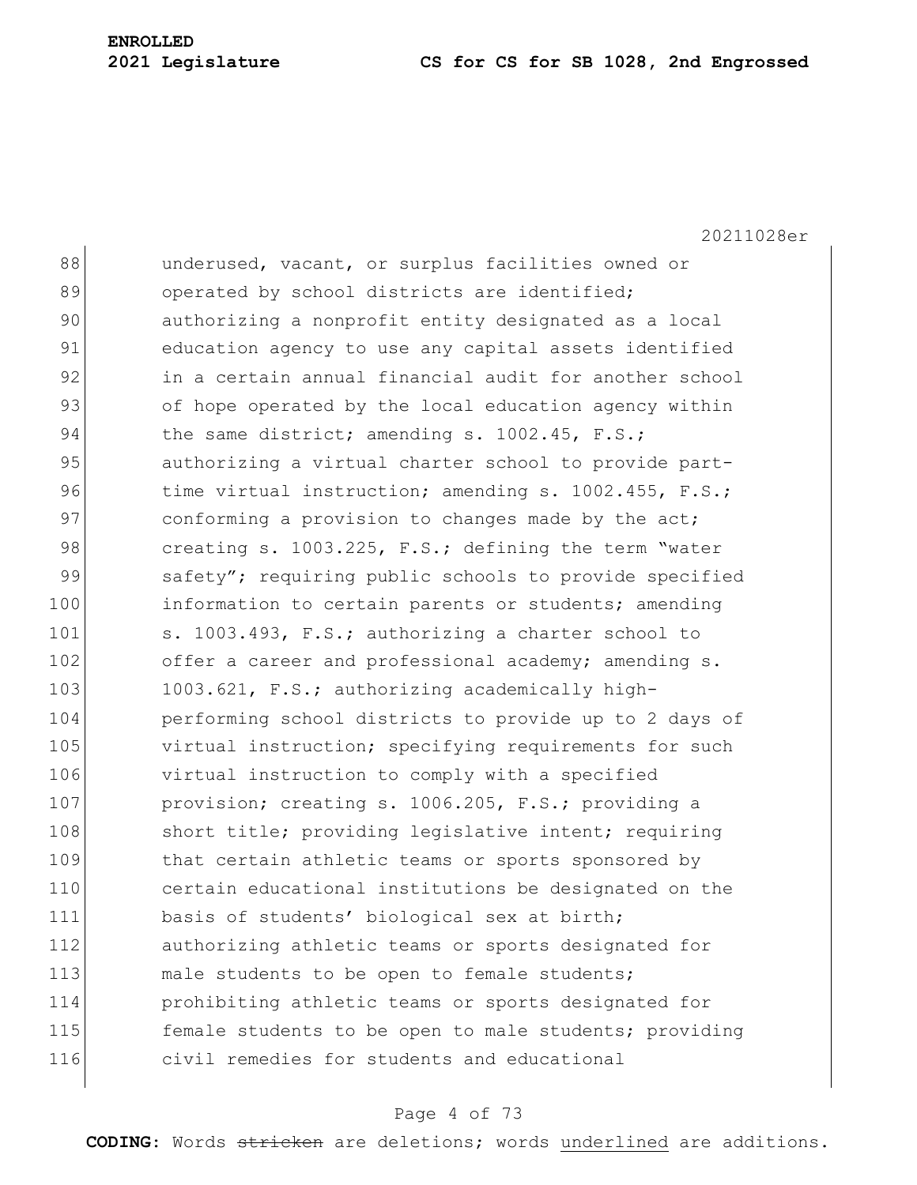88 underused, vacant, or surplus facilities owned or
89 operated by school districts are identified;
90 authorizing a nonprofit entity designated as a local
91 education agency to use any capital assets identified
92 in a certain annual financial audit for another school
93 of hope operated by the local education agency within
94 the same district; amending s. 1002.45, F.S.;
95 authorizing a virtual charter school to provide part-
96 time virtual instruction; amending s. 1002.455, F.S.;
97 conforming a provision to changes made by the act;
98 creating s. 1003.225, F.S.; defining the term "water
99 safety"; requiring public schools to provide specified
100 information to certain parents or students; amending
101 s. 1003.493, F.S.; authorizing a charter school to
102 offer a career and professional academy; amending s.
103 1003.621, F.S.; authorizing academically high-
104 performing school districts to provide up to 2 days of
105 virtual instruction; specifying requirements for such
106 virtual instruction to comply with a specified
107 provision; creating s. 1006.205, F.S.; providing a
108 short title; providing legislative intent; requiring
109 that certain athletic teams or sports sponsored by
110 certain educational institutions be designated on the
111 basis of students' biological sex at birth;
112 authorizing athletic teams or sports designated for
113 male students to be open to female students;
114 prohibiting athletic teams or sports designated for
115 female students to be open to male students; providing
116 civil remedies for students and educational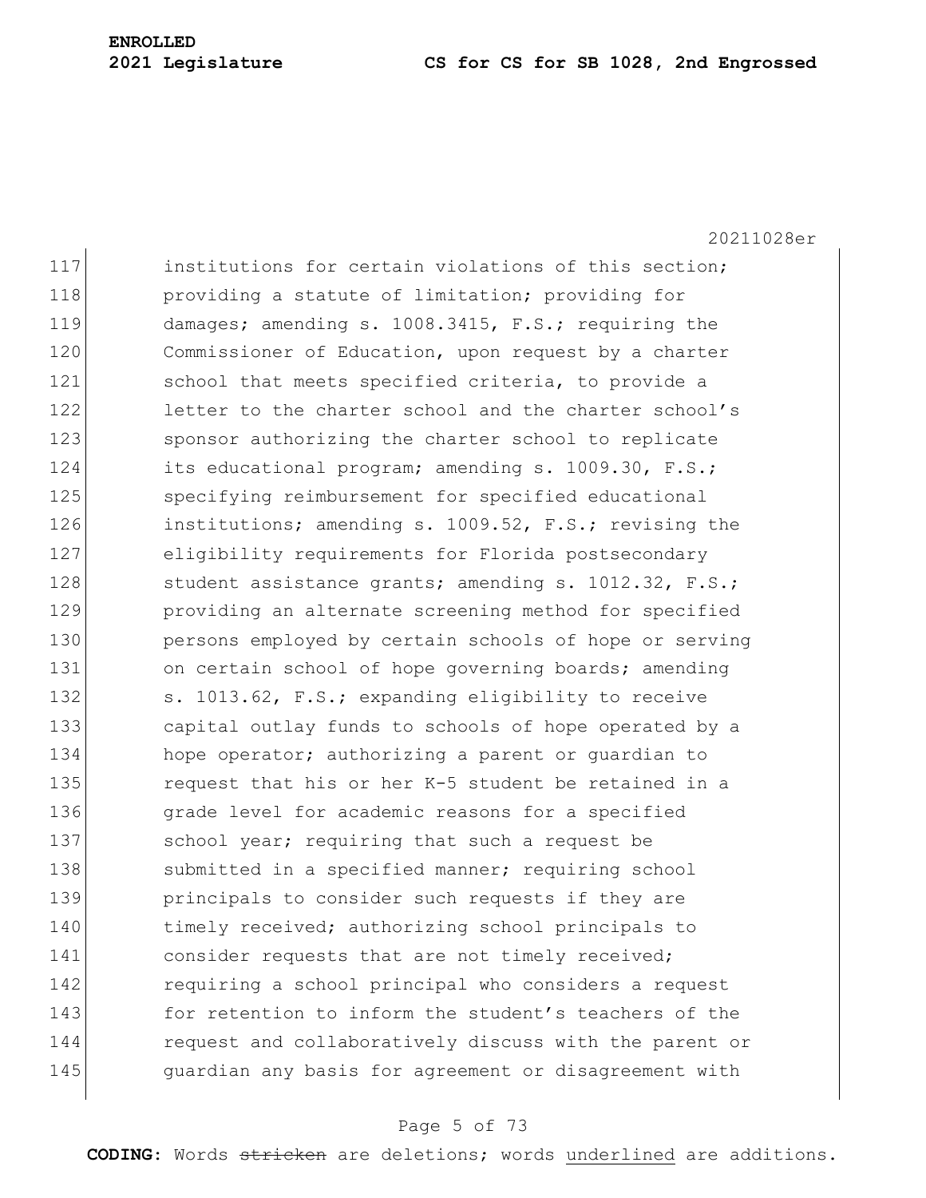institutions for certain violations of this section; providing a statute of limitation; providing for damages; amending s. 1008.3415, F.S.; requiring the Commissioner of Education, upon request by a charter school that meets specified criteria, to provide a letter to the charter school and the charter school's sponsor authorizing the charter school to replicate its educational program; amending s. 1009.30, F.S.; specifying reimbursement for specified educational institutions; amending s. 1009.52, F.S.; revising the eligibility requirements for Florida postsecondary student assistance grants; amending s. 1012.32, F.S.; providing an alternate screening method for specified persons employed by certain schools of hope or serving on certain school of hope governing boards; amending s. 1013.62, F.S.; expanding eligibility to receive capital outlay funds to schools of hope operated by a hope operator; authorizing a parent or guardian to request that his or her K-5 student be retained in a grade level for academic reasons for a specified school year; requiring that such a request be submitted in a specified manner; requiring school principals to consider such requests if they are timely received; authorizing school principals to consider requests that are not timely received; requiring a school principal who considers a request for retention to inform the student's teachers of the request and collaboratively discuss with the parent or guardian any basis for agreement or disagreement with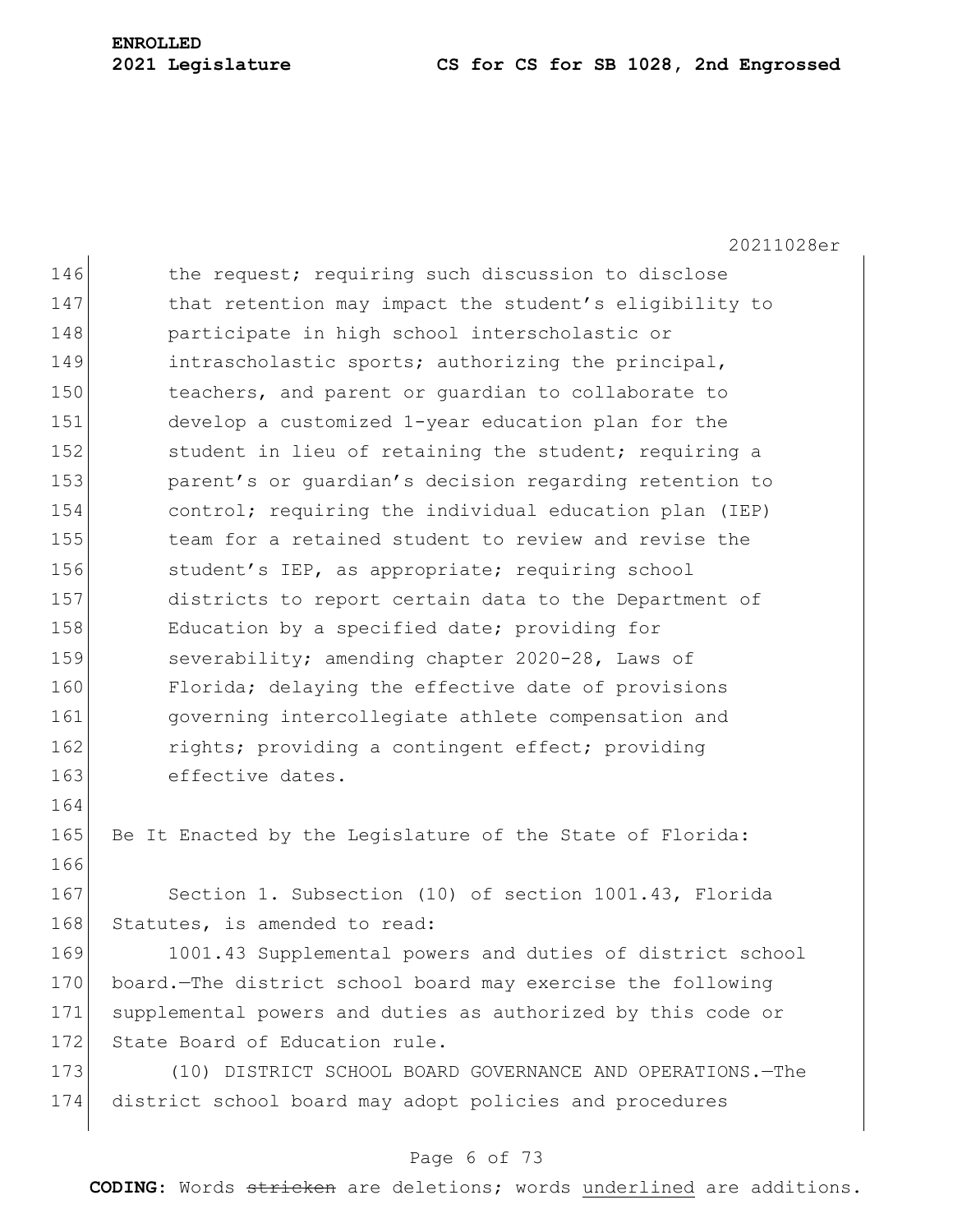the request; requiring such discussion to disclose that retention may impact the student's eligibility to participate in high school interscholastic or intrascholastic sports; authorizing the principal, teachers, and parent or guardian to collaborate to develop a customized 1-year education plan for the student in lieu of retaining the student; requiring a parent's or guardian's decision regarding retention to control; requiring the individual education plan (IEP) team for a retained student to review and revise the student's IEP, as appropriate; requiring school districts to report certain data to the Department of Education by a specified date; providing for severability; amending chapter 2020-28, Laws of Florida; delaying the effective date of provisions governing intercollegiate athlete compensation and rights; providing a contingent effect; providing effective dates.

Be It Enacted by the Legislature of the State of Florida:

Section 1. Subsection (10) of section 1001.43, Florida Statutes, is amended to read:

1001.43 Supplemental powers and duties of district school board.—The district school board may exercise the following supplemental powers and duties as authorized by this code or State Board of Education rule.

(10) DISTRICT SCHOOL BOARD GOVERNANCE AND OPERATIONS.—The district school board may adopt policies and procedures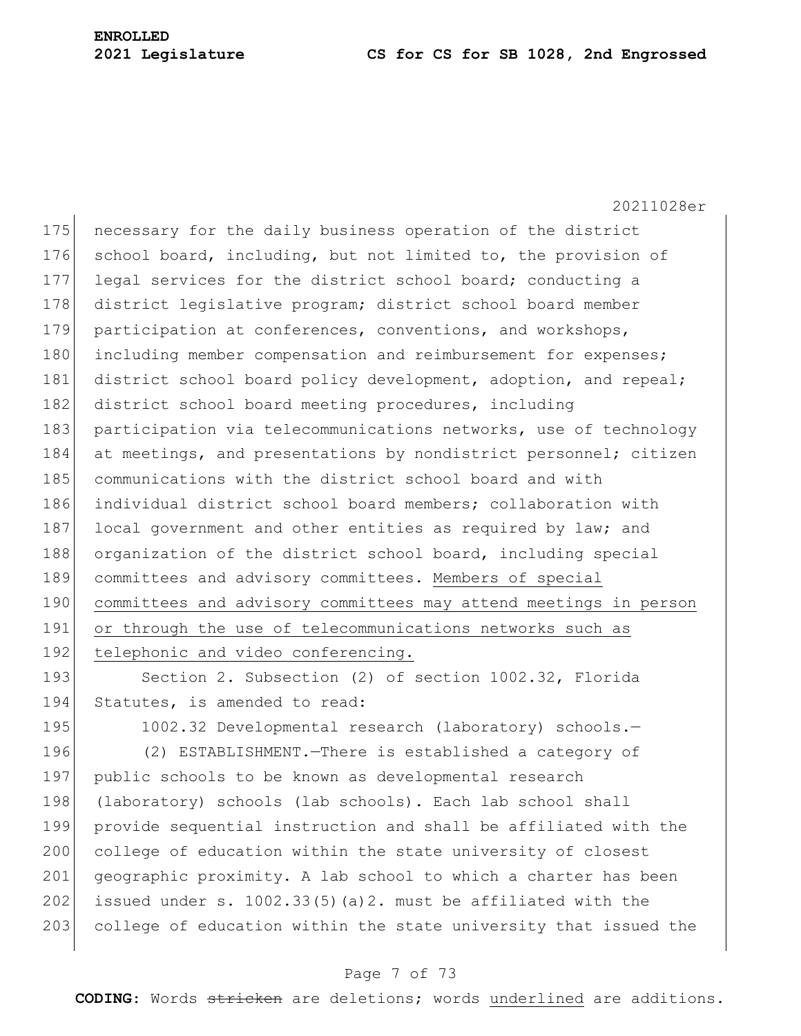necessary for the daily business operation of the district school board, including, but not limited to, the provision of legal services for the district school board; conducting a district legislative program; district school board member participation at conferences, conventions, and workshops, including member compensation and reimbursement for expenses; district school board policy development, adoption, and repeal; district school board meeting procedures, including participation via telecommunications networks, use of technology at meetings, and presentations by nondistrict personnel; citizen communications with the district school board and with individual district school board members; collaboration with local government and other entities as required by law; and organization of the district school board, including special committees and advisory committees. <u>Members of special committees and advisory committees may attend meetings in person or through the use of telecommunications networks such as telephonic and video conferencing.</u>

Section 2. Subsection (2) of section 1002.32, Florida Statutes, is amended to read:

1002.32 Developmental research (laboratory) schools.—

(2) ESTABLISHMENT.—There is established a category of public schools to be known as developmental research (laboratory) schools (lab schools). Each lab school shall provide sequential instruction and shall be affiliated with the college of education within the state university of closest geographic proximity. A lab school to which a charter has been issued under s. 1002.33(5)(a)2. must be affiliated with the college of education within the state university that issued the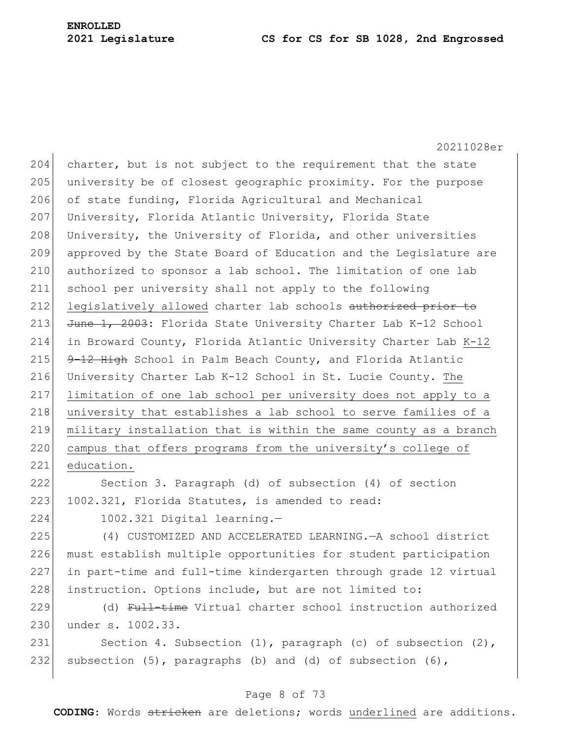charter, but is not subject to the requirement that the state university be of closest geographic proximity. For the purpose of state funding, Florida Agricultural and Mechanical University, Florida Atlantic University, Florida State University, the University of Florida, and other universities approved by the State Board of Education and the Legislature are authorized to sponsor a lab school. The limitation of one lab school per university shall not apply to the following <u>legislatively allowed</u> charter lab schools ~~authorized prior to June 1, 2003~~: Florida State University Charter Lab K-12 School in Broward County, Florida Atlantic University Charter Lab <u>K-12</u> ~~9-12 High~~ School in Palm Beach County, and Florida Atlantic University Charter Lab K-12 School in St. Lucie County. <u>The limitation of one lab school per university does not apply to a university that establishes a lab school to serve families of a military installation that is within the same county as a branch campus that offers programs from the university's college of education.</u>

Section 3. Paragraph (d) of subsection (4) of section 1002.321, Florida Statutes, is amended to read:

1002.321 Digital learning.—

(4) CUSTOMIZED AND ACCELERATED LEARNING.—A school district must establish multiple opportunities for student participation in part-time and full-time kindergarten through grade 12 virtual instruction. Options include, but are not limited to:

(d) ~~Full-time~~ Virtual charter school instruction authorized under s. 1002.33.

Section 4. Subsection (1), paragraph (c) of subsection (2), subsection (5), paragraphs (b) and (d) of subsection (6),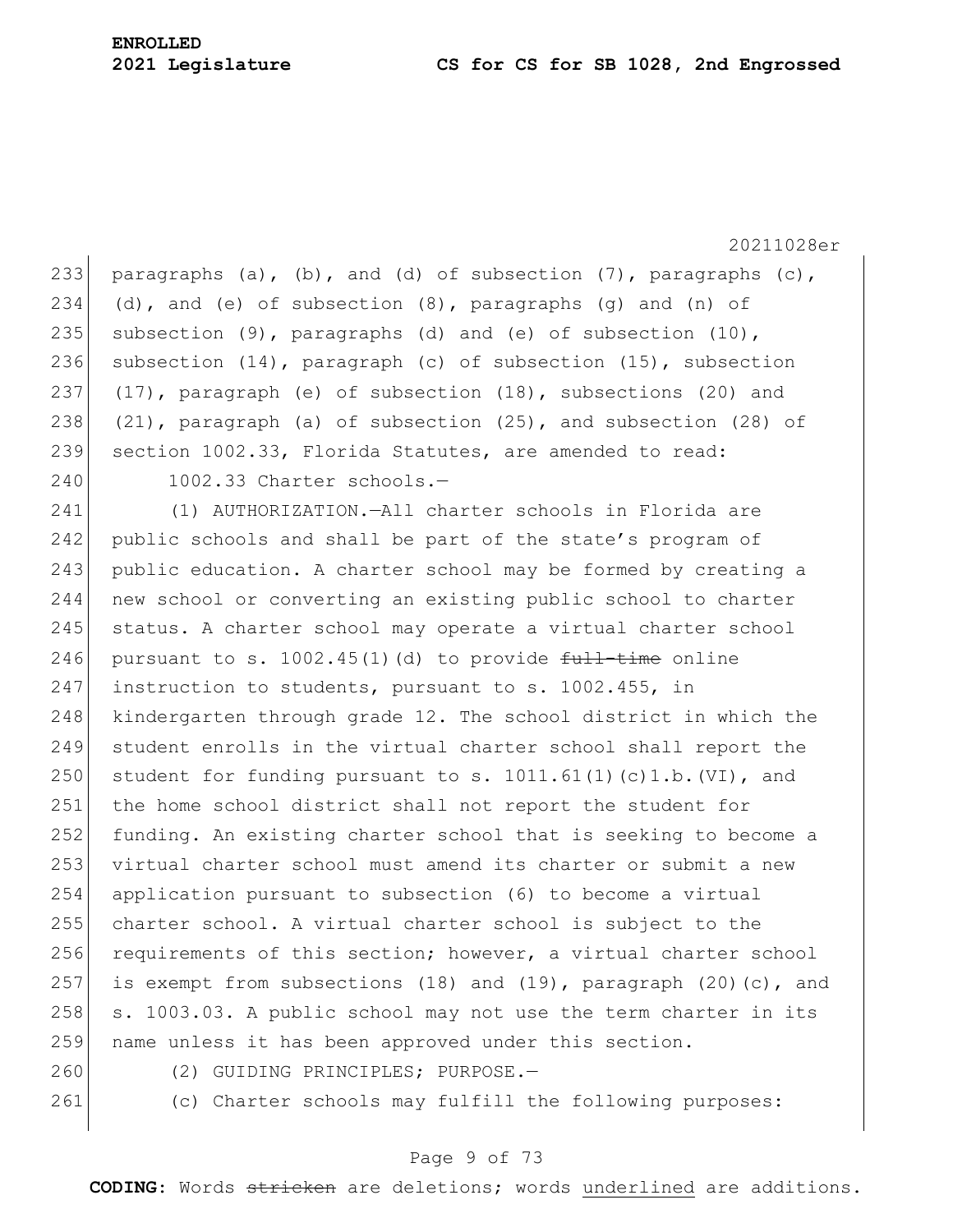paragraphs (a), (b), and (d) of subsection (7), paragraphs (c), (d), and (e) of subsection (8), paragraphs (g) and (n) of subsection (9), paragraphs (d) and (e) of subsection (10), subsection (14), paragraph (c) of subsection (15), subsection (17), paragraph (e) of subsection (18), subsections (20) and (21), paragraph (a) of subsection (25), and subsection (28) of section 1002.33, Florida Statutes, are amended to read:

1002.33 Charter schools.—

(1) AUTHORIZATION.—All charter schools in Florida are public schools and shall be part of the state's program of public education. A charter school may be formed by creating a new school or converting an existing public school to charter status. A charter school may operate a virtual charter school pursuant to s. 1002.45(1)(d) to provide ~~full-time~~ online instruction to students, pursuant to s. 1002.455, in kindergarten through grade 12. The school district in which the student enrolls in the virtual charter school shall report the student for funding pursuant to s. 1011.61(1)(c)1.b.(VI), and the home school district shall not report the student for funding. An existing charter school that is seeking to become a virtual charter school must amend its charter or submit a new application pursuant to subsection (6) to become a virtual charter school. A virtual charter school is subject to the requirements of this section; however, a virtual charter school is exempt from subsections (18) and (19), paragraph (20)(c), and s. 1003.03. A public school may not use the term charter in its name unless it has been approved under this section.

(2) GUIDING PRINCIPLES; PURPOSE.—

(c) Charter schools may fulfill the following purposes: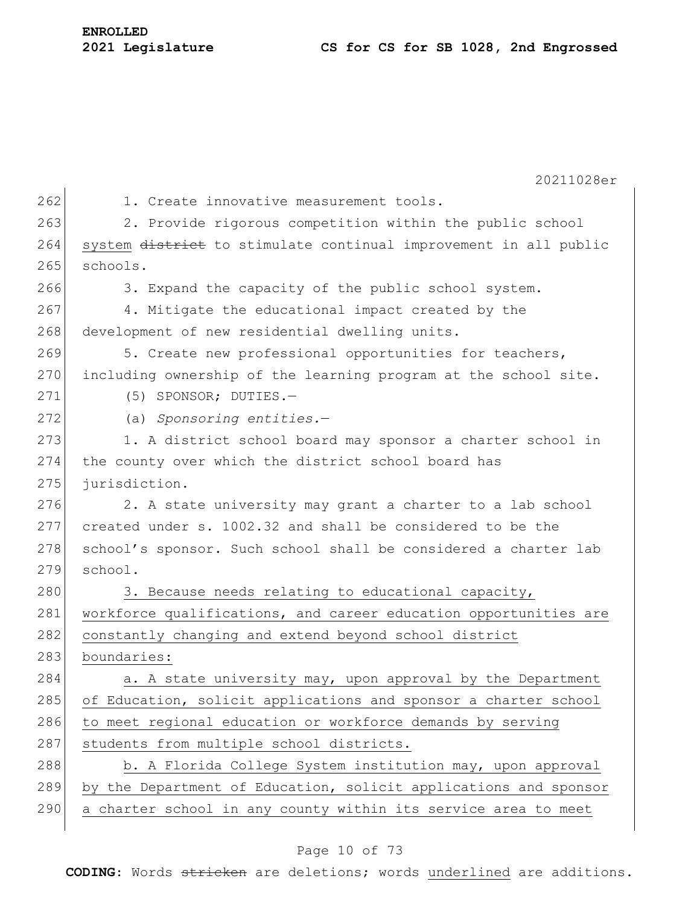1. Create innovative measurement tools.

2. Provide rigorous competition within the public school system ~~district~~ to stimulate continual improvement in all public schools.

3. Expand the capacity of the public school system.

4. Mitigate the educational impact created by the development of new residential dwelling units.

5. Create new professional opportunities for teachers, including ownership of the learning program at the school site.

(5) SPONSOR; DUTIES.—

(a) *Sponsoring entities.*—

1. A district school board may sponsor a charter school in the county over which the district school board has jurisdiction.

2. A state university may grant a charter to a lab school created under s. 1002.32 and shall be considered to be the school's sponsor. Such school shall be considered a charter lab school.

<u>3. Because needs relating to educational capacity, workforce qualifications, and career education opportunities are constantly changing and extend beyond school district boundaries:</u>

<u>a. A state university may, upon approval by the Department of Education, solicit applications and sponsor a charter school to meet regional education or workforce demands by serving students from multiple school districts.</u>

<u>b. A Florida College System institution may, upon approval by the Department of Education, solicit applications and sponsor a charter school in any county within its service area to meet</u>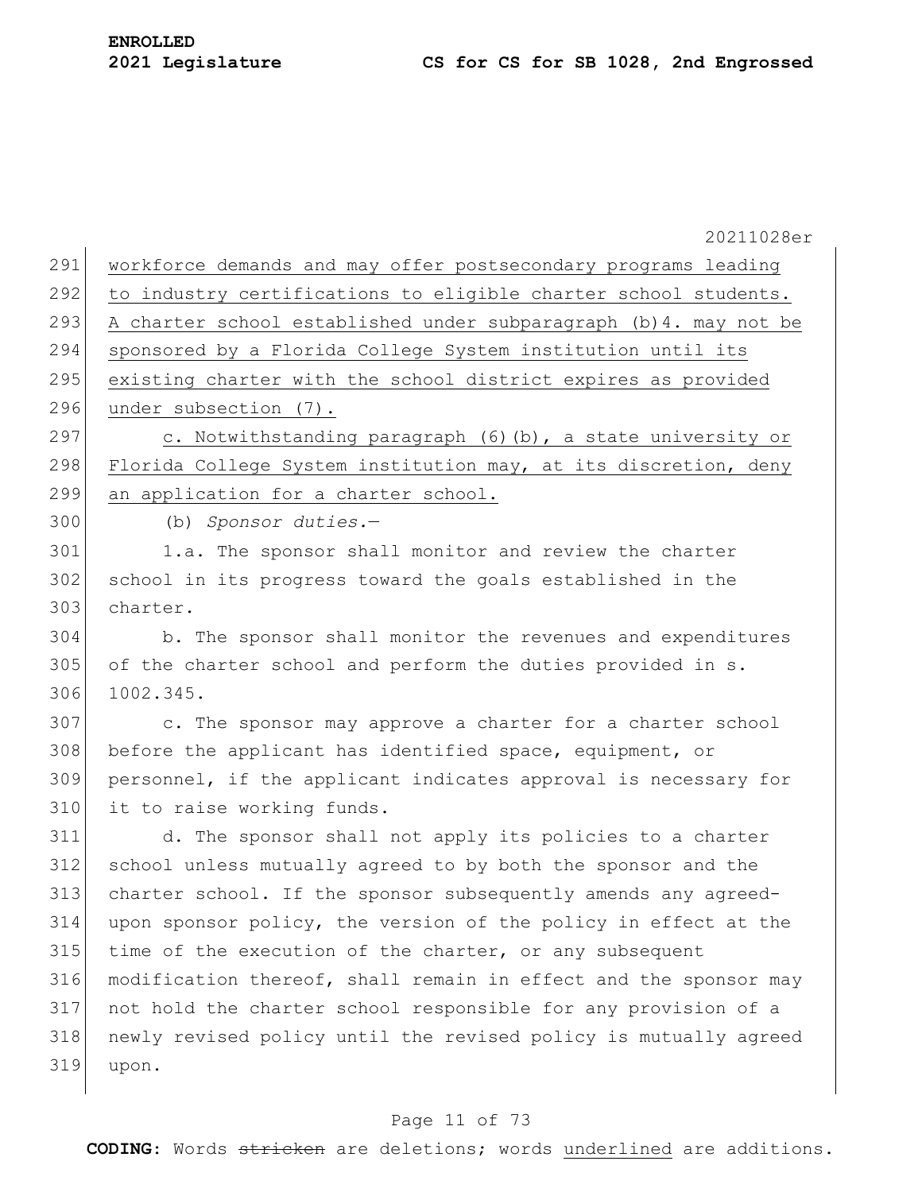workforce demands and may offer postsecondary programs leading to industry certifications to eligible charter school students. A charter school established under subparagraph (b)4. may not be sponsored by a Florida College System institution until its existing charter with the school district expires as provided under subsection (7).

c. Notwithstanding paragraph (6)(b), a state university or Florida College System institution may, at its discretion, deny an application for a charter school.

(b) *Sponsor duties.*—

1.a. The sponsor shall monitor and review the charter school in its progress toward the goals established in the charter.

b. The sponsor shall monitor the revenues and expenditures of the charter school and perform the duties provided in s. 1002.345.

c. The sponsor may approve a charter for a charter school before the applicant has identified space, equipment, or personnel, if the applicant indicates approval is necessary for it to raise working funds.

d. The sponsor shall not apply its policies to a charter school unless mutually agreed to by both the sponsor and the charter school. If the sponsor subsequently amends any agreed-upon sponsor policy, the version of the policy in effect at the time of the execution of the charter, or any subsequent modification thereof, shall remain in effect and the sponsor may not hold the charter school responsible for any provision of a newly revised policy until the revised policy is mutually agreed upon.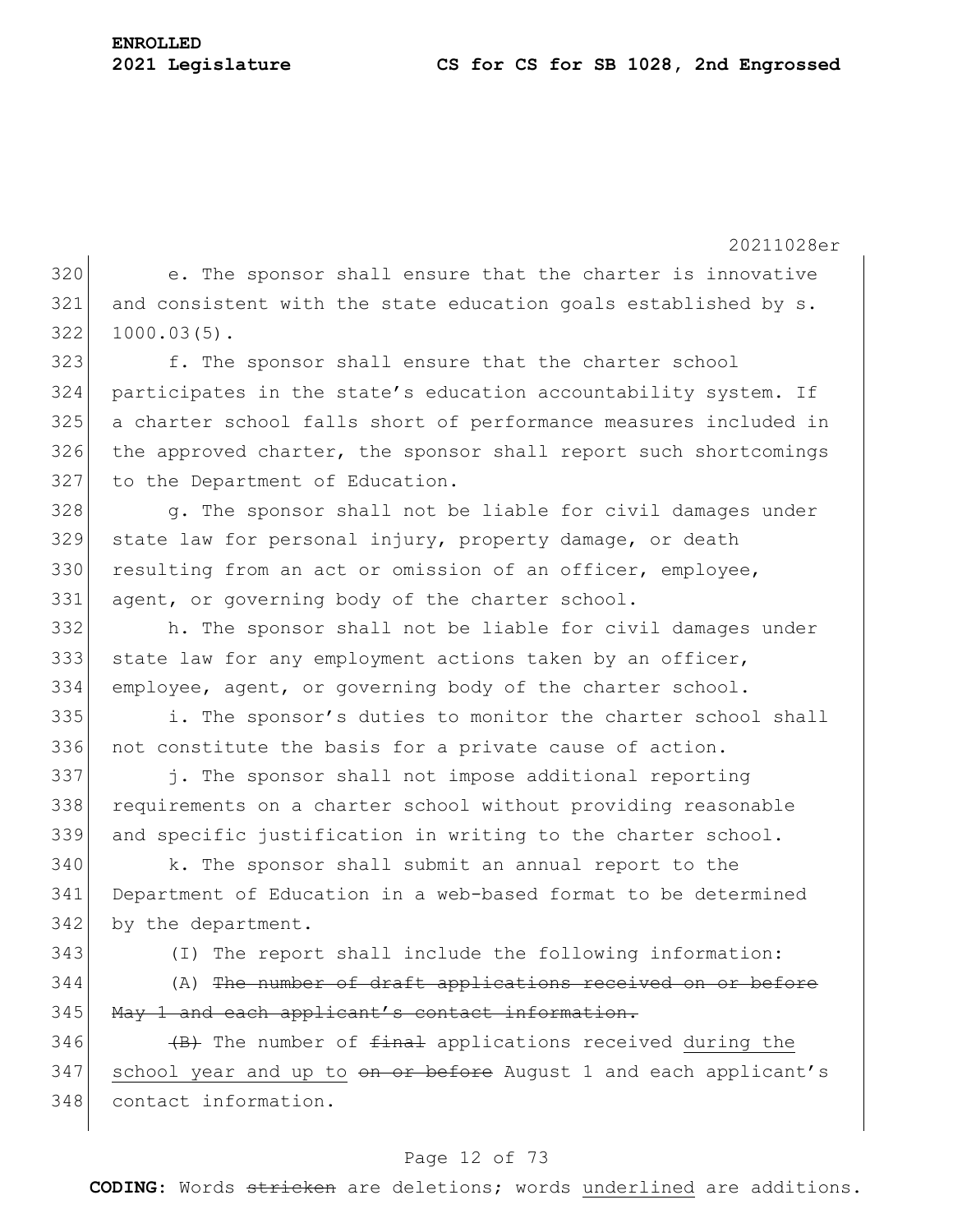e. The sponsor shall ensure that the charter is innovative and consistent with the state education goals established by s. 1000.03(5).

f. The sponsor shall ensure that the charter school participates in the state's education accountability system. If a charter school falls short of performance measures included in the approved charter, the sponsor shall report such shortcomings to the Department of Education.

g. The sponsor shall not be liable for civil damages under state law for personal injury, property damage, or death resulting from an act or omission of an officer, employee, agent, or governing body of the charter school.

h. The sponsor shall not be liable for civil damages under state law for any employment actions taken by an officer, employee, agent, or governing body of the charter school.

i. The sponsor's duties to monitor the charter school shall not constitute the basis for a private cause of action.

j. The sponsor shall not impose additional reporting requirements on a charter school without providing reasonable and specific justification in writing to the charter school.

k. The sponsor shall submit an annual report to the Department of Education in a web-based format to be determined by the department.

(I) The report shall include the following information:

(A) ~~The number of draft applications received on or before May 1 and each applicant's contact information.~~

~~(B)~~ The number of ~~final~~ applications received <u>during the school year and up to</u> ~~on or before~~ August 1 and each applicant's contact information.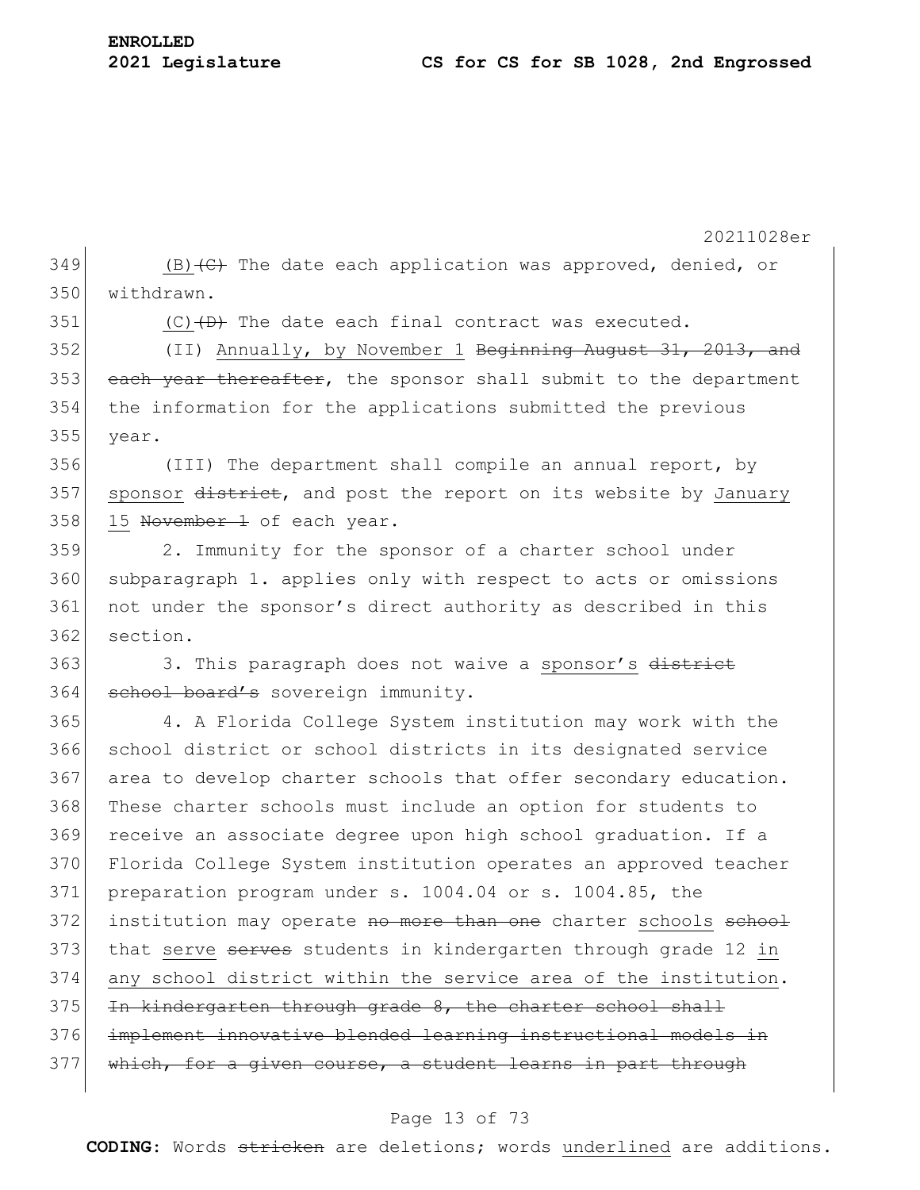(B) (C) The date each application was approved, denied, or withdrawn.

(C) (D) The date each final contract was executed.

(II) Annually, by November 1 Beginning August 31, 2013, and each year thereafter, the sponsor shall submit to the department the information for the applications submitted the previous year.

(III) The department shall compile an annual report, by sponsor district, and post the report on its website by January 15 November 1 of each year.

2. Immunity for the sponsor of a charter school under subparagraph 1. applies only with respect to acts or omissions not under the sponsor's direct authority as described in this section.

3. This paragraph does not waive a sponsor's district school board's sovereign immunity.

4. A Florida College System institution may work with the school district or school districts in its designated service area to develop charter schools that offer secondary education. These charter schools must include an option for students to receive an associate degree upon high school graduation. If a Florida College System institution operates an approved teacher preparation program under s. 1004.04 or s. 1004.85, the institution may operate no more than one charter schools school that serve serves students in kindergarten through grade 12 in any school district within the service area of the institution. In kindergarten through grade 8, the charter school shall implement innovative blended learning instructional models in which, for a given course, a student learns in part through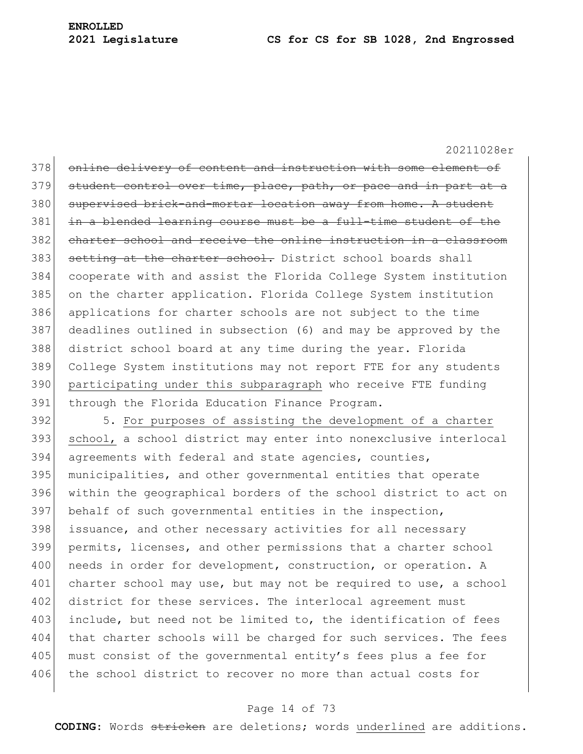~~online delivery of content and instruction with some element of student control over time, place, path, or pace and in part at a supervised brick-and-mortar location away from home. A student in a blended learning course must be a full-time student of the charter school and receive the online instruction in a classroom setting at the charter school.~~ District school boards shall cooperate with and assist the Florida College System institution on the charter application. Florida College System institution applications for charter schools are not subject to the time deadlines outlined in subsection (6) and may be approved by the district school board at any time during the year. Florida College System institutions may not report FTE for any students <u>participating under this subparagraph</u> who receive FTE funding through the Florida Education Finance Program.

5. <u>For purposes of assisting the development of a charter school,</u> a school district may enter into nonexclusive interlocal agreements with federal and state agencies, counties, municipalities, and other governmental entities that operate within the geographical borders of the school district to act on behalf of such governmental entities in the inspection, issuance, and other necessary activities for all necessary permits, licenses, and other permissions that a charter school needs in order for development, construction, or operation. A charter school may use, but may not be required to use, a school district for these services. The interlocal agreement must include, but need not be limited to, the identification of fees that charter schools will be charged for such services. The fees must consist of the governmental entity's fees plus a fee for the school district to recover no more than actual costs for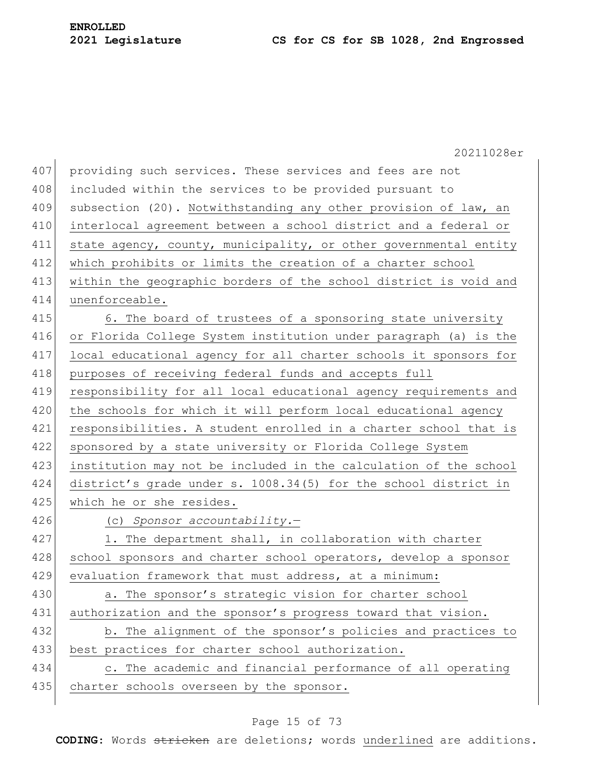providing such services. These services and fees are not included within the services to be provided pursuant to subsection (20). Notwithstanding any other provision of law, an interlocal agreement between a school district and a federal or state agency, county, municipality, or other governmental entity which prohibits or limits the creation of a charter school within the geographic borders of the school district is void and unenforceable.

6. The board of trustees of a sponsoring state university or Florida College System institution under paragraph (a) is the local educational agency for all charter schools it sponsors for purposes of receiving federal funds and accepts full responsibility for all local educational agency requirements and the schools for which it will perform local educational agency responsibilities. A student enrolled in a charter school that is sponsored by a state university or Florida College System institution may not be included in the calculation of the school district's grade under s. 1008.34(5) for the school district in which he or she resides.

(c) *Sponsor accountability.*—

1. The department shall, in collaboration with charter school sponsors and charter school operators, develop a sponsor evaluation framework that must address, at a minimum:

a. The sponsor's strategic vision for charter school authorization and the sponsor's progress toward that vision.

b. The alignment of the sponsor's policies and practices to best practices for charter school authorization.

c. The academic and financial performance of all operating charter schools overseen by the sponsor.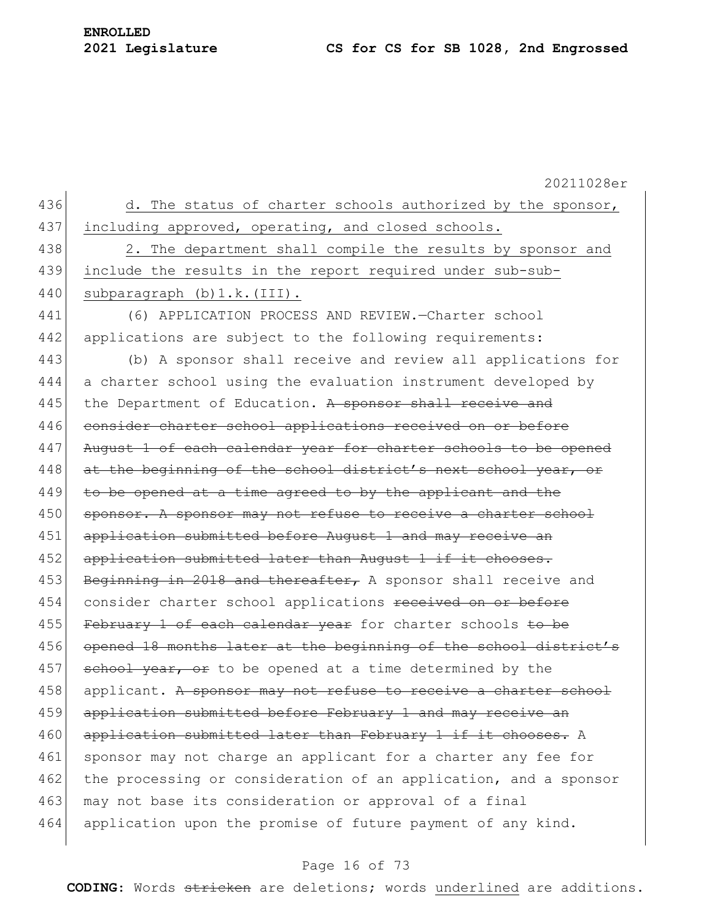d. The status of charter schools authorized by the sponsor, including approved, operating, and closed schools.

2. The department shall compile the results by sponsor and include the results in the report required under sub-sub-subparagraph (b)1.k.(III).

(6) APPLICATION PROCESS AND REVIEW.—Charter school applications are subject to the following requirements:

(b) A sponsor shall receive and review all applications for a charter school using the evaluation instrument developed by the Department of Education. ~~A sponsor shall receive and consider charter school applications received on or before August 1 of each calendar year for charter schools to be opened at the beginning of the school district's next school year, or to be opened at a time agreed to by the applicant and the sponsor. A sponsor may not refuse to receive a charter school application submitted before August 1 and may receive an application submitted later than August 1 if it chooses. Beginning in 2018 and thereafter,~~ A sponsor shall receive and consider charter school applications ~~received on or before February 1 of each calendar year~~ for charter schools ~~to be opened 18 months later at the beginning of the school district's school year, or~~ to be opened at a time determined by the applicant. ~~A sponsor may not refuse to receive a charter school application submitted before February 1 and may receive an application submitted later than February 1 if it chooses.~~ A sponsor may not charge an applicant for a charter any fee for the processing or consideration of an application, and a sponsor may not base its consideration or approval of a final application upon the promise of future payment of any kind.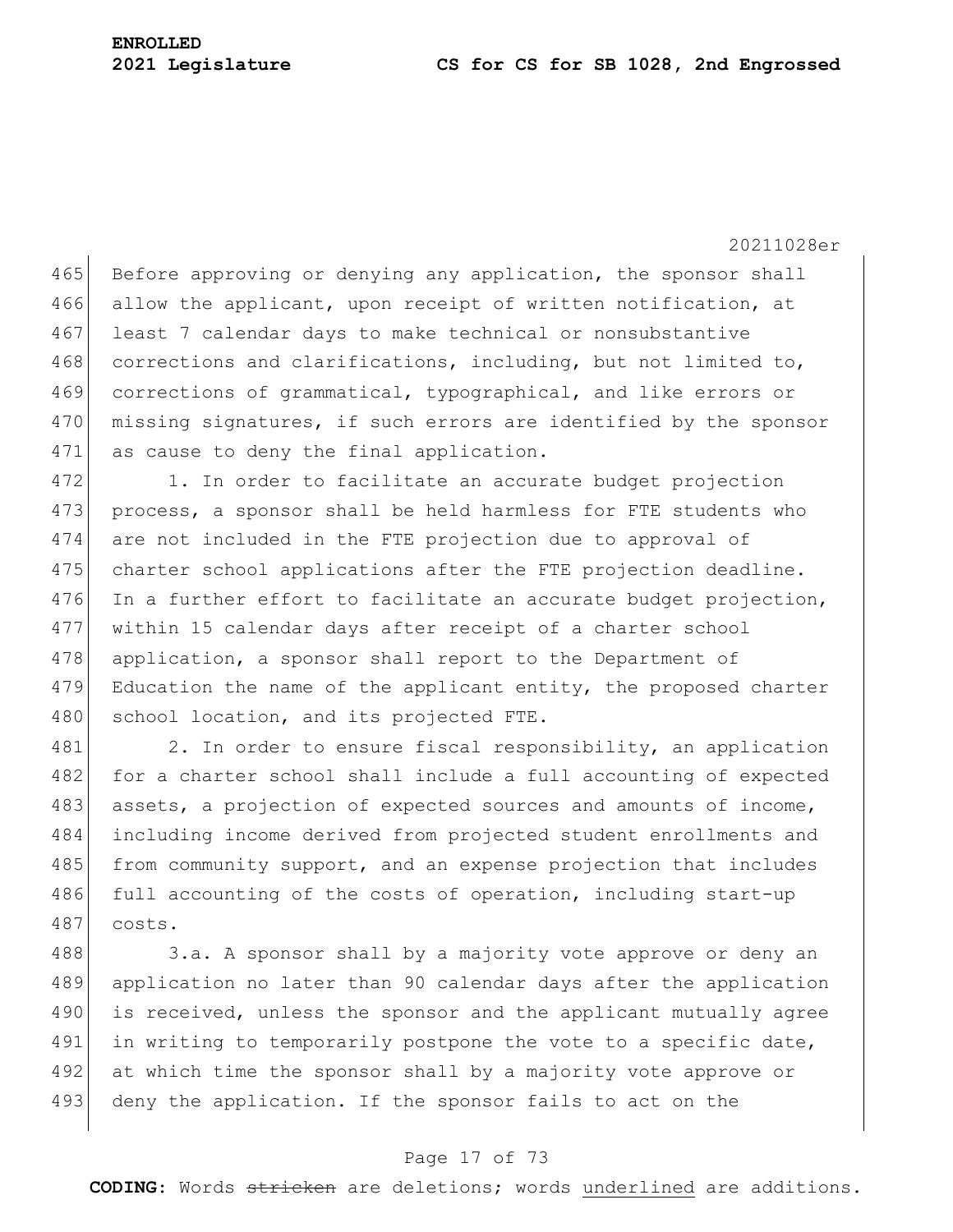Before approving or denying any application, the sponsor shall allow the applicant, upon receipt of written notification, at least 7 calendar days to make technical or nonsubstantive corrections and clarifications, including, but not limited to, corrections of grammatical, typographical, and like errors or missing signatures, if such errors are identified by the sponsor as cause to deny the final application.

1. In order to facilitate an accurate budget projection process, a sponsor shall be held harmless for FTE students who are not included in the FTE projection due to approval of charter school applications after the FTE projection deadline. In a further effort to facilitate an accurate budget projection, within 15 calendar days after receipt of a charter school application, a sponsor shall report to the Department of Education the name of the applicant entity, the proposed charter school location, and its projected FTE.

2. In order to ensure fiscal responsibility, an application for a charter school shall include a full accounting of expected assets, a projection of expected sources and amounts of income, including income derived from projected student enrollments and from community support, and an expense projection that includes full accounting of the costs of operation, including start-up costs.

3.a. A sponsor shall by a majority vote approve or deny an application no later than 90 calendar days after the application is received, unless the sponsor and the applicant mutually agree in writing to temporarily postpone the vote to a specific date, at which time the sponsor shall by a majority vote approve or deny the application. If the sponsor fails to act on the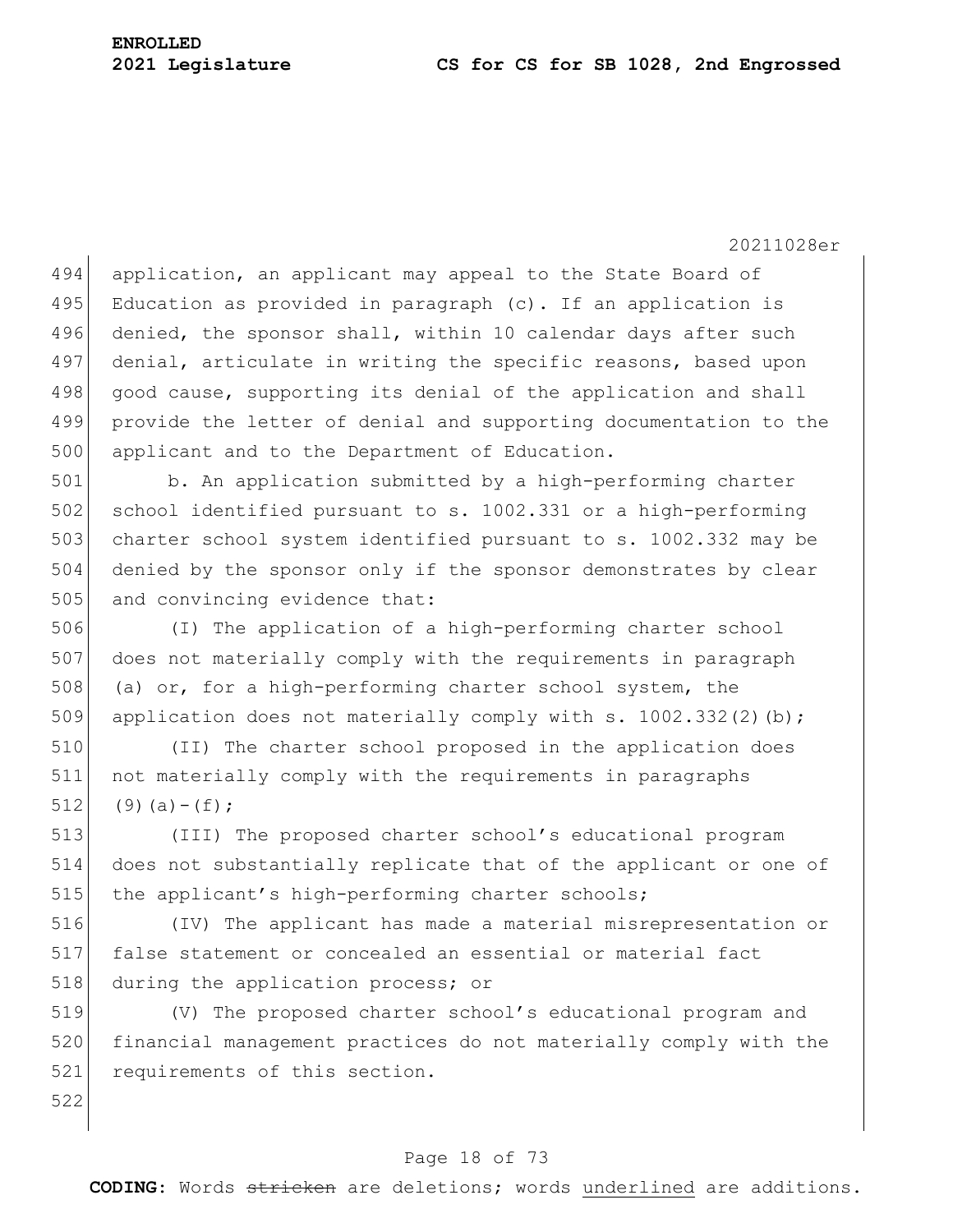application, an applicant may appeal to the State Board of Education as provided in paragraph (c). If an application is denied, the sponsor shall, within 10 calendar days after such denial, articulate in writing the specific reasons, based upon good cause, supporting its denial of the application and shall provide the letter of denial and supporting documentation to the applicant and to the Department of Education.

b. An application submitted by a high-performing charter school identified pursuant to s. 1002.331 or a high-performing charter school system identified pursuant to s. 1002.332 may be denied by the sponsor only if the sponsor demonstrates by clear and convincing evidence that:

(I) The application of a high-performing charter school does not materially comply with the requirements in paragraph (a) or, for a high-performing charter school system, the application does not materially comply with s. 1002.332(2)(b);

(II) The charter school proposed in the application does not materially comply with the requirements in paragraphs (9)(a)-(f);

(III) The proposed charter school's educational program does not substantially replicate that of the applicant or one of the applicant's high-performing charter schools;

(IV) The applicant has made a material misrepresentation or false statement or concealed an essential or material fact during the application process; or

(V) The proposed charter school's educational program and financial management practices do not materially comply with the requirements of this section.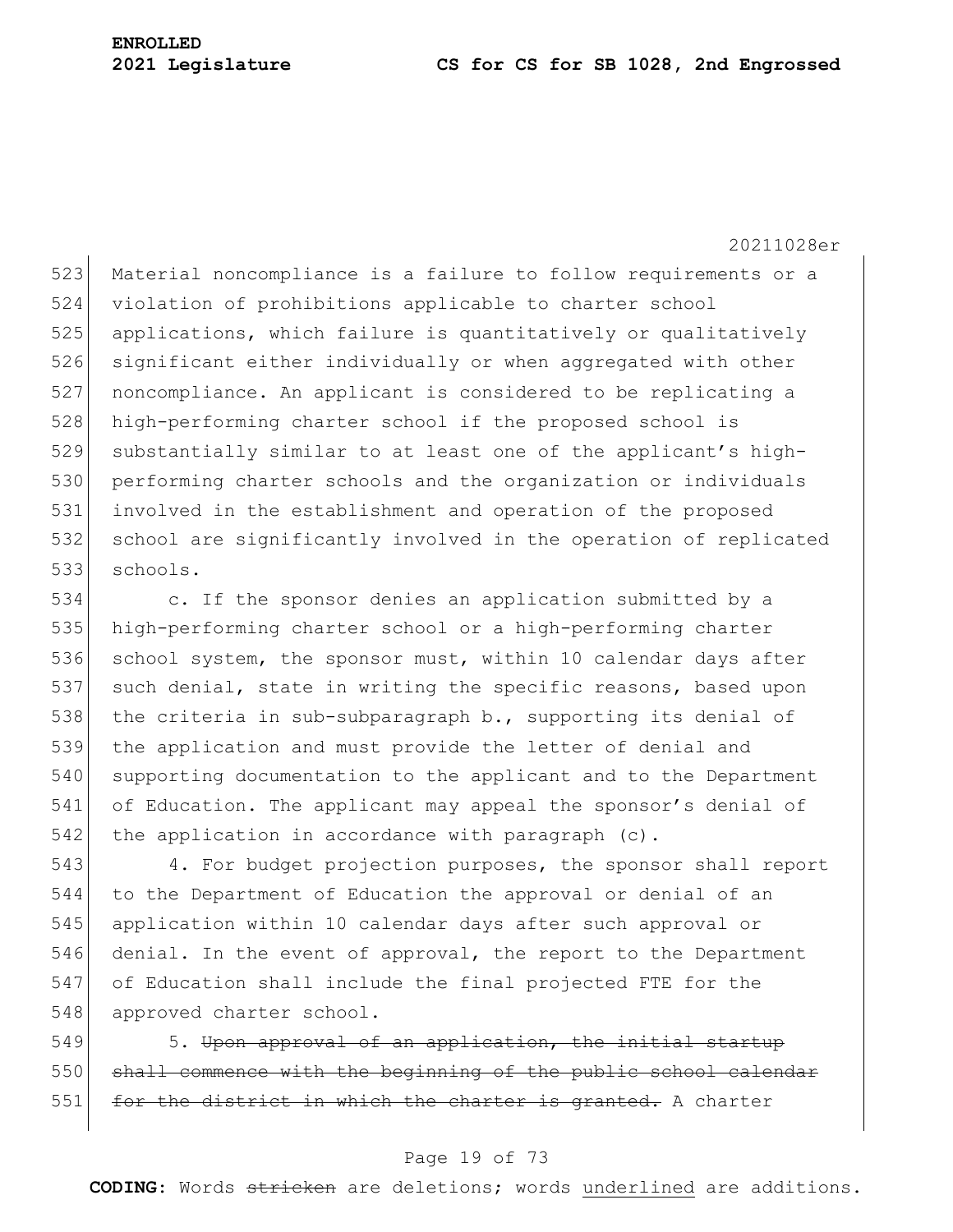Material noncompliance is a failure to follow requirements or a violation of prohibitions applicable to charter school applications, which failure is quantitatively or qualitatively significant either individually or when aggregated with other noncompliance. An applicant is considered to be replicating a high-performing charter school if the proposed school is substantially similar to at least one of the applicant's high-performing charter schools and the organization or individuals involved in the establishment and operation of the proposed school are significantly involved in the operation of replicated schools.

c. If the sponsor denies an application submitted by a high-performing charter school or a high-performing charter school system, the sponsor must, within 10 calendar days after such denial, state in writing the specific reasons, based upon the criteria in sub-subparagraph b., supporting its denial of the application and must provide the letter of denial and supporting documentation to the applicant and to the Department of Education. The applicant may appeal the sponsor's denial of the application in accordance with paragraph (c).

4. For budget projection purposes, the sponsor shall report to the Department of Education the approval or denial of an application within 10 calendar days after such approval or denial. In the event of approval, the report to the Department of Education shall include the final projected FTE for the approved charter school.

5. ~~Upon approval of an application, the initial startup shall commence with the beginning of the public school calendar for the district in which the charter is granted.~~ A charter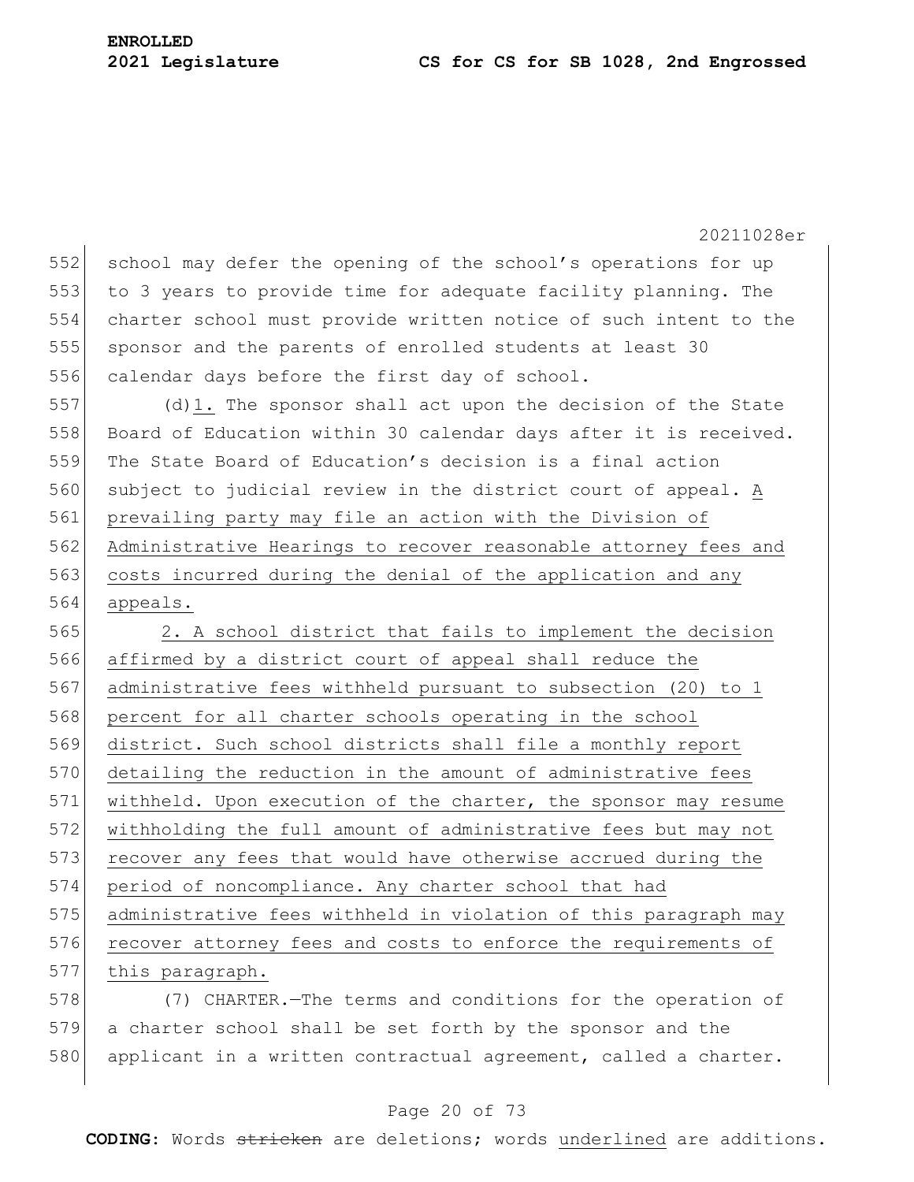school may defer the opening of the school's operations for up to 3 years to provide time for adequate facility planning. The charter school must provide written notice of such intent to the sponsor and the parents of enrolled students at least 30 calendar days before the first day of school.

(d)1. The sponsor shall act upon the decision of the State Board of Education within 30 calendar days after it is received. The State Board of Education's decision is a final action subject to judicial review in the district court of appeal. A prevailing party may file an action with the Division of Administrative Hearings to recover reasonable attorney fees and costs incurred during the denial of the application and any appeals.

2. A school district that fails to implement the decision affirmed by a district court of appeal shall reduce the administrative fees withheld pursuant to subsection (20) to 1 percent for all charter schools operating in the school district. Such school districts shall file a monthly report detailing the reduction in the amount of administrative fees withheld. Upon execution of the charter, the sponsor may resume withholding the full amount of administrative fees but may not recover any fees that would have otherwise accrued during the period of noncompliance. Any charter school that had administrative fees withheld in violation of this paragraph may recover attorney fees and costs to enforce the requirements of this paragraph.

(7) CHARTER.—The terms and conditions for the operation of a charter school shall be set forth by the sponsor and the applicant in a written contractual agreement, called a charter.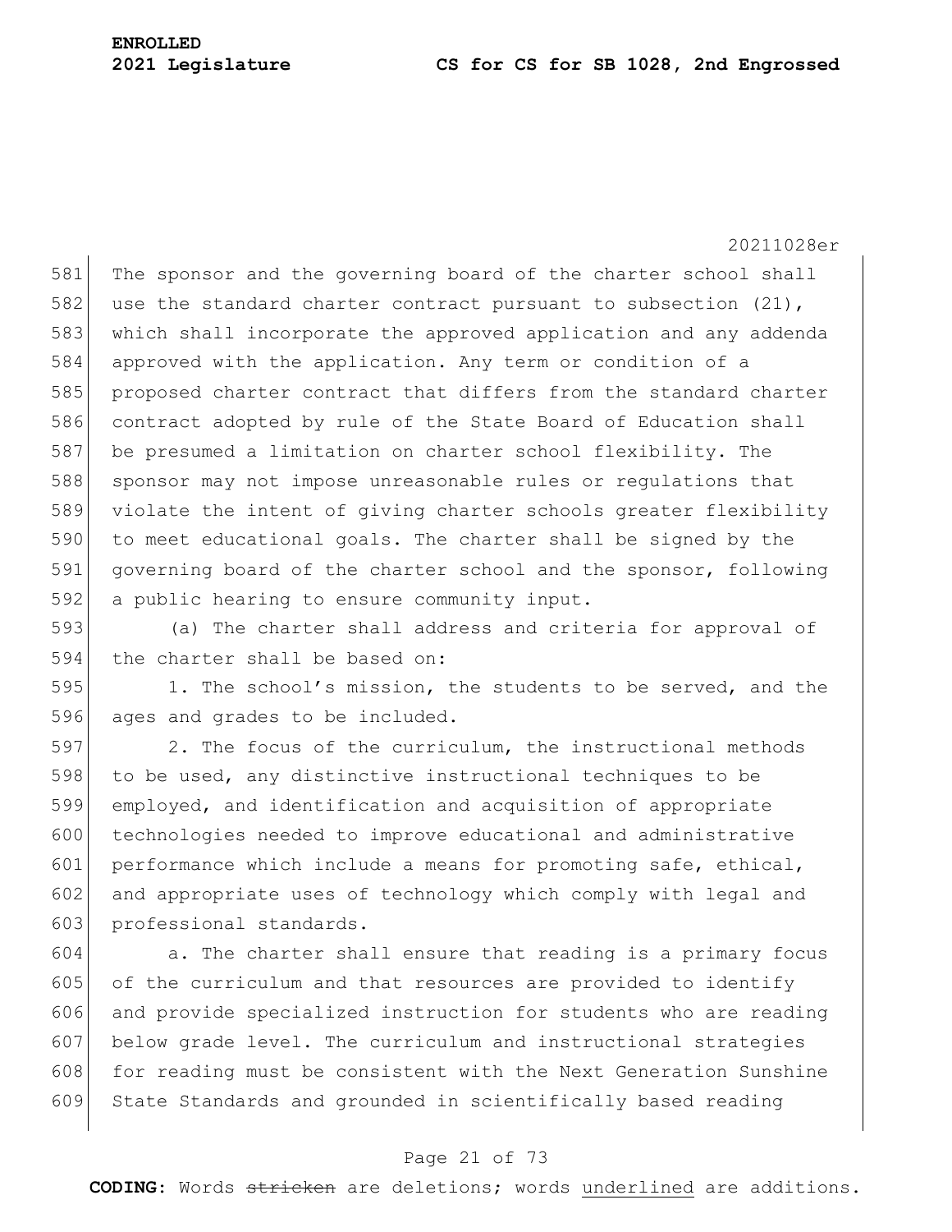The sponsor and the governing board of the charter school shall use the standard charter contract pursuant to subsection (21), which shall incorporate the approved application and any addenda approved with the application. Any term or condition of a proposed charter contract that differs from the standard charter contract adopted by rule of the State Board of Education shall be presumed a limitation on charter school flexibility. The sponsor may not impose unreasonable rules or regulations that violate the intent of giving charter schools greater flexibility to meet educational goals. The charter shall be signed by the governing board of the charter school and the sponsor, following a public hearing to ensure community input.

(a) The charter shall address and criteria for approval of the charter shall be based on:

1. The school's mission, the students to be served, and the ages and grades to be included.

2. The focus of the curriculum, the instructional methods to be used, any distinctive instructional techniques to be employed, and identification and acquisition of appropriate technologies needed to improve educational and administrative performance which include a means for promoting safe, ethical, and appropriate uses of technology which comply with legal and professional standards.

a. The charter shall ensure that reading is a primary focus of the curriculum and that resources are provided to identify and provide specialized instruction for students who are reading below grade level. The curriculum and instructional strategies for reading must be consistent with the Next Generation Sunshine State Standards and grounded in scientifically based reading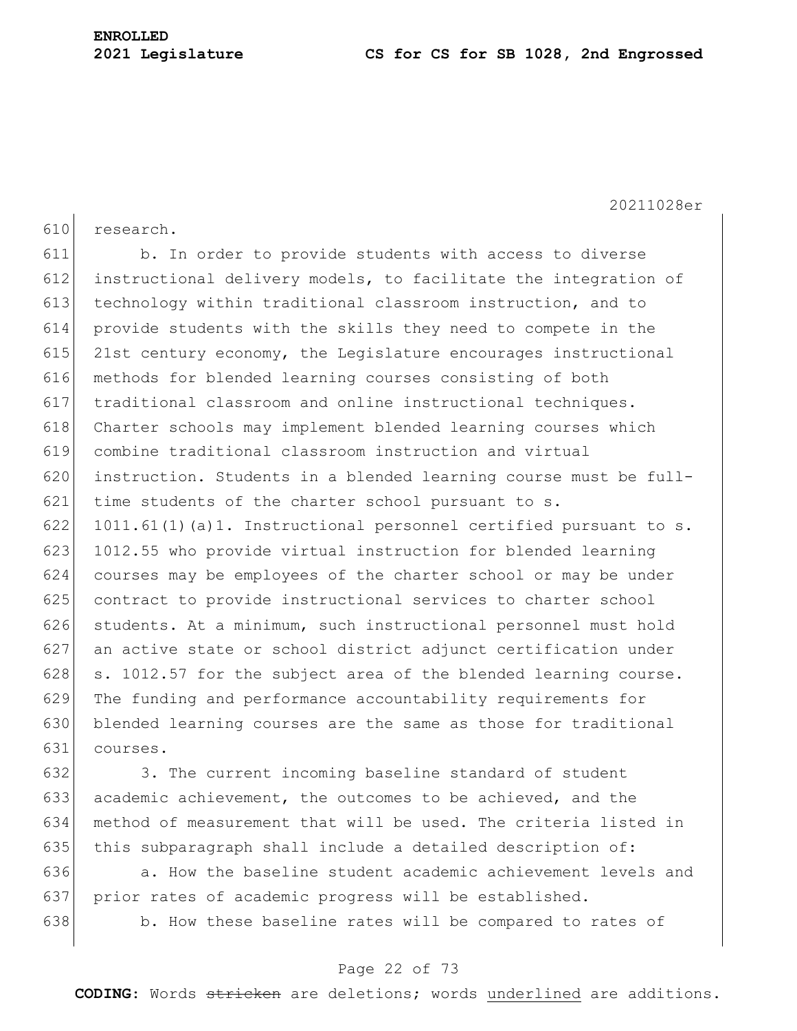research.

b. In order to provide students with access to diverse instructional delivery models, to facilitate the integration of technology within traditional classroom instruction, and to provide students with the skills they need to compete in the 21st century economy, the Legislature encourages instructional methods for blended learning courses consisting of both traditional classroom and online instructional techniques. Charter schools may implement blended learning courses which combine traditional classroom instruction and virtual instruction. Students in a blended learning course must be full-time students of the charter school pursuant to s. 1011.61(1)(a)1. Instructional personnel certified pursuant to s. 1012.55 who provide virtual instruction for blended learning courses may be employees of the charter school or may be under contract to provide instructional services to charter school students. At a minimum, such instructional personnel must hold an active state or school district adjunct certification under s. 1012.57 for the subject area of the blended learning course. The funding and performance accountability requirements for blended learning courses are the same as those for traditional courses.

3. The current incoming baseline standard of student academic achievement, the outcomes to be achieved, and the method of measurement that will be used. The criteria listed in this subparagraph shall include a detailed description of:

a. How the baseline student academic achievement levels and prior rates of academic progress will be established.

b. How these baseline rates will be compared to rates of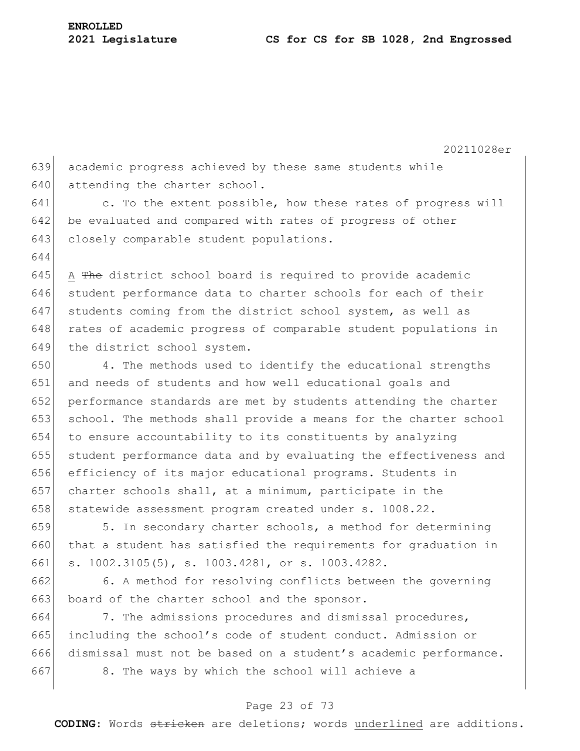academic progress achieved by these same students while attending the charter school.

c. To the extent possible, how these rates of progress will be evaluated and compared with rates of progress of other closely comparable student populations.

A ~~The~~ district school board is required to provide academic student performance data to charter schools for each of their students coming from the district school system, as well as rates of academic progress of comparable student populations in the district school system.

4. The methods used to identify the educational strengths and needs of students and how well educational goals and performance standards are met by students attending the charter school. The methods shall provide a means for the charter school to ensure accountability to its constituents by analyzing student performance data and by evaluating the effectiveness and efficiency of its major educational programs. Students in charter schools shall, at a minimum, participate in the statewide assessment program created under s. 1008.22.

5. In secondary charter schools, a method for determining that a student has satisfied the requirements for graduation in s. 1002.3105(5), s. 1003.4281, or s. 1003.4282.

6. A method for resolving conflicts between the governing board of the charter school and the sponsor.

7. The admissions procedures and dismissal procedures, including the school's code of student conduct. Admission or dismissal must not be based on a student's academic performance.

8. The ways by which the school will achieve a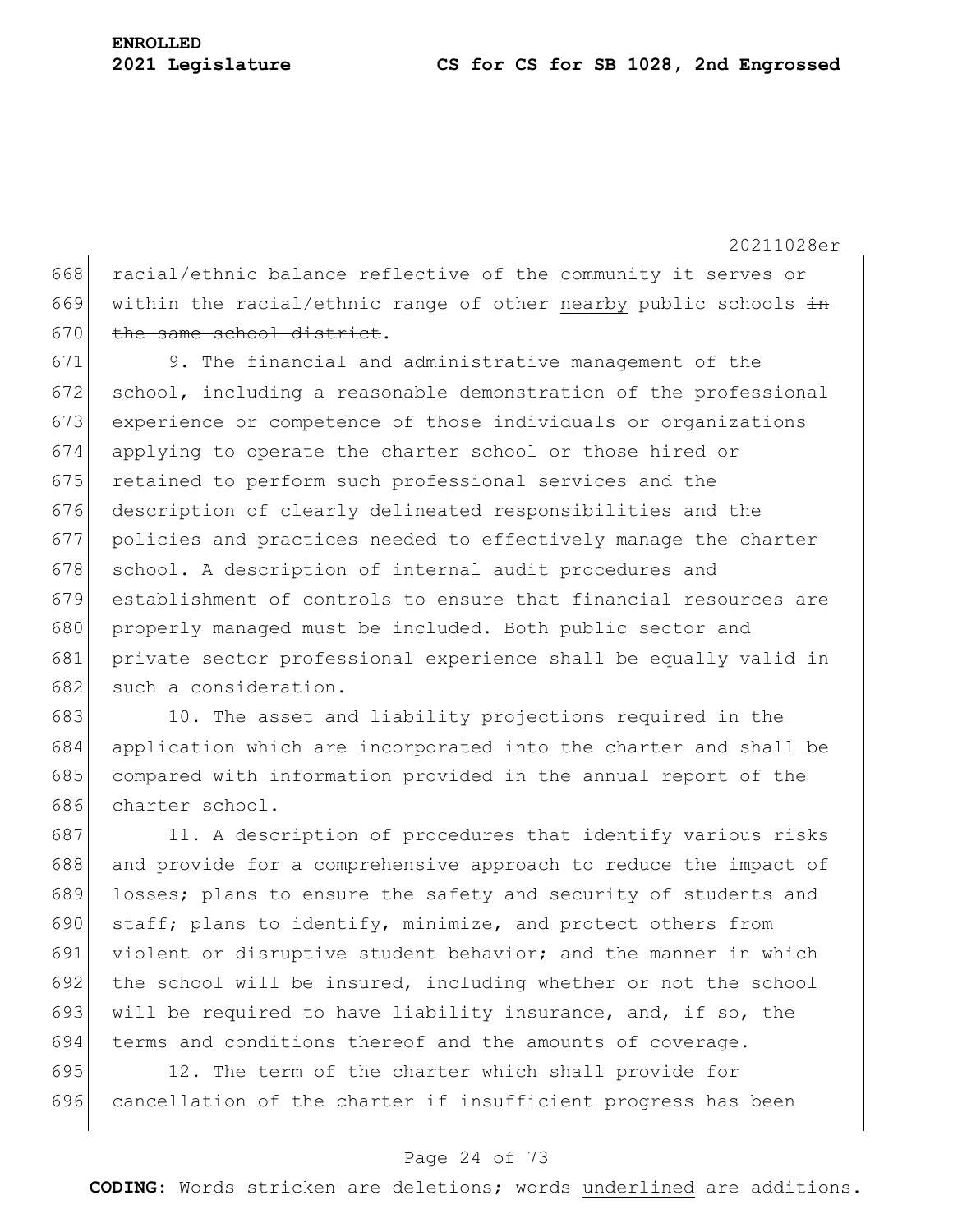racial/ethnic balance reflective of the community it serves or within the racial/ethnic range of other nearby public schools ~~in the same school district~~.

9. The financial and administrative management of the school, including a reasonable demonstration of the professional experience or competence of those individuals or organizations applying to operate the charter school or those hired or retained to perform such professional services and the description of clearly delineated responsibilities and the policies and practices needed to effectively manage the charter school. A description of internal audit procedures and establishment of controls to ensure that financial resources are properly managed must be included. Both public sector and private sector professional experience shall be equally valid in such a consideration.

10. The asset and liability projections required in the application which are incorporated into the charter and shall be compared with information provided in the annual report of the charter school.

11. A description of procedures that identify various risks and provide for a comprehensive approach to reduce the impact of losses; plans to ensure the safety and security of students and staff; plans to identify, minimize, and protect others from violent or disruptive student behavior; and the manner in which the school will be insured, including whether or not the school will be required to have liability insurance, and, if so, the terms and conditions thereof and the amounts of coverage.

12. The term of the charter which shall provide for cancellation of the charter if insufficient progress has been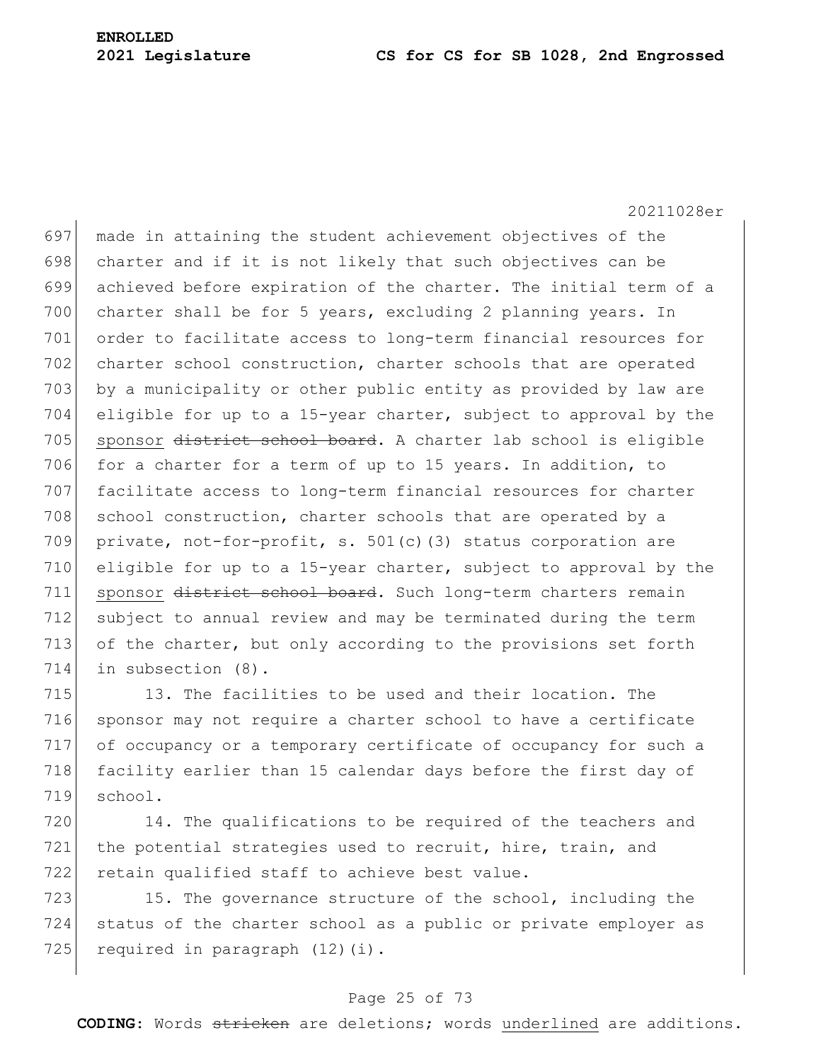made in attaining the student achievement objectives of the charter and if it is not likely that such objectives can be achieved before expiration of the charter. The initial term of a charter shall be for 5 years, excluding 2 planning years. In order to facilitate access to long-term financial resources for charter school construction, charter schools that are operated by a municipality or other public entity as provided by law are eligible for up to a 15-year charter, subject to approval by the <u>sponsor</u> ~~district school board~~. A charter lab school is eligible for a charter for a term of up to 15 years. In addition, to facilitate access to long-term financial resources for charter school construction, charter schools that are operated by a private, not-for-profit, s. 501(c)(3) status corporation are eligible for up to a 15-year charter, subject to approval by the <u>sponsor</u> ~~district school board~~. Such long-term charters remain subject to annual review and may be terminated during the term of the charter, but only according to the provisions set forth in subsection (8).

13. The facilities to be used and their location. The sponsor may not require a charter school to have a certificate of occupancy or a temporary certificate of occupancy for such a facility earlier than 15 calendar days before the first day of school.

14. The qualifications to be required of the teachers and the potential strategies used to recruit, hire, train, and retain qualified staff to achieve best value.

15. The governance structure of the school, including the status of the charter school as a public or private employer as required in paragraph (12)(i).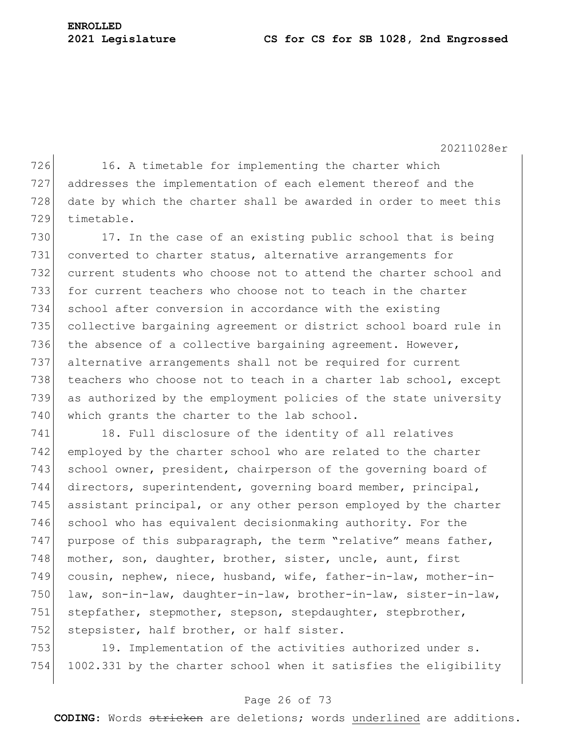16. A timetable for implementing the charter which addresses the implementation of each element thereof and the date by which the charter shall be awarded in order to meet this timetable.

17. In the case of an existing public school that is being converted to charter status, alternative arrangements for current students who choose not to attend the charter school and for current teachers who choose not to teach in the charter school after conversion in accordance with the existing collective bargaining agreement or district school board rule in the absence of a collective bargaining agreement. However, alternative arrangements shall not be required for current teachers who choose not to teach in a charter lab school, except as authorized by the employment policies of the state university which grants the charter to the lab school.

18. Full disclosure of the identity of all relatives employed by the charter school who are related to the charter school owner, president, chairperson of the governing board of directors, superintendent, governing board member, principal, assistant principal, or any other person employed by the charter school who has equivalent decisionmaking authority. For the purpose of this subparagraph, the term "relative" means father, mother, son, daughter, brother, sister, uncle, aunt, first cousin, nephew, niece, husband, wife, father-in-law, mother-in-law, son-in-law, daughter-in-law, brother-in-law, sister-in-law, stepfather, stepmother, stepson, stepdaughter, stepbrother, stepsister, half brother, or half sister.

19. Implementation of the activities authorized under s. 1002.331 by the charter school when it satisfies the eligibility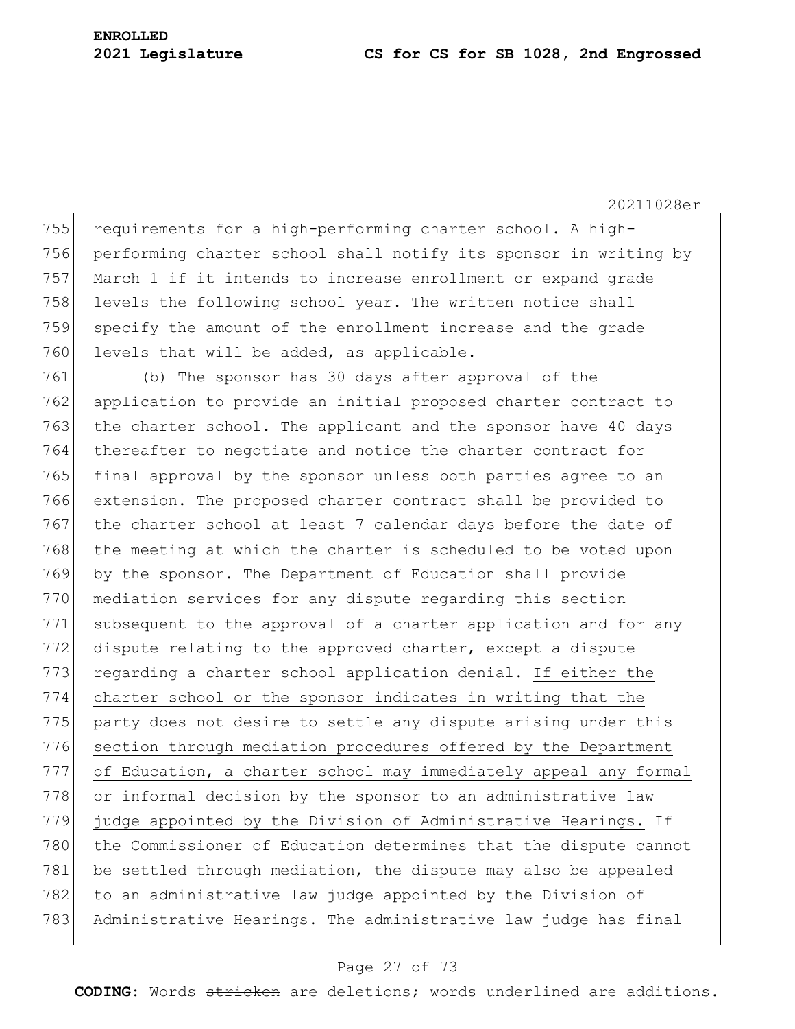requirements for a high-performing charter school. A high-performing charter school shall notify its sponsor in writing by March 1 if it intends to increase enrollment or expand grade levels the following school year. The written notice shall specify the amount of the enrollment increase and the grade levels that will be added, as applicable.

(b) The sponsor has 30 days after approval of the application to provide an initial proposed charter contract to the charter school. The applicant and the sponsor have 40 days thereafter to negotiate and notice the charter contract for final approval by the sponsor unless both parties agree to an extension. The proposed charter contract shall be provided to the charter school at least 7 calendar days before the date of the meeting at which the charter is scheduled to be voted upon by the sponsor. The Department of Education shall provide mediation services for any dispute regarding this section subsequent to the approval of a charter application and for any dispute relating to the approved charter, except a dispute regarding a charter school application denial. <u>If either the charter school or the sponsor indicates in writing that the party does not desire to settle any dispute arising under this section through mediation procedures offered by the Department of Education, a charter school may immediately appeal any formal or informal decision by the sponsor to an administrative law judge appointed by the Division of Administrative Hearings.</u> If the Commissioner of Education determines that the dispute cannot be settled through mediation, the dispute may <u>also</u> be appealed to an administrative law judge appointed by the Division of Administrative Hearings. The administrative law judge has final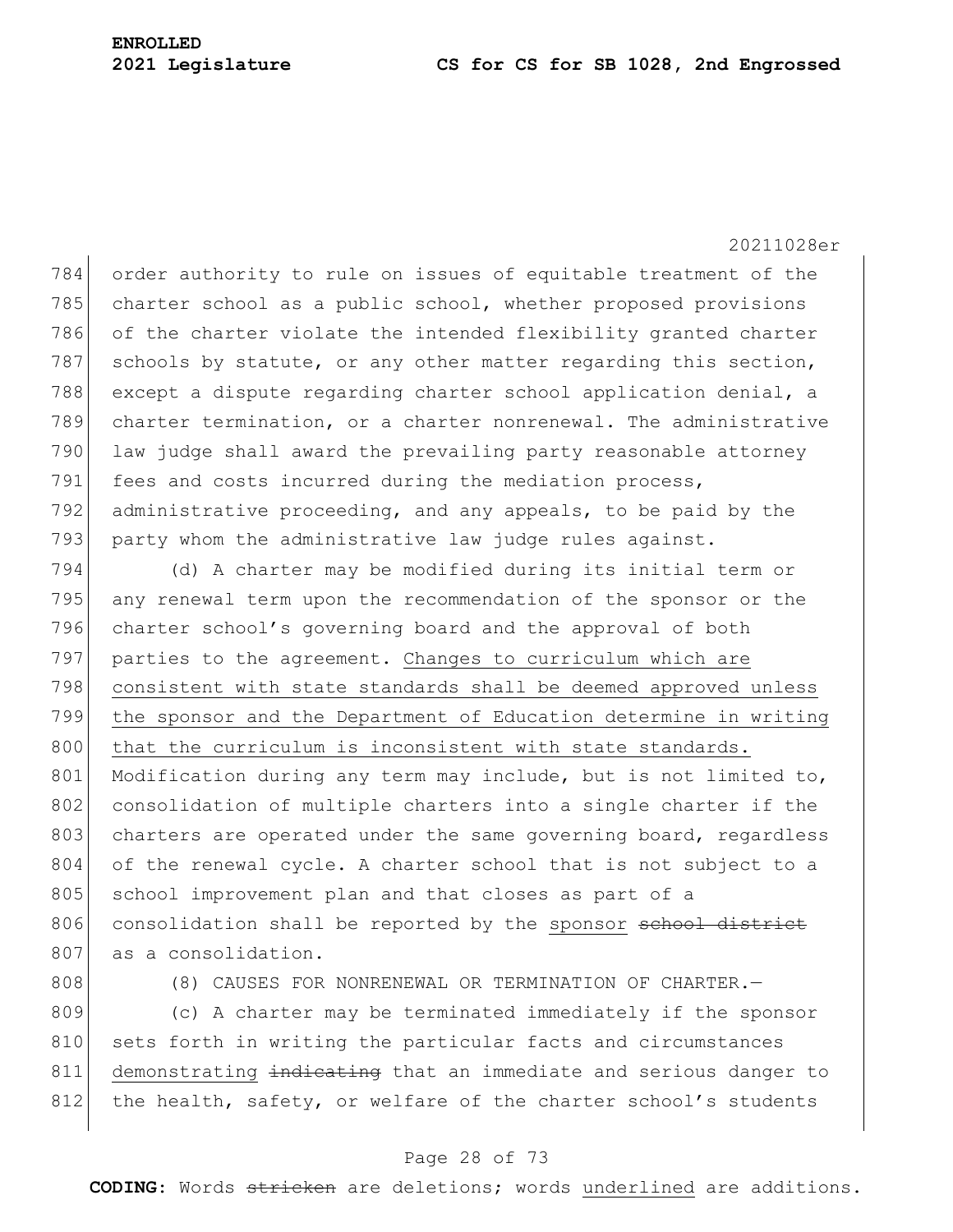order authority to rule on issues of equitable treatment of the charter school as a public school, whether proposed provisions of the charter violate the intended flexibility granted charter schools by statute, or any other matter regarding this section, except a dispute regarding charter school application denial, a charter termination, or a charter nonrenewal. The administrative law judge shall award the prevailing party reasonable attorney fees and costs incurred during the mediation process, administrative proceeding, and any appeals, to be paid by the party whom the administrative law judge rules against.

(d) A charter may be modified during its initial term or any renewal term upon the recommendation of the sponsor or the charter school's governing board and the approval of both parties to the agreement. <u>Changes to curriculum which are consistent with state standards shall be deemed approved unless the sponsor and the Department of Education determine in writing that the curriculum is inconsistent with state standards.</u> Modification during any term may include, but is not limited to, consolidation of multiple charters into a single charter if the charters are operated under the same governing board, regardless of the renewal cycle. A charter school that is not subject to a school improvement plan and that closes as part of a consolidation shall be reported by the <u>sponsor</u> ~~school district~~ as a consolidation.

(8) CAUSES FOR NONRENEWAL OR TERMINATION OF CHARTER.—

(c) A charter may be terminated immediately if the sponsor sets forth in writing the particular facts and circumstances <u>demonstrating</u> ~~indicating~~ that an immediate and serious danger to the health, safety, or welfare of the charter school's students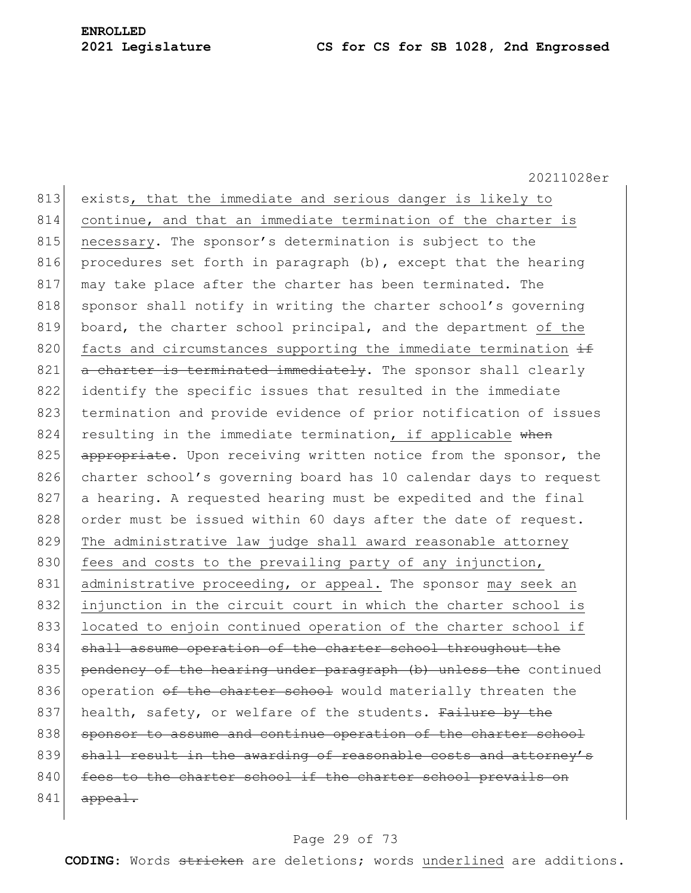exists<u>, that the immediate and serious danger is likely to continue, and that an immediate termination of the charter is necessary</u>. The sponsor's determination is subject to the procedures set forth in paragraph (b), except that the hearing may take place after the charter has been terminated. The sponsor shall notify in writing the charter school's governing board, the charter school principal, and the department <u>of the facts and circumstances supporting the immediate termination</u> ~~if a charter is terminated immediately~~. The sponsor shall clearly identify the specific issues that resulted in the immediate termination and provide evidence of prior notification of issues resulting in the immediate termination<u>, if applicable</u> ~~when appropriate~~. Upon receiving written notice from the sponsor, the charter school's governing board has 10 calendar days to request a hearing. A requested hearing must be expedited and the final order must be issued within 60 days after the date of request. <u>The administrative law judge shall award reasonable attorney fees and costs to the prevailing party of any injunction, administrative proceeding, or appeal.</u> The sponsor <u>may seek an injunction in the circuit court in which the charter school is located to enjoin continued operation of the charter school if</u> ~~shall assume operation of the charter school throughout the pendency of the hearing under paragraph (b) unless the~~ continued operation ~~of the charter school~~ would materially threaten the health, safety, or welfare of the students. ~~Failure by the sponsor to assume and continue operation of the charter school shall result in the awarding of reasonable costs and attorney's fees to the charter school if the charter school prevails on appeal.~~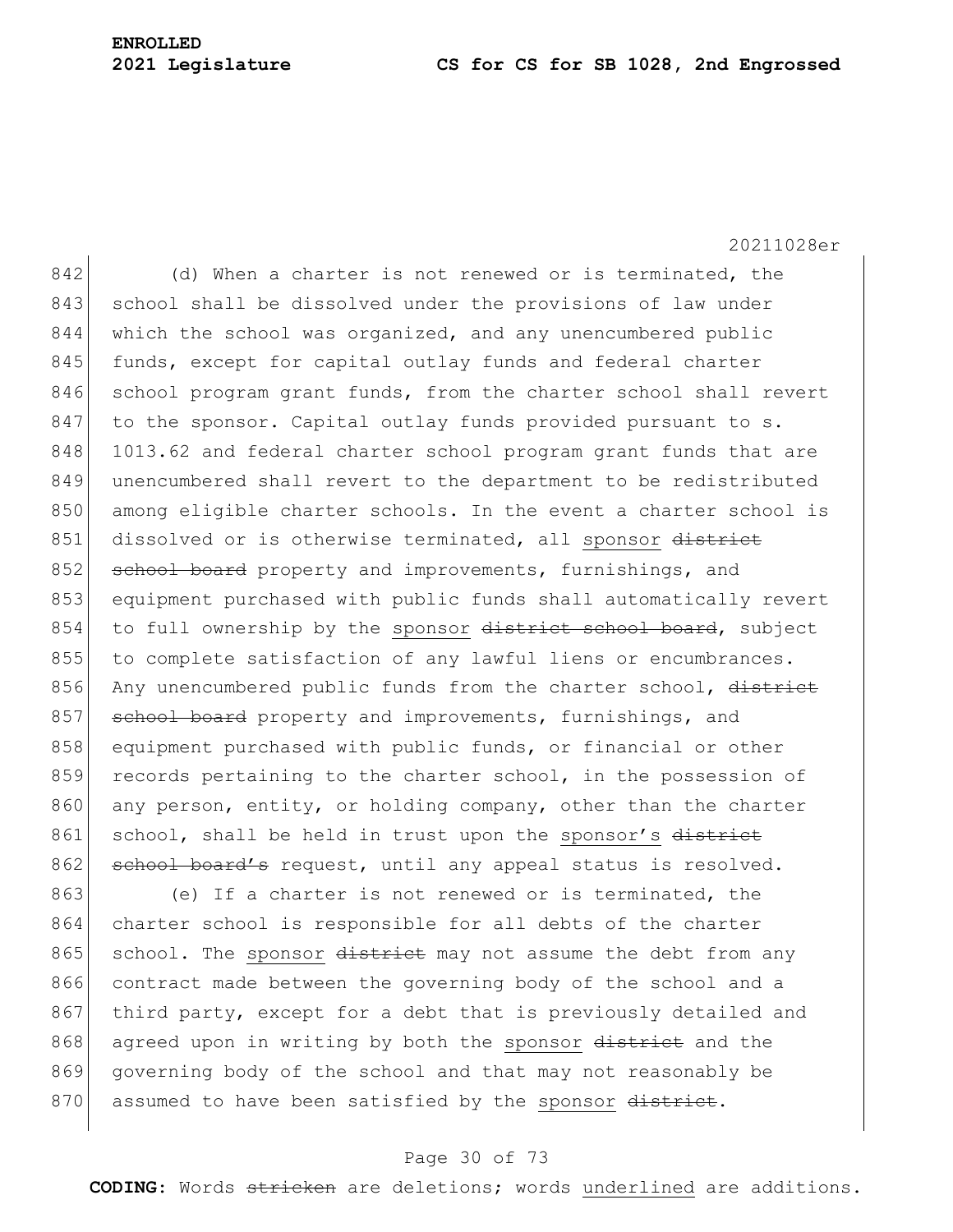(d) When a charter is not renewed or is terminated, the school shall be dissolved under the provisions of law under which the school was organized, and any unencumbered public funds, except for capital outlay funds and federal charter school program grant funds, from the charter school shall revert to the sponsor. Capital outlay funds provided pursuant to s. 1013.62 and federal charter school program grant funds that are unencumbered shall revert to the department to be redistributed among eligible charter schools. In the event a charter school is dissolved or is otherwise terminated, all <u>sponsor</u> ~~district school board~~ property and improvements, furnishings, and equipment purchased with public funds shall automatically revert to full ownership by the <u>sponsor</u> ~~district school board~~, subject to complete satisfaction of any lawful liens or encumbrances. Any unencumbered public funds from the charter school, ~~district school board~~ property and improvements, furnishings, and equipment purchased with public funds, or financial or other records pertaining to the charter school, in the possession of any person, entity, or holding company, other than the charter school, shall be held in trust upon the <u>sponsor's</u> ~~district school board's~~ request, until any appeal status is resolved.

(e) If a charter is not renewed or is terminated, the charter school is responsible for all debts of the charter school. The <u>sponsor</u> ~~district~~ may not assume the debt from any contract made between the governing body of the school and a third party, except for a debt that is previously detailed and agreed upon in writing by both the <u>sponsor</u> ~~district~~ and the governing body of the school and that may not reasonably be assumed to have been satisfied by the <u>sponsor</u> ~~district~~.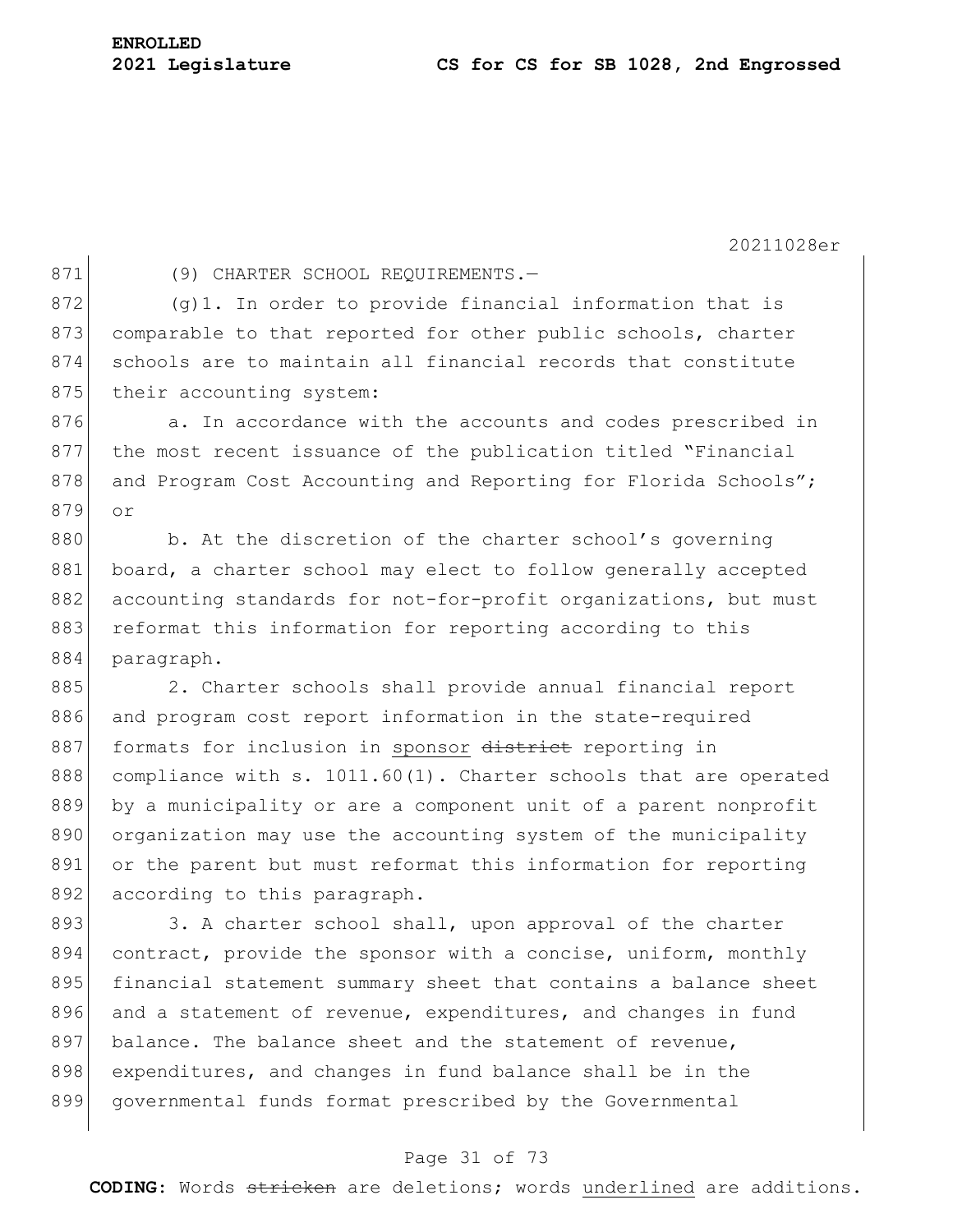(9) CHARTER SCHOOL REQUIREMENTS.—

(g)1. In order to provide financial information that is comparable to that reported for other public schools, charter schools are to maintain all financial records that constitute their accounting system:

a. In accordance with the accounts and codes prescribed in the most recent issuance of the publication titled "Financial and Program Cost Accounting and Reporting for Florida Schools"; or

b. At the discretion of the charter school's governing board, a charter school may elect to follow generally accepted accounting standards for not-for-profit organizations, but must reformat this information for reporting according to this paragraph.

2. Charter schools shall provide annual financial report and program cost report information in the state-required formats for inclusion in sponsor ~~district~~ reporting in compliance with s. 1011.60(1). Charter schools that are operated by a municipality or are a component unit of a parent nonprofit organization may use the accounting system of the municipality or the parent but must reformat this information for reporting according to this paragraph.

3. A charter school shall, upon approval of the charter contract, provide the sponsor with a concise, uniform, monthly financial statement summary sheet that contains a balance sheet and a statement of revenue, expenditures, and changes in fund balance. The balance sheet and the statement of revenue, expenditures, and changes in fund balance shall be in the governmental funds format prescribed by the Governmental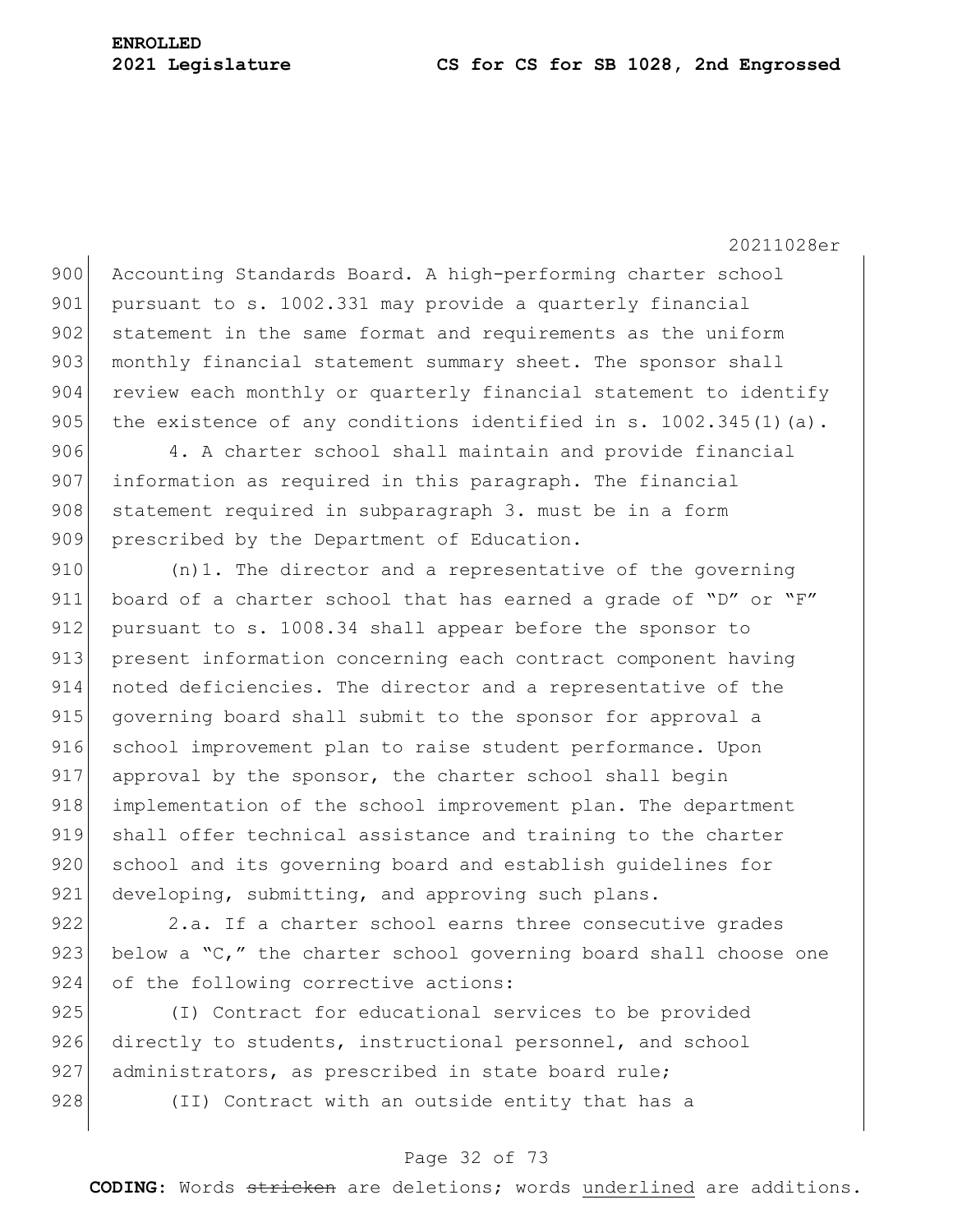Accounting Standards Board. A high-performing charter school pursuant to s. 1002.331 may provide a quarterly financial statement in the same format and requirements as the uniform monthly financial statement summary sheet. The sponsor shall review each monthly or quarterly financial statement to identify the existence of any conditions identified in s. 1002.345(1)(a).

4. A charter school shall maintain and provide financial information as required in this paragraph. The financial statement required in subparagraph 3. must be in a form prescribed by the Department of Education.

(n)1. The director and a representative of the governing board of a charter school that has earned a grade of "D" or "F" pursuant to s. 1008.34 shall appear before the sponsor to present information concerning each contract component having noted deficiencies. The director and a representative of the governing board shall submit to the sponsor for approval a school improvement plan to raise student performance. Upon approval by the sponsor, the charter school shall begin implementation of the school improvement plan. The department shall offer technical assistance and training to the charter school and its governing board and establish guidelines for developing, submitting, and approving such plans.

2.a. If a charter school earns three consecutive grades below a "C," the charter school governing board shall choose one of the following corrective actions:

(I) Contract for educational services to be provided directly to students, instructional personnel, and school administrators, as prescribed in state board rule;

(II) Contract with an outside entity that has a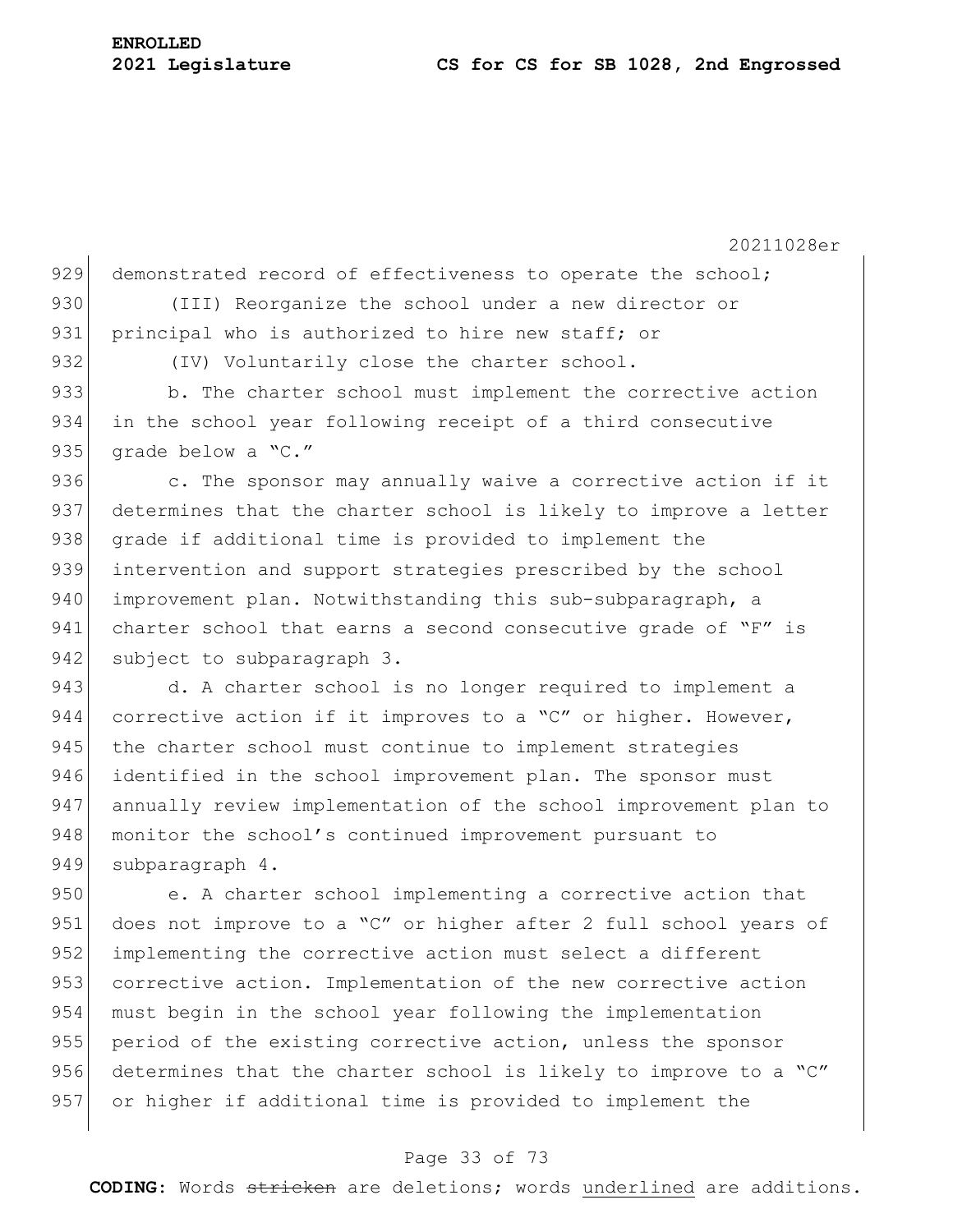demonstrated record of effectiveness to operate the school;

(III) Reorganize the school under a new director or principal who is authorized to hire new staff; or

(IV) Voluntarily close the charter school.

b. The charter school must implement the corrective action in the school year following receipt of a third consecutive grade below a "C."

c. The sponsor may annually waive a corrective action if it determines that the charter school is likely to improve a letter grade if additional time is provided to implement the intervention and support strategies prescribed by the school improvement plan. Notwithstanding this sub-subparagraph, a charter school that earns a second consecutive grade of "F" is subject to subparagraph 3.

d. A charter school is no longer required to implement a corrective action if it improves to a "C" or higher. However, the charter school must continue to implement strategies identified in the school improvement plan. The sponsor must annually review implementation of the school improvement plan to monitor the school's continued improvement pursuant to subparagraph 4.

e. A charter school implementing a corrective action that does not improve to a "C" or higher after 2 full school years of implementing the corrective action must select a different corrective action. Implementation of the new corrective action must begin in the school year following the implementation period of the existing corrective action, unless the sponsor determines that the charter school is likely to improve to a "C" or higher if additional time is provided to implement the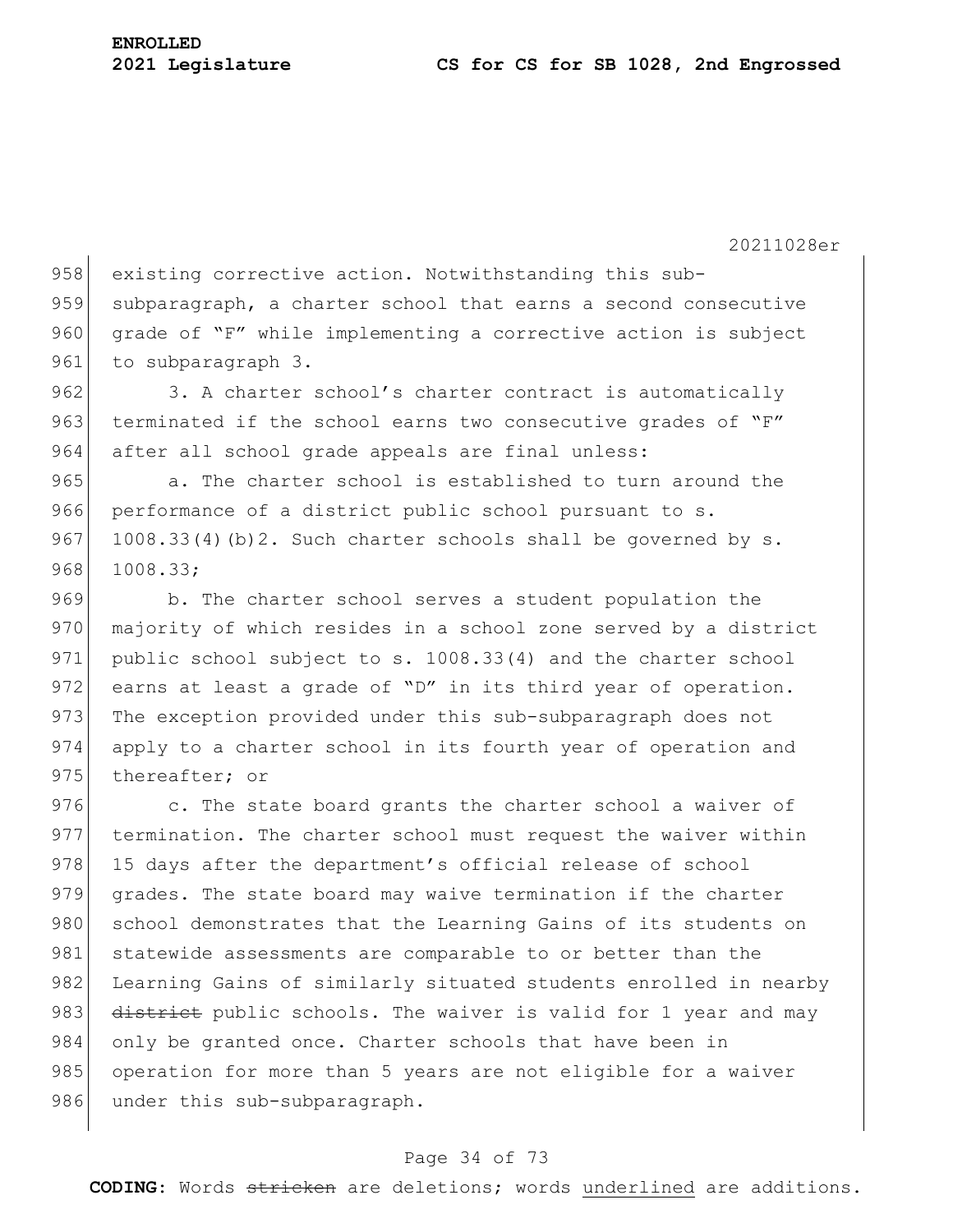existing corrective action. Notwithstanding this sub-subparagraph, a charter school that earns a second consecutive grade of "F" while implementing a corrective action is subject to subparagraph 3.

3. A charter school's charter contract is automatically terminated if the school earns two consecutive grades of "F" after all school grade appeals are final unless:

a. The charter school is established to turn around the performance of a district public school pursuant to s. 1008.33(4)(b)2. Such charter schools shall be governed by s. 1008.33;

b. The charter school serves a student population the majority of which resides in a school zone served by a district public school subject to s. 1008.33(4) and the charter school earns at least a grade of "D" in its third year of operation. The exception provided under this sub-subparagraph does not apply to a charter school in its fourth year of operation and thereafter; or

c. The state board grants the charter school a waiver of termination. The charter school must request the waiver within 15 days after the department's official release of school grades. The state board may waive termination if the charter school demonstrates that the Learning Gains of its students on statewide assessments are comparable to or better than the Learning Gains of similarly situated students enrolled in nearby ~~district~~ public schools. The waiver is valid for 1 year and may only be granted once. Charter schools that have been in operation for more than 5 years are not eligible for a waiver under this sub-subparagraph.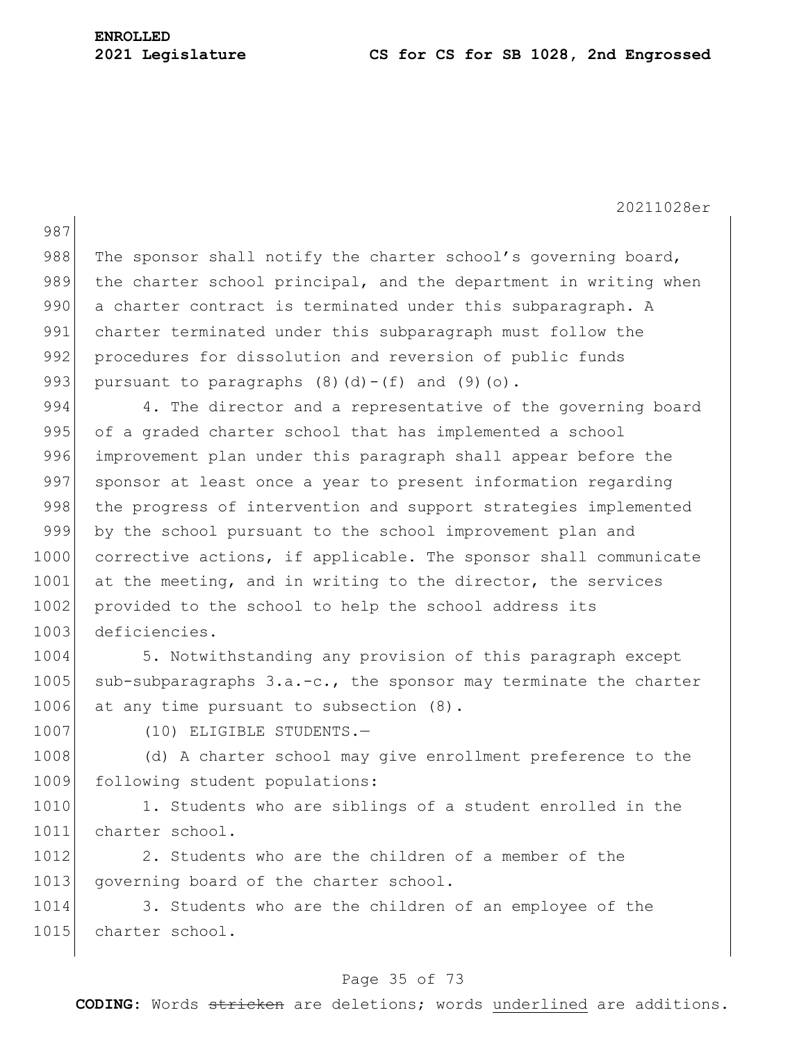The sponsor shall notify the charter school's governing board, the charter school principal, and the department in writing when a charter contract is terminated under this subparagraph. A charter terminated under this subparagraph must follow the procedures for dissolution and reversion of public funds pursuant to paragraphs (8)(d)-(f) and (9)(o).

4. The director and a representative of the governing board of a graded charter school that has implemented a school improvement plan under this paragraph shall appear before the sponsor at least once a year to present information regarding the progress of intervention and support strategies implemented by the school pursuant to the school improvement plan and corrective actions, if applicable. The sponsor shall communicate at the meeting, and in writing to the director, the services provided to the school to help the school address its deficiencies.

5. Notwithstanding any provision of this paragraph except sub-subparagraphs 3.a.-c., the sponsor may terminate the charter at any time pursuant to subsection (8).

(10) ELIGIBLE STUDENTS.—

(d) A charter school may give enrollment preference to the following student populations:

1. Students who are siblings of a student enrolled in the charter school.

2. Students who are the children of a member of the governing board of the charter school.

3. Students who are the children of an employee of the charter school.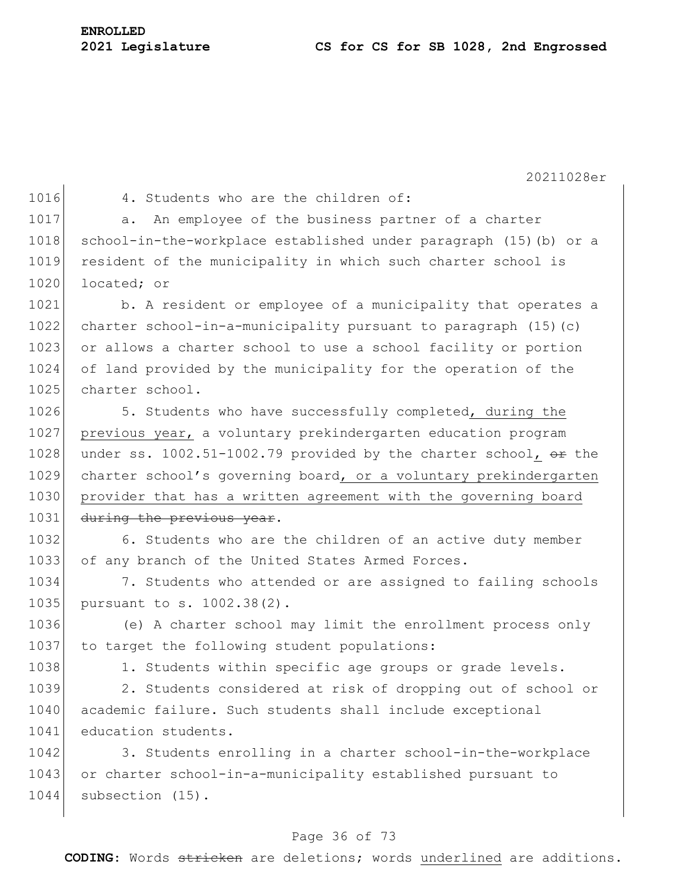4. Students who are the children of:

a. An employee of the business partner of a charter school-in-the-workplace established under paragraph (15)(b) or a resident of the municipality in which such charter school is located; or

b. A resident or employee of a municipality that operates a charter school-in-a-municipality pursuant to paragraph (15)(c) or allows a charter school to use a school facility or portion of land provided by the municipality for the operation of the charter school.

5. Students who have successfully completed, during the previous year, a voluntary prekindergarten education program under ss. 1002.51-1002.79 provided by the charter school, ~~or~~ the charter school's governing board, or a voluntary prekindergarten provider that has a written agreement with the governing board ~~during the previous year~~.

6. Students who are the children of an active duty member of any branch of the United States Armed Forces.

7. Students who attended or are assigned to failing schools pursuant to s. 1002.38(2).

(e) A charter school may limit the enrollment process only to target the following student populations:

1. Students within specific age groups or grade levels.

2. Students considered at risk of dropping out of school or academic failure. Such students shall include exceptional education students.

3. Students enrolling in a charter school-in-the-workplace or charter school-in-a-municipality established pursuant to subsection (15).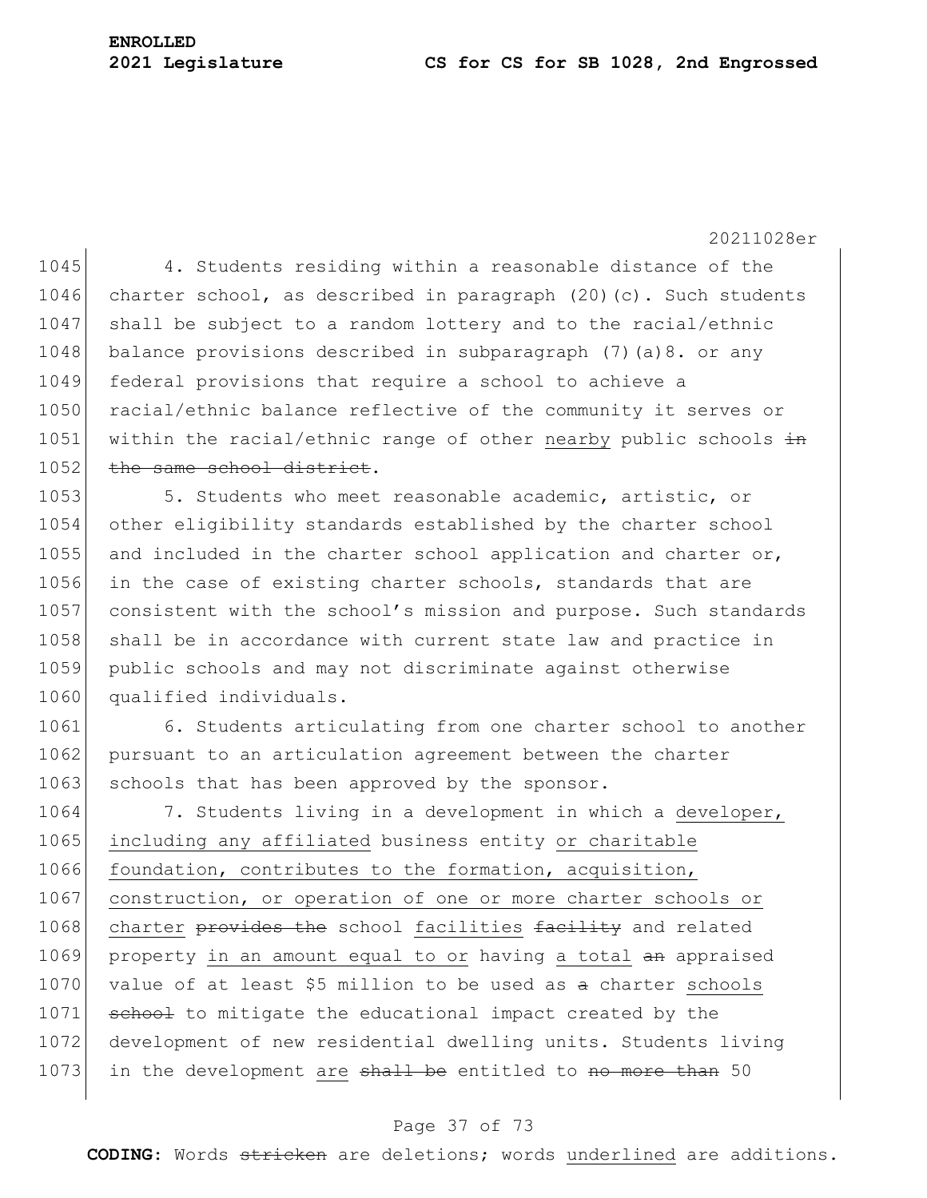4. Students residing within a reasonable distance of the charter school, as described in paragraph (20)(c). Such students shall be subject to a random lottery and to the racial/ethnic balance provisions described in subparagraph (7)(a)8. or any federal provisions that require a school to achieve a racial/ethnic balance reflective of the community it serves or within the racial/ethnic range of other nearby public schools ~~in the same school district~~.

5. Students who meet reasonable academic, artistic, or other eligibility standards established by the charter school and included in the charter school application and charter or, in the case of existing charter schools, standards that are consistent with the school's mission and purpose. Such standards shall be in accordance with current state law and practice in public schools and may not discriminate against otherwise qualified individuals.

6. Students articulating from one charter school to another pursuant to an articulation agreement between the charter schools that has been approved by the sponsor.

7. Students living in a development in which a developer, including any affiliated business entity or charitable foundation, contributes to the formation, acquisition, construction, or operation of one or more charter schools or charter ~~provides the~~ school facilities ~~facility~~ and related property in an amount equal to or having a total ~~an~~ appraised value of at least $5 million to be used as ~~a~~ charter schools ~~school~~ to mitigate the educational impact created by the development of new residential dwelling units. Students living in the development are ~~shall be~~ entitled to ~~no more than~~ 50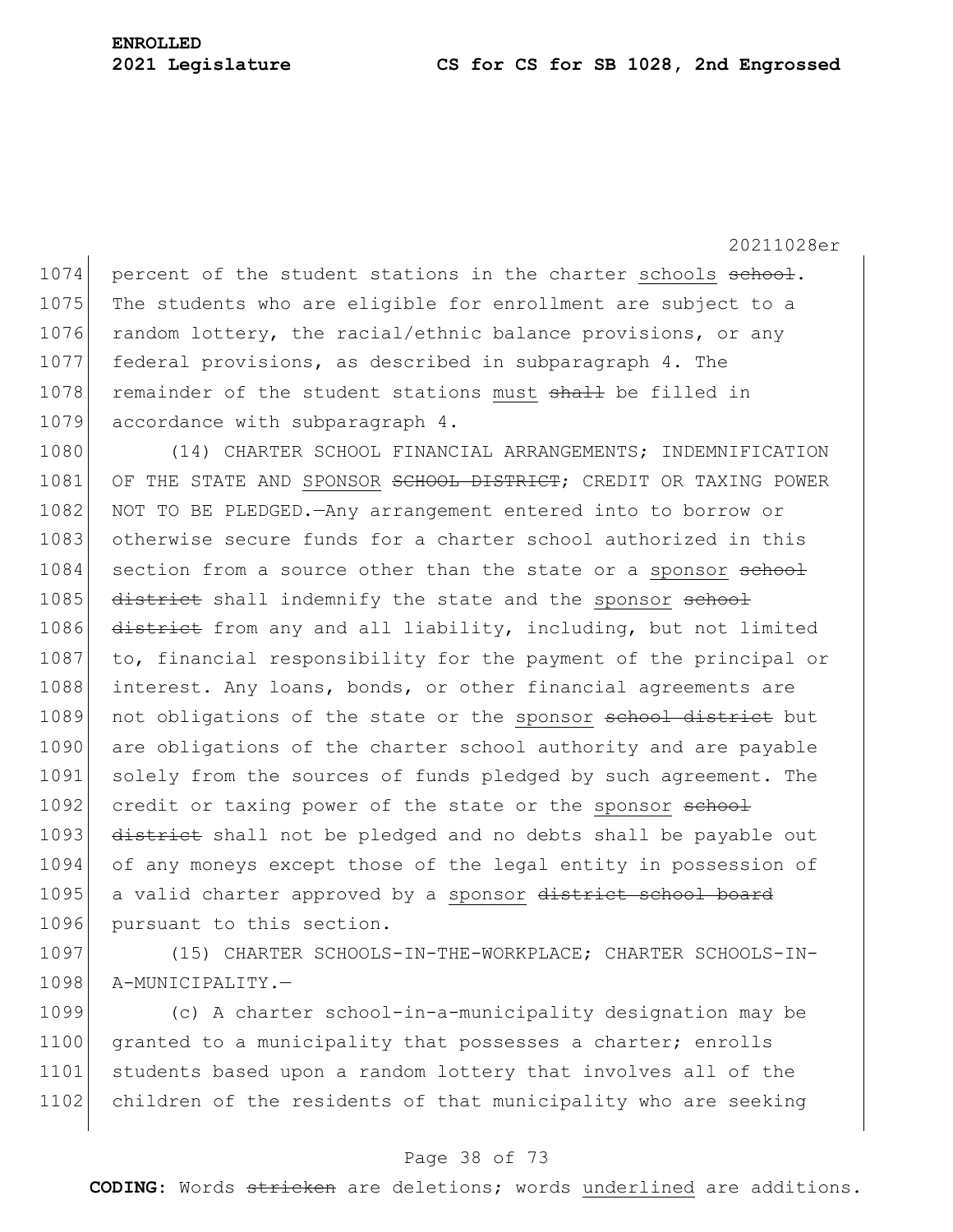percent of the student stations in the charter schools ~~school~~. The students who are eligible for enrollment are subject to a random lottery, the racial/ethnic balance provisions, or any federal provisions, as described in subparagraph 4. The remainder of the student stations <u>must</u> ~~shall~~ be filled in accordance with subparagraph 4.

(14) CHARTER SCHOOL FINANCIAL ARRANGEMENTS; INDEMNIFICATION OF THE STATE AND <u>SPONSOR</u> ~~SCHOOL DISTRICT~~; CREDIT OR TAXING POWER NOT TO BE PLEDGED.—Any arrangement entered into to borrow or otherwise secure funds for a charter school authorized in this section from a source other than the state or a <u>sponsor</u> ~~school district~~ shall indemnify the state and the <u>sponsor</u> ~~school district~~ from any and all liability, including, but not limited to, financial responsibility for the payment of the principal or interest. Any loans, bonds, or other financial agreements are not obligations of the state or the <u>sponsor</u> ~~school district~~ but are obligations of the charter school authority and are payable solely from the sources of funds pledged by such agreement. The credit or taxing power of the state or the <u>sponsor</u> ~~school district~~ shall not be pledged and no debts shall be payable out of any moneys except those of the legal entity in possession of a valid charter approved by a <u>sponsor</u> ~~district school board~~ pursuant to this section.

(15) CHARTER SCHOOLS-IN-THE-WORKPLACE; CHARTER SCHOOLS-IN-A-MUNICIPALITY.—

(c) A charter school-in-a-municipality designation may be granted to a municipality that possesses a charter; enrolls students based upon a random lottery that involves all of the children of the residents of that municipality who are seeking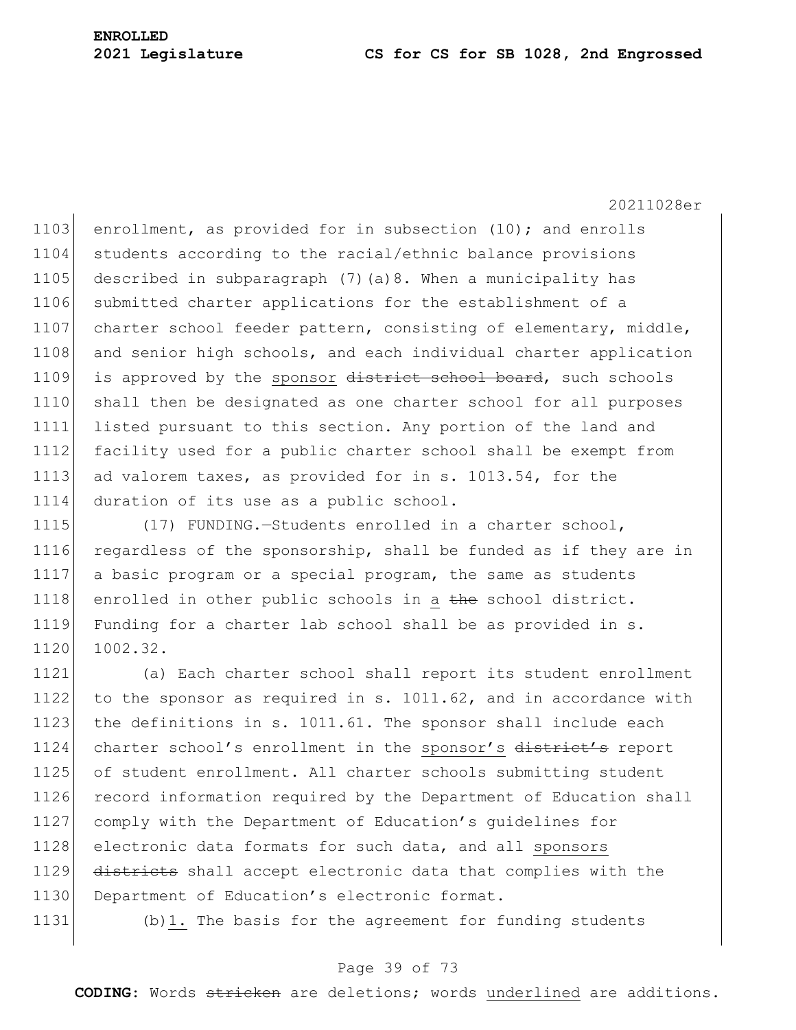enrollment, as provided for in subsection (10); and enrolls students according to the racial/ethnic balance provisions described in subparagraph (7)(a)8. When a municipality has submitted charter applications for the establishment of a charter school feeder pattern, consisting of elementary, middle, and senior high schools, and each individual charter application is approved by the sponsor ~~district school board~~, such schools shall then be designated as one charter school for all purposes listed pursuant to this section. Any portion of the land and facility used for a public charter school shall be exempt from ad valorem taxes, as provided for in s. 1013.54, for the duration of its use as a public school.

(17) FUNDING.—Students enrolled in a charter school, regardless of the sponsorship, shall be funded as if they are in a basic program or a special program, the same as students enrolled in other public schools in a ~~the~~ school district. Funding for a charter lab school shall be as provided in s. 1002.32.

(a) Each charter school shall report its student enrollment to the sponsor as required in s. 1011.62, and in accordance with the definitions in s. 1011.61. The sponsor shall include each charter school's enrollment in the sponsor's ~~district's~~ report of student enrollment. All charter schools submitting student record information required by the Department of Education shall comply with the Department of Education's guidelines for electronic data formats for such data, and all sponsors ~~districts~~ shall accept electronic data that complies with the Department of Education's electronic format.

(b)1. The basis for the agreement for funding students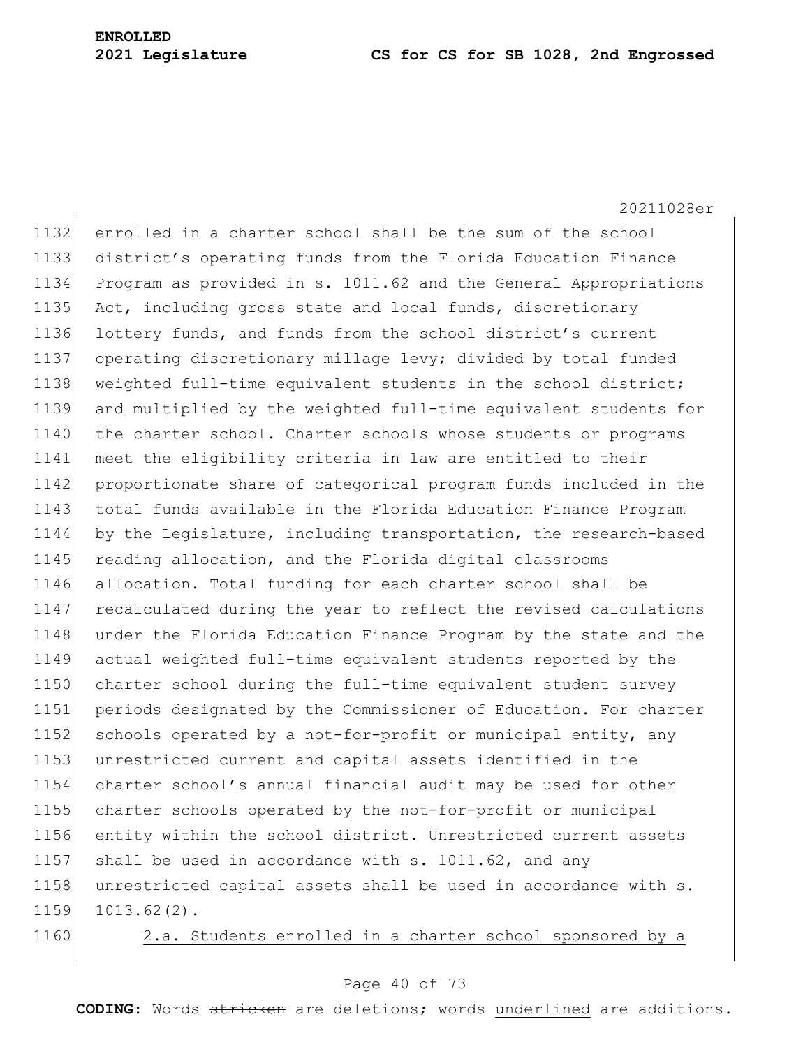enrolled in a charter school shall be the sum of the school district's operating funds from the Florida Education Finance Program as provided in s. 1011.62 and the General Appropriations Act, including gross state and local funds, discretionary lottery funds, and funds from the school district's current operating discretionary millage levy; divided by total funded weighted full-time equivalent students in the school district; <u>and</u> multiplied by the weighted full-time equivalent students for the charter school. Charter schools whose students or programs meet the eligibility criteria in law are entitled to their proportionate share of categorical program funds included in the total funds available in the Florida Education Finance Program by the Legislature, including transportation, the research-based reading allocation, and the Florida digital classrooms allocation. Total funding for each charter school shall be recalculated during the year to reflect the revised calculations under the Florida Education Finance Program by the state and the actual weighted full-time equivalent students reported by the charter school during the full-time equivalent student survey periods designated by the Commissioner of Education. For charter schools operated by a not-for-profit or municipal entity, any unrestricted current and capital assets identified in the charter school's annual financial audit may be used for other charter schools operated by the not-for-profit or municipal entity within the school district. Unrestricted current assets shall be used in accordance with s. 1011.62, and any unrestricted capital assets shall be used in accordance with s. 1013.62(2).

<u>2.a. Students enrolled in a charter school sponsored by a</u>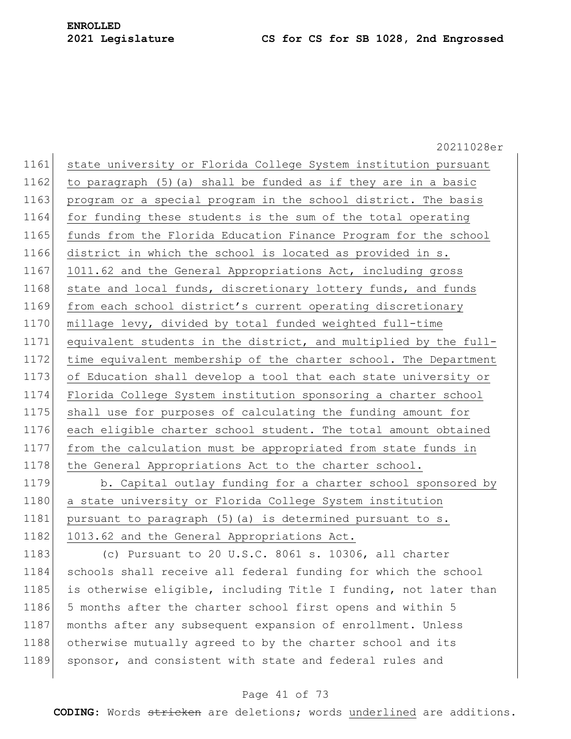state university or Florida College System institution pursuant to paragraph (5)(a) shall be funded as if they are in a basic program or a special program in the school district. The basis for funding these students is the sum of the total operating funds from the Florida Education Finance Program for the school district in which the school is located as provided in s. 1011.62 and the General Appropriations Act, including gross state and local funds, discretionary lottery funds, and funds from each school district's current operating discretionary millage levy, divided by total funded weighted full-time equivalent students in the district, and multiplied by the full-time equivalent membership of the charter school. The Department of Education shall develop a tool that each state university or Florida College System institution sponsoring a charter school shall use for purposes of calculating the funding amount for each eligible charter school student. The total amount obtained from the calculation must be appropriated from state funds in the General Appropriations Act to the charter school.

b. Capital outlay funding for a charter school sponsored by a state university or Florida College System institution pursuant to paragraph (5)(a) is determined pursuant to s. 1013.62 and the General Appropriations Act.

(c) Pursuant to 20 U.S.C. 8061 s. 10306, all charter schools shall receive all federal funding for which the school is otherwise eligible, including Title I funding, not later than 5 months after the charter school first opens and within 5 months after any subsequent expansion of enrollment. Unless otherwise mutually agreed to by the charter school and its sponsor, and consistent with state and federal rules and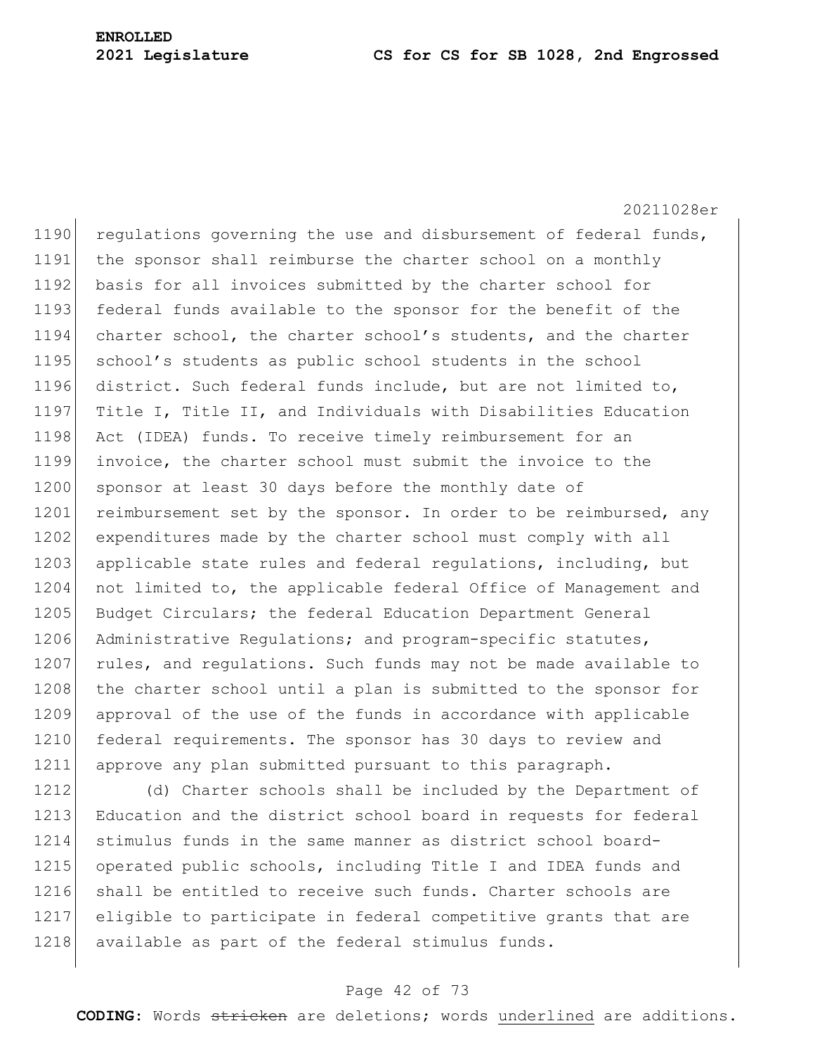regulations governing the use and disbursement of federal funds, the sponsor shall reimburse the charter school on a monthly basis for all invoices submitted by the charter school for federal funds available to the sponsor for the benefit of the charter school, the charter school's students, and the charter school's students as public school students in the school district. Such federal funds include, but are not limited to, Title I, Title II, and Individuals with Disabilities Education Act (IDEA) funds. To receive timely reimbursement for an invoice, the charter school must submit the invoice to the sponsor at least 30 days before the monthly date of reimbursement set by the sponsor. In order to be reimbursed, any expenditures made by the charter school must comply with all applicable state rules and federal regulations, including, but not limited to, the applicable federal Office of Management and Budget Circulars; the federal Education Department General Administrative Regulations; and program-specific statutes, rules, and regulations. Such funds may not be made available to the charter school until a plan is submitted to the sponsor for approval of the use of the funds in accordance with applicable federal requirements. The sponsor has 30 days to review and approve any plan submitted pursuant to this paragraph.

(d) Charter schools shall be included by the Department of Education and the district school board in requests for federal stimulus funds in the same manner as district school board-operated public schools, including Title I and IDEA funds and shall be entitled to receive such funds. Charter schools are eligible to participate in federal competitive grants that are available as part of the federal stimulus funds.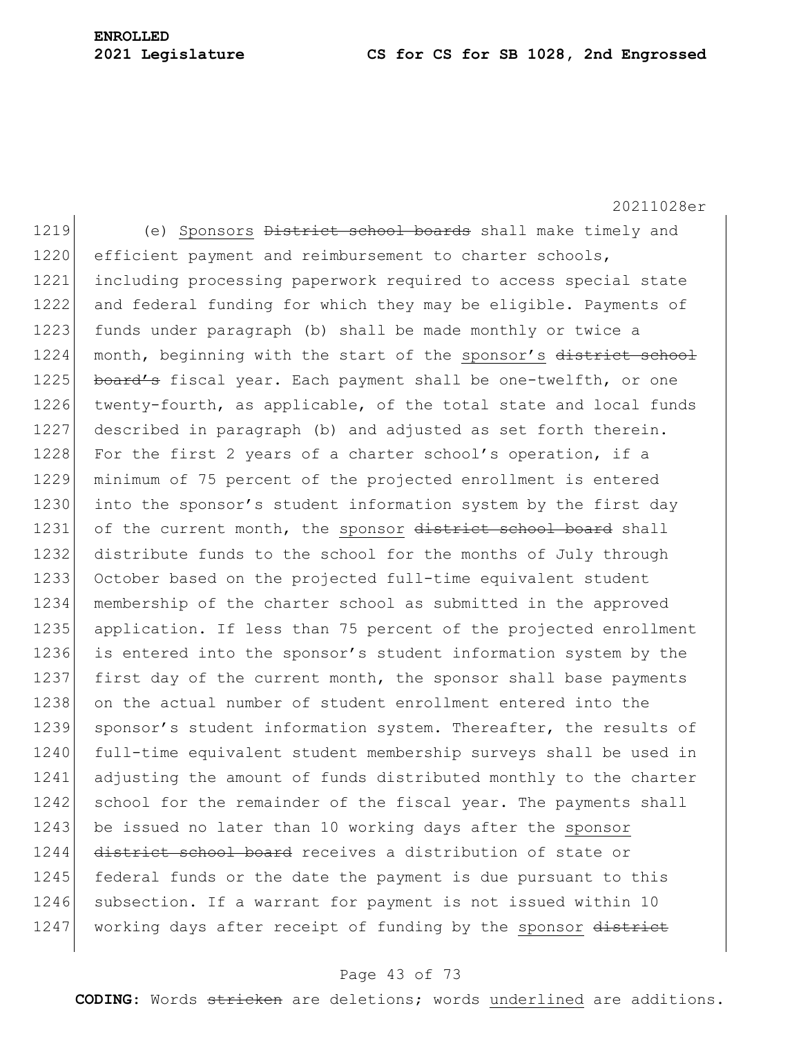(e) Sponsors ~~District school boards~~ shall make timely and efficient payment and reimbursement to charter schools, including processing paperwork required to access special state and federal funding for which they may be eligible. Payments of funds under paragraph (b) shall be made monthly or twice a month, beginning with the start of the sponsor's ~~district school board's~~ fiscal year. Each payment shall be one-twelfth, or one twenty-fourth, as applicable, of the total state and local funds described in paragraph (b) and adjusted as set forth therein. For the first 2 years of a charter school's operation, if a minimum of 75 percent of the projected enrollment is entered into the sponsor's student information system by the first day of the current month, the sponsor ~~district school board~~ shall distribute funds to the school for the months of July through October based on the projected full-time equivalent student membership of the charter school as submitted in the approved application. If less than 75 percent of the projected enrollment is entered into the sponsor's student information system by the first day of the current month, the sponsor shall base payments on the actual number of student enrollment entered into the sponsor's student information system. Thereafter, the results of full-time equivalent student membership surveys shall be used in adjusting the amount of funds distributed monthly to the charter school for the remainder of the fiscal year. The payments shall be issued no later than 10 working days after the sponsor ~~district school board~~ receives a distribution of state or federal funds or the date the payment is due pursuant to this subsection. If a warrant for payment is not issued within 10 working days after receipt of funding by the sponsor ~~district~~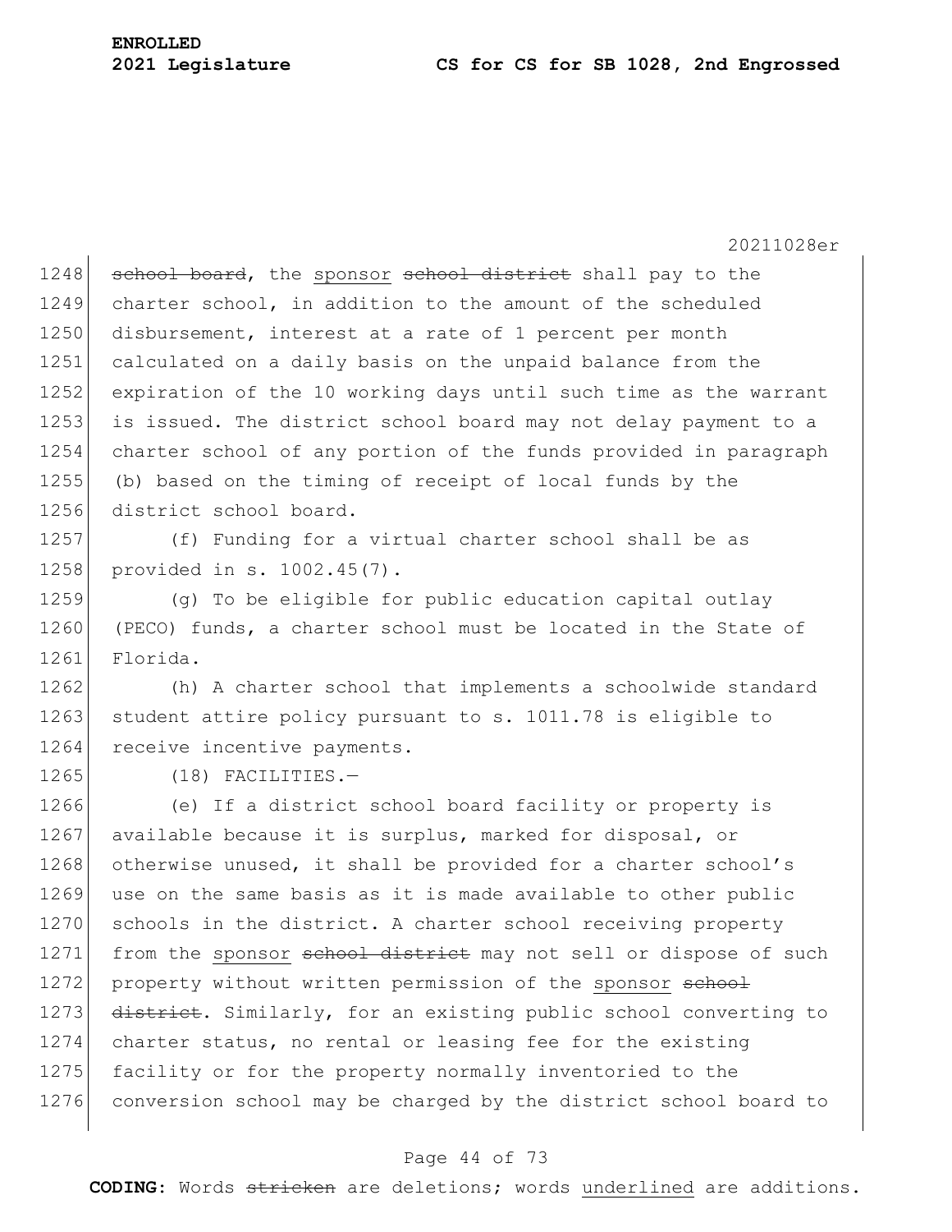~~school board~~, the <u>sponsor</u> ~~school district~~ shall pay to the charter school, in addition to the amount of the scheduled disbursement, interest at a rate of 1 percent per month calculated on a daily basis on the unpaid balance from the expiration of the 10 working days until such time as the warrant is issued. The district school board may not delay payment to a charter school of any portion of the funds provided in paragraph (b) based on the timing of receipt of local funds by the district school board.

(f) Funding for a virtual charter school shall be as provided in s. 1002.45(7).

(g) To be eligible for public education capital outlay (PECO) funds, a charter school must be located in the State of Florida.

(h) A charter school that implements a schoolwide standard student attire policy pursuant to s. 1011.78 is eligible to receive incentive payments.

(18) FACILITIES.—

(e) If a district school board facility or property is available because it is surplus, marked for disposal, or otherwise unused, it shall be provided for a charter school's use on the same basis as it is made available to other public schools in the district. A charter school receiving property from the <u>sponsor</u> ~~school district~~ may not sell or dispose of such property without written permission of the <u>sponsor</u> ~~school district~~. Similarly, for an existing public school converting to charter status, no rental or leasing fee for the existing facility or for the property normally inventoried to the conversion school may be charged by the district school board to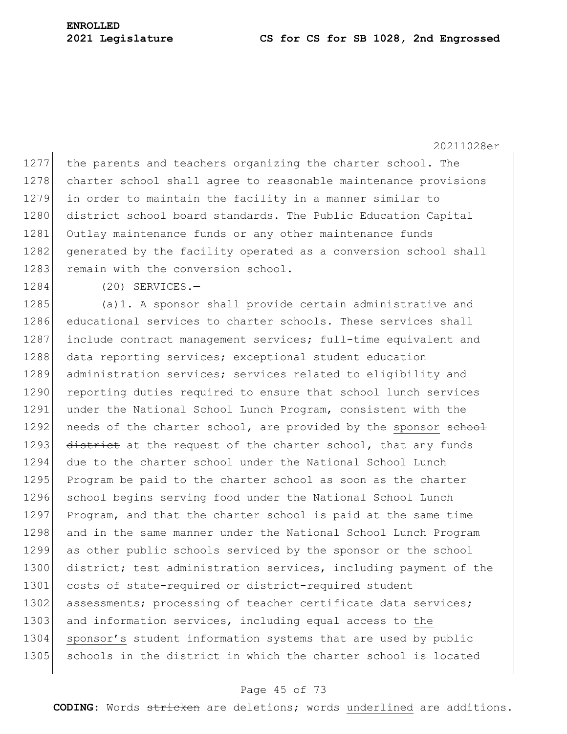the parents and teachers organizing the charter school. The charter school shall agree to reasonable maintenance provisions in order to maintain the facility in a manner similar to district school board standards. The Public Education Capital Outlay maintenance funds or any other maintenance funds generated by the facility operated as a conversion school shall remain with the conversion school.

(20) SERVICES.—

(a)1. A sponsor shall provide certain administrative and educational services to charter schools. These services shall include contract management services; full-time equivalent and data reporting services; exceptional student education administration services; services related to eligibility and reporting duties required to ensure that school lunch services under the National School Lunch Program, consistent with the needs of the charter school, are provided by the <u>sponsor</u> ~~school district~~ at the request of the charter school, that any funds due to the charter school under the National School Lunch Program be paid to the charter school as soon as the charter school begins serving food under the National School Lunch Program, and that the charter school is paid at the same time and in the same manner under the National School Lunch Program as other public schools serviced by the sponsor or the school district; test administration services, including payment of the costs of state-required or district-required student assessments; processing of teacher certificate data services; and information services, including equal access to <u>the sponsor's</u> student information systems that are used by public schools in the district in which the charter school is located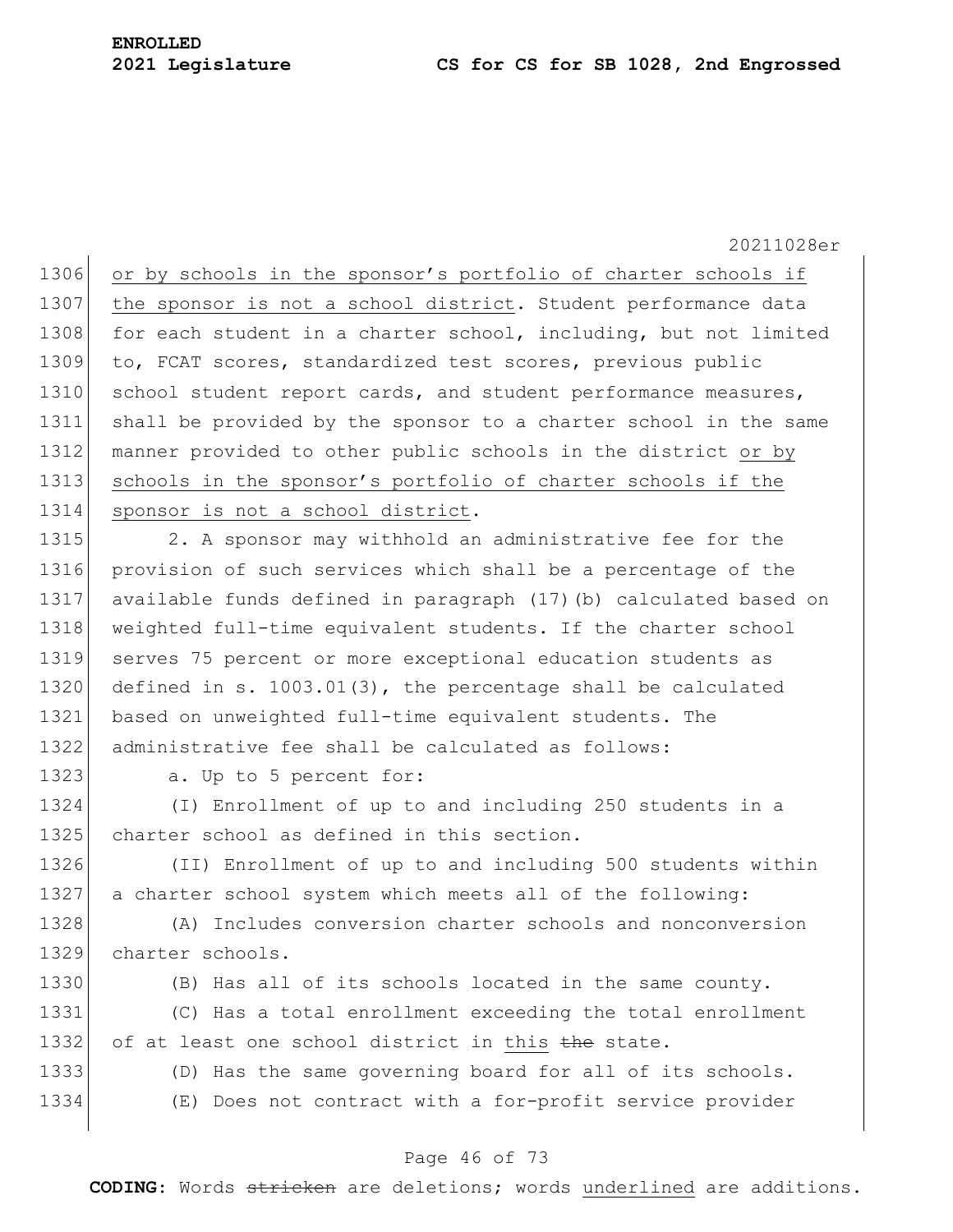or by schools in the sponsor's portfolio of charter schools if the sponsor is not a school district. Student performance data for each student in a charter school, including, but not limited to, FCAT scores, standardized test scores, previous public school student report cards, and student performance measures, shall be provided by the sponsor to a charter school in the same manner provided to other public schools in the district or by schools in the sponsor's portfolio of charter schools if the sponsor is not a school district.

2. A sponsor may withhold an administrative fee for the provision of such services which shall be a percentage of the available funds defined in paragraph (17)(b) calculated based on weighted full-time equivalent students. If the charter school serves 75 percent or more exceptional education students as defined in s. 1003.01(3), the percentage shall be calculated based on unweighted full-time equivalent students. The administrative fee shall be calculated as follows:

a. Up to 5 percent for:

(I) Enrollment of up to and including 250 students in a charter school as defined in this section.

(II) Enrollment of up to and including 500 students within a charter school system which meets all of the following:

(A) Includes conversion charter schools and nonconversion charter schools.

(B) Has all of its schools located in the same county.

(C) Has a total enrollment exceeding the total enrollment of at least one school district in this ~~the~~ state.

(D) Has the same governing board for all of its schools.

(E) Does not contract with a for-profit service provider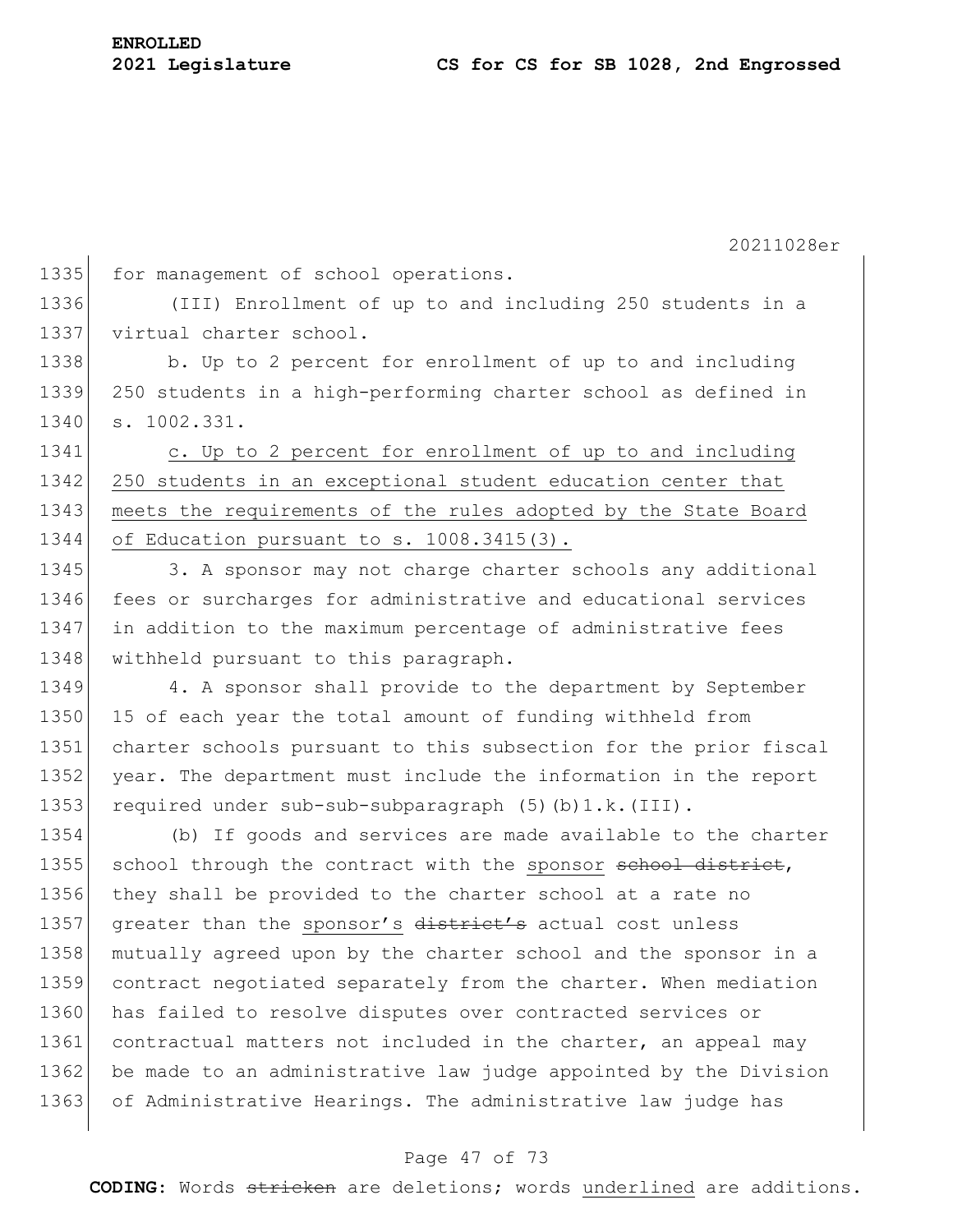for management of school operations.

(III) Enrollment of up to and including 250 students in a virtual charter school.

b. Up to 2 percent for enrollment of up to and including 250 students in a high-performing charter school as defined in s. 1002.331.

<u>c. Up to 2 percent for enrollment of up to and including 250 students in an exceptional student education center that meets the requirements of the rules adopted by the State Board of Education pursuant to s. 1008.3415(3).</u>

3. A sponsor may not charge charter schools any additional fees or surcharges for administrative and educational services in addition to the maximum percentage of administrative fees withheld pursuant to this paragraph.

4. A sponsor shall provide to the department by September 15 of each year the total amount of funding withheld from charter schools pursuant to this subsection for the prior fiscal year. The department must include the information in the report required under sub-sub-subparagraph (5)(b)1.k.(III).

(b) If goods and services are made available to the charter school through the contract with the <u>sponsor</u> ~~school district~~, they shall be provided to the charter school at a rate no greater than the <u>sponsor's</u> ~~district's~~ actual cost unless mutually agreed upon by the charter school and the sponsor in a contract negotiated separately from the charter. When mediation has failed to resolve disputes over contracted services or contractual matters not included in the charter, an appeal may be made to an administrative law judge appointed by the Division of Administrative Hearings. The administrative law judge has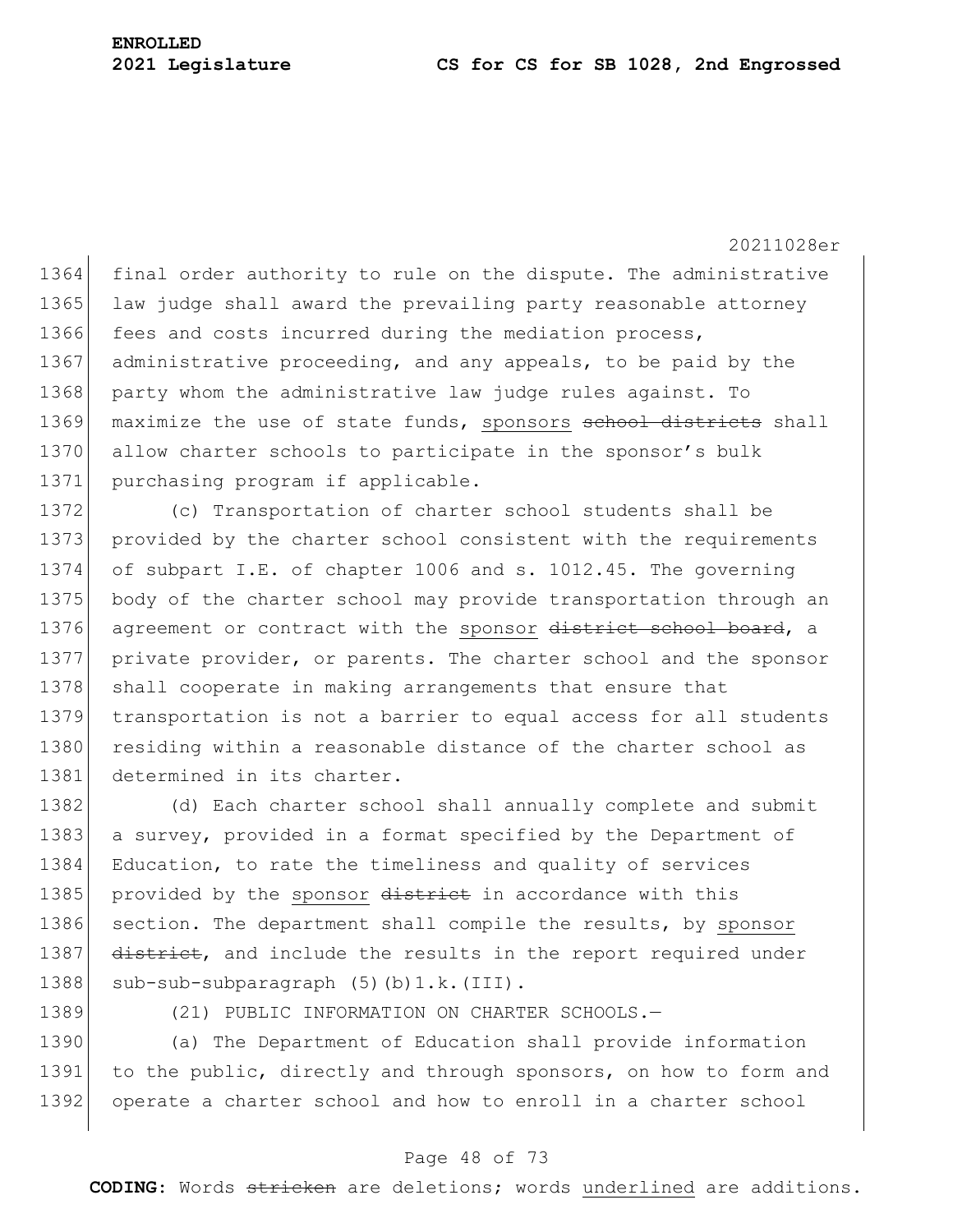final order authority to rule on the dispute. The administrative law judge shall award the prevailing party reasonable attorney fees and costs incurred during the mediation process, administrative proceeding, and any appeals, to be paid by the party whom the administrative law judge rules against. To maximize the use of state funds, <u>sponsors</u> ~~school districts~~ shall allow charter schools to participate in the sponsor's bulk purchasing program if applicable.

(c) Transportation of charter school students shall be provided by the charter school consistent with the requirements of subpart I.E. of chapter 1006 and s. 1012.45. The governing body of the charter school may provide transportation through an agreement or contract with the <u>sponsor</u> ~~district school board~~, a private provider, or parents. The charter school and the sponsor shall cooperate in making arrangements that ensure that transportation is not a barrier to equal access for all students residing within a reasonable distance of the charter school as determined in its charter.

(d) Each charter school shall annually complete and submit a survey, provided in a format specified by the Department of Education, to rate the timeliness and quality of services provided by the <u>sponsor</u> ~~district~~ in accordance with this section. The department shall compile the results, by <u>sponsor</u> ~~district~~, and include the results in the report required under sub-sub-subparagraph (5)(b)1.k.(III).

(21) PUBLIC INFORMATION ON CHARTER SCHOOLS.—

(a) The Department of Education shall provide information to the public, directly and through sponsors, on how to form and operate a charter school and how to enroll in a charter school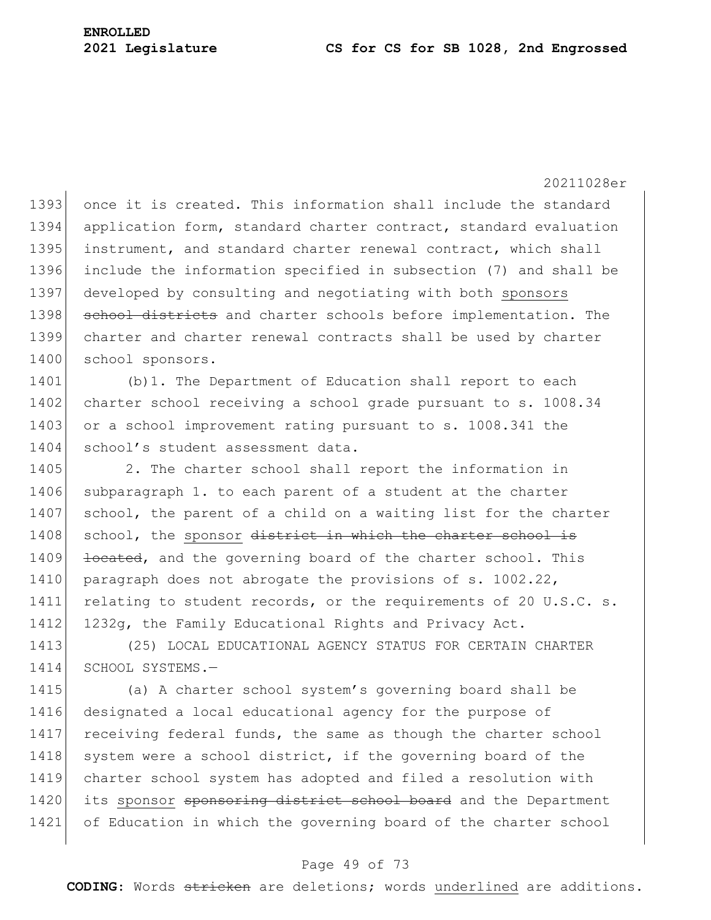once it is created. This information shall include the standard application form, standard charter contract, standard evaluation instrument, and standard charter renewal contract, which shall include the information specified in subsection (7) and shall be developed by consulting and negotiating with both <u>sponsors</u> ~~school districts~~ and charter schools before implementation. The charter and charter renewal contracts shall be used by charter school sponsors.

(b)1. The Department of Education shall report to each charter school receiving a school grade pursuant to s. 1008.34 or a school improvement rating pursuant to s. 1008.341 the school's student assessment data.

2. The charter school shall report the information in subparagraph 1. to each parent of a student at the charter school, the parent of a child on a waiting list for the charter school, the <u>sponsor</u> ~~district in which the charter school is located~~, and the governing board of the charter school. This paragraph does not abrogate the provisions of s. 1002.22, relating to student records, or the requirements of 20 U.S.C. s. 1232g, the Family Educational Rights and Privacy Act.

(25) LOCAL EDUCATIONAL AGENCY STATUS FOR CERTAIN CHARTER SCHOOL SYSTEMS.—

(a) A charter school system's governing board shall be designated a local educational agency for the purpose of receiving federal funds, the same as though the charter school system were a school district, if the governing board of the charter school system has adopted and filed a resolution with its <u>sponsor</u> ~~sponsoring district school board~~ and the Department of Education in which the governing board of the charter school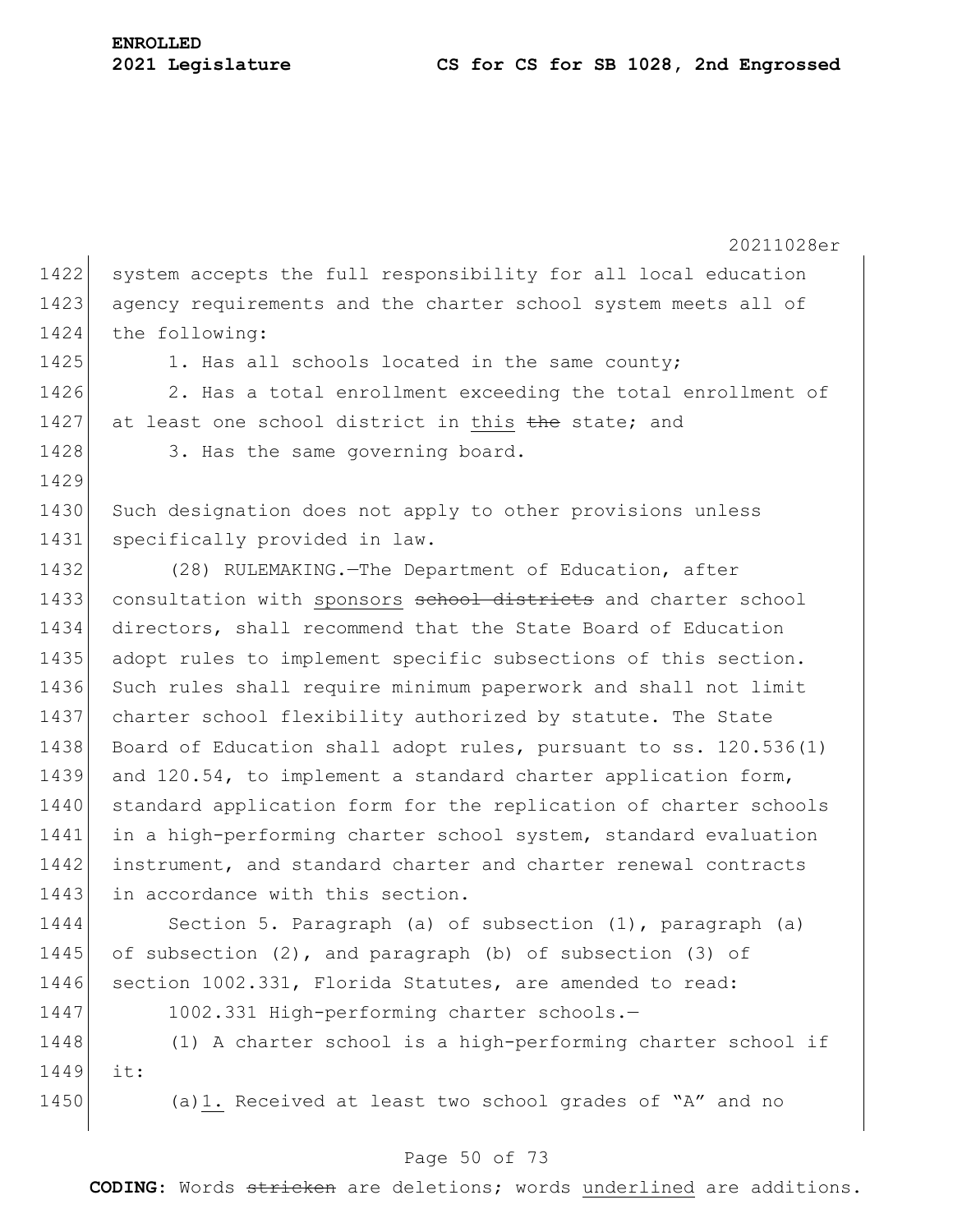system accepts the full responsibility for all local education agency requirements and the charter school system meets all of the following:

1. Has all schools located in the same county;

2. Has a total enrollment exceeding the total enrollment of at least one school district in <u>this</u> ~~the~~ state; and

3. Has the same governing board.

Such designation does not apply to other provisions unless specifically provided in law.

(28) RULEMAKING.—The Department of Education, after consultation with <u>sponsors</u> ~~school districts~~ and charter school directors, shall recommend that the State Board of Education adopt rules to implement specific subsections of this section. Such rules shall require minimum paperwork and shall not limit charter school flexibility authorized by statute. The State Board of Education shall adopt rules, pursuant to ss. 120.536(1) and 120.54, to implement a standard charter application form, standard application form for the replication of charter schools in a high-performing charter school system, standard evaluation instrument, and standard charter and charter renewal contracts in accordance with this section.

Section 5. Paragraph (a) of subsection (1), paragraph (a) of subsection (2), and paragraph (b) of subsection (3) of section 1002.331, Florida Statutes, are amended to read:

1002.331 High-performing charter schools.—

(1) A charter school is a high-performing charter school if it:

(a)<u>1.</u> Received at least two school grades of "A" and no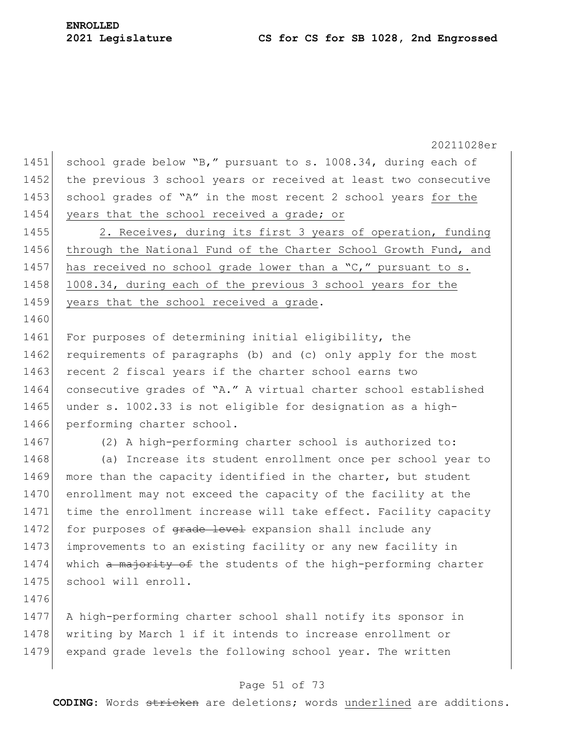school grade below "B," pursuant to s. 1008.34, during each of the previous 3 school years or received at least two consecutive school grades of "A" in the most recent 2 school years <u>for the years that the school received a grade; or</u>

<u>2. Receives, during its first 3 years of operation, funding through the National Fund of the Charter School Growth Fund, and has received no school grade lower than a "C," pursuant to s. 1008.34, during each of the previous 3 school years for the years that the school received a grade</u>.

For purposes of determining initial eligibility, the requirements of paragraphs (b) and (c) only apply for the most recent 2 fiscal years if the charter school earns two consecutive grades of "A." A virtual charter school established under s. 1002.33 is not eligible for designation as a high-performing charter school.

(2) A high-performing charter school is authorized to:

(a) Increase its student enrollment once per school year to more than the capacity identified in the charter, but student enrollment may not exceed the capacity of the facility at the time the enrollment increase will take effect. Facility capacity for purposes of ~~grade level~~ expansion shall include any improvements to an existing facility or any new facility in which ~~a majority of~~ the students of the high-performing charter school will enroll.

A high-performing charter school shall notify its sponsor in writing by March 1 if it intends to increase enrollment or expand grade levels the following school year. The written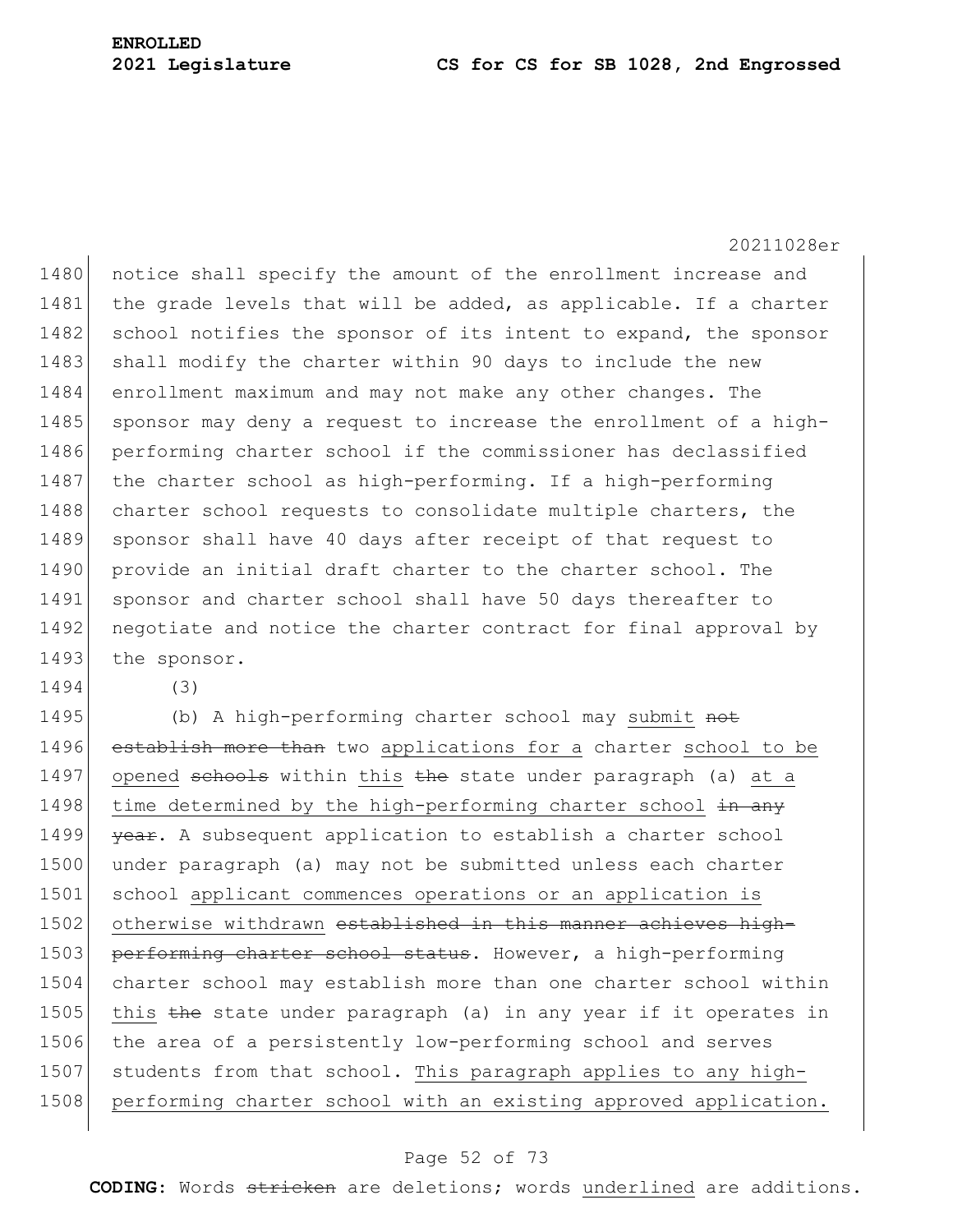notice shall specify the amount of the enrollment increase and the grade levels that will be added, as applicable. If a charter school notifies the sponsor of its intent to expand, the sponsor shall modify the charter within 90 days to include the new enrollment maximum and may not make any other changes. The sponsor may deny a request to increase the enrollment of a high-performing charter school if the commissioner has declassified the charter school as high-performing. If a high-performing charter school requests to consolidate multiple charters, the sponsor shall have 40 days after receipt of that request to provide an initial draft charter to the charter school. The sponsor and charter school shall have 50 days thereafter to negotiate and notice the charter contract for final approval by the sponsor.

(3)

(b) A high-performing charter school may submit ~~not establish more than~~ two applications for a charter school to be opened ~~schools~~ within this ~~the~~ state under paragraph (a) at a time determined by the high-performing charter school ~~in any year~~. A subsequent application to establish a charter school under paragraph (a) may not be submitted unless each charter school applicant commences operations or an application is otherwise withdrawn ~~established in this manner achieves high-performing charter school status~~. However, a high-performing charter school may establish more than one charter school within this ~~the~~ state under paragraph (a) in any year if it operates in the area of a persistently low-performing school and serves students from that school. This paragraph applies to any high-performing charter school with an existing approved application.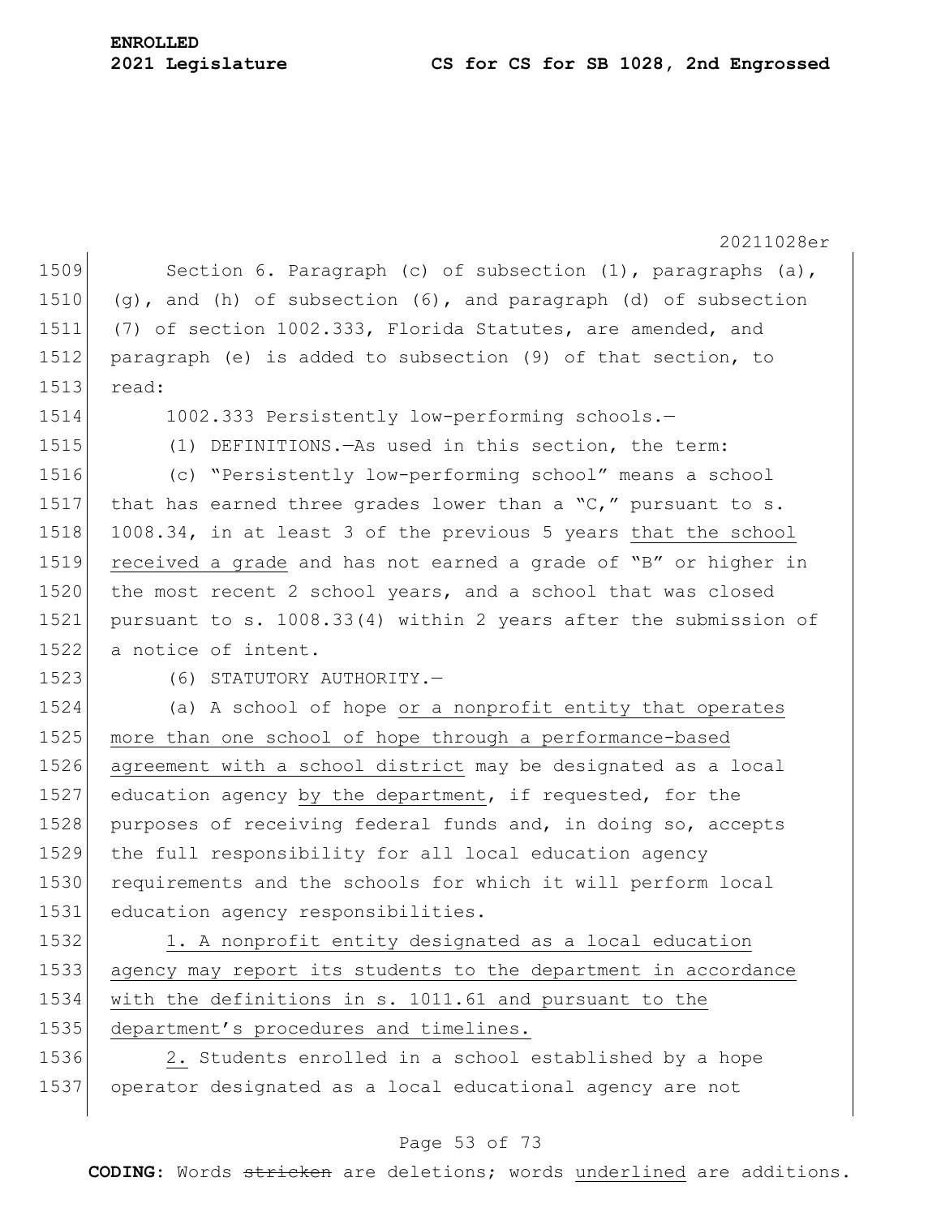Section 6. Paragraph (c) of subsection (1), paragraphs (a), (g), and (h) of subsection (6), and paragraph (d) of subsection (7) of section 1002.333, Florida Statutes, are amended, and paragraph (e) is added to subsection (9) of that section, to read:

1002.333 Persistently low-performing schools.—

(1) DEFINITIONS.—As used in this section, the term:

(c) "Persistently low-performing school" means a school that has earned three grades lower than a "C," pursuant to s. 1008.34, in at least 3 of the previous 5 years <u>that the school received a grade</u> and has not earned a grade of "B" or higher in the most recent 2 school years, and a school that was closed pursuant to s. 1008.33(4) within 2 years after the submission of a notice of intent.

(6) STATUTORY AUTHORITY.—

(a) A school of hope <u>or a nonprofit entity that operates more than one school of hope through a performance-based agreement with a school district</u> may be designated as a local education agency <u>by the department</u>, if requested, for the purposes of receiving federal funds and, in doing so, accepts the full responsibility for all local education agency requirements and the schools for which it will perform local education agency responsibilities.

<u>1. A nonprofit entity designated as a local education agency may report its students to the department in accordance with the definitions in s. 1011.61 and pursuant to the department's procedures and timelines.</u>

<u>2.</u> Students enrolled in a school established by a hope operator designated as a local educational agency are not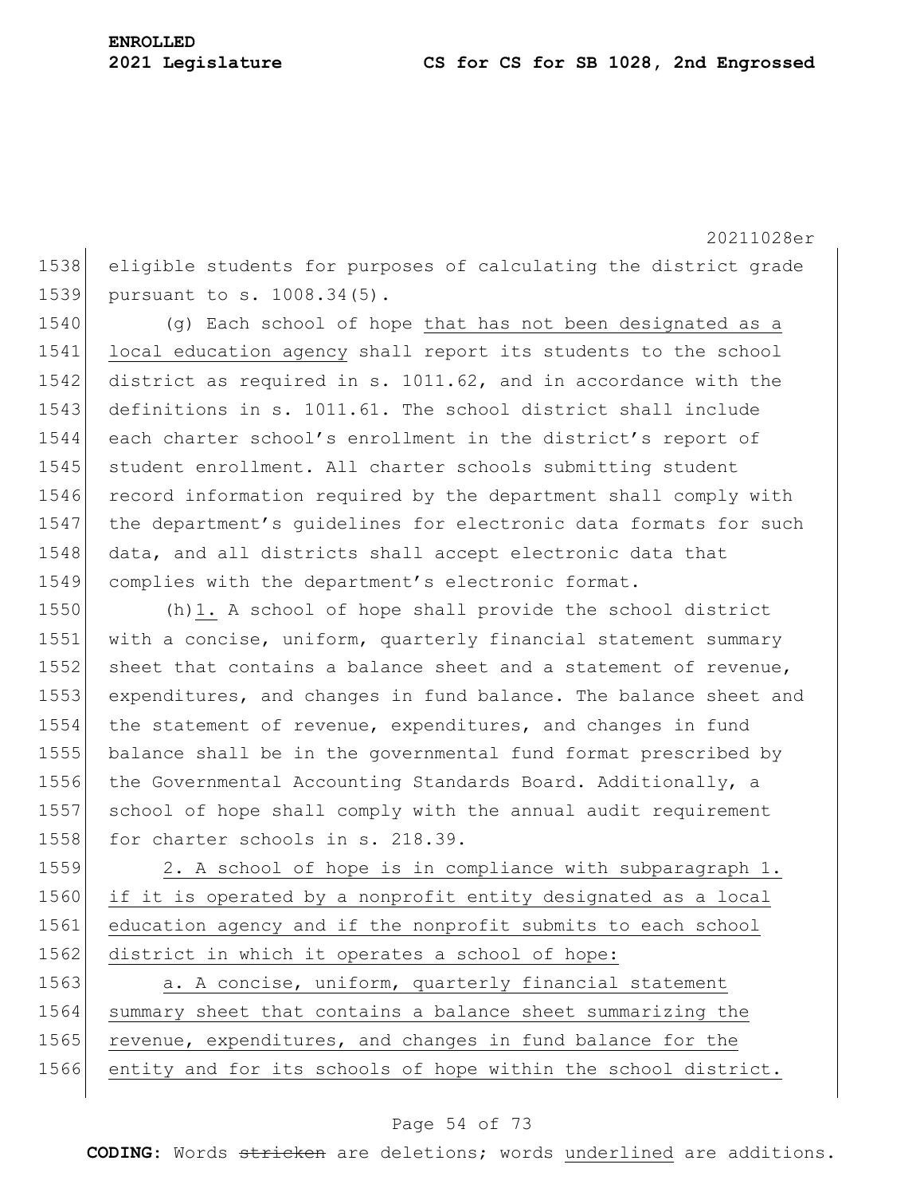eligible students for purposes of calculating the district grade pursuant to s. 1008.34(5).

(g) Each school of hope that has not been designated as a local education agency shall report its students to the school district as required in s. 1011.62, and in accordance with the definitions in s. 1011.61. The school district shall include each charter school's enrollment in the district's report of student enrollment. All charter schools submitting student record information required by the department shall comply with the department's guidelines for electronic data formats for such data, and all districts shall accept electronic data that complies with the department's electronic format.

(h)1. A school of hope shall provide the school district with a concise, uniform, quarterly financial statement summary sheet that contains a balance sheet and a statement of revenue, expenditures, and changes in fund balance. The balance sheet and the statement of revenue, expenditures, and changes in fund balance shall be in the governmental fund format prescribed by the Governmental Accounting Standards Board. Additionally, a school of hope shall comply with the annual audit requirement for charter schools in s. 218.39.

2. A school of hope is in compliance with subparagraph 1. if it is operated by a nonprofit entity designated as a local education agency and if the nonprofit submits to each school district in which it operates a school of hope:

a. A concise, uniform, quarterly financial statement summary sheet that contains a balance sheet summarizing the revenue, expenditures, and changes in fund balance for the entity and for its schools of hope within the school district.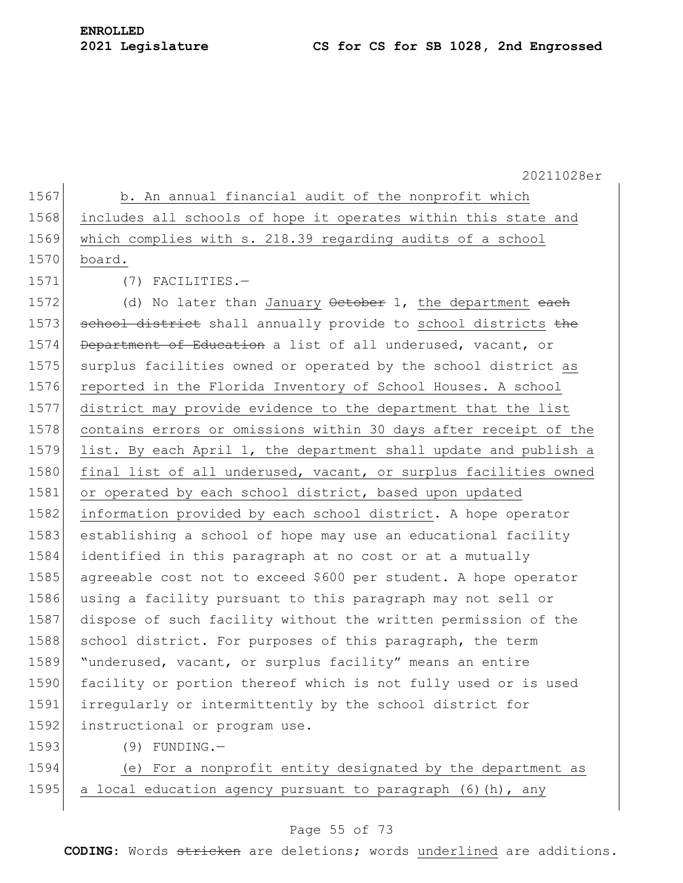b. An annual financial audit of the nonprofit which includes all schools of hope it operates within this state and which complies with s. 218.39 regarding audits of a school board.

(7) FACILITIES.—

(d) No later than January ~~October~~ 1, the department ~~each school district~~ shall annually provide to school districts ~~the Department of Education~~ a list of all underused, vacant, or surplus facilities owned or operated by the school district as reported in the Florida Inventory of School Houses. A school district may provide evidence to the department that the list contains errors or omissions within 30 days after receipt of the list. By each April 1, the department shall update and publish a final list of all underused, vacant, or surplus facilities owned or operated by each school district, based upon updated information provided by each school district. A hope operator establishing a school of hope may use an educational facility identified in this paragraph at no cost or at a mutually agreeable cost not to exceed $600 per student. A hope operator using a facility pursuant to this paragraph may not sell or dispose of such facility without the written permission of the school district. For purposes of this paragraph, the term "underused, vacant, or surplus facility" means an entire facility or portion thereof which is not fully used or is used irregularly or intermittently by the school district for instructional or program use.

(9) FUNDING.—

(e) For a nonprofit entity designated by the department as a local education agency pursuant to paragraph (6)(h), any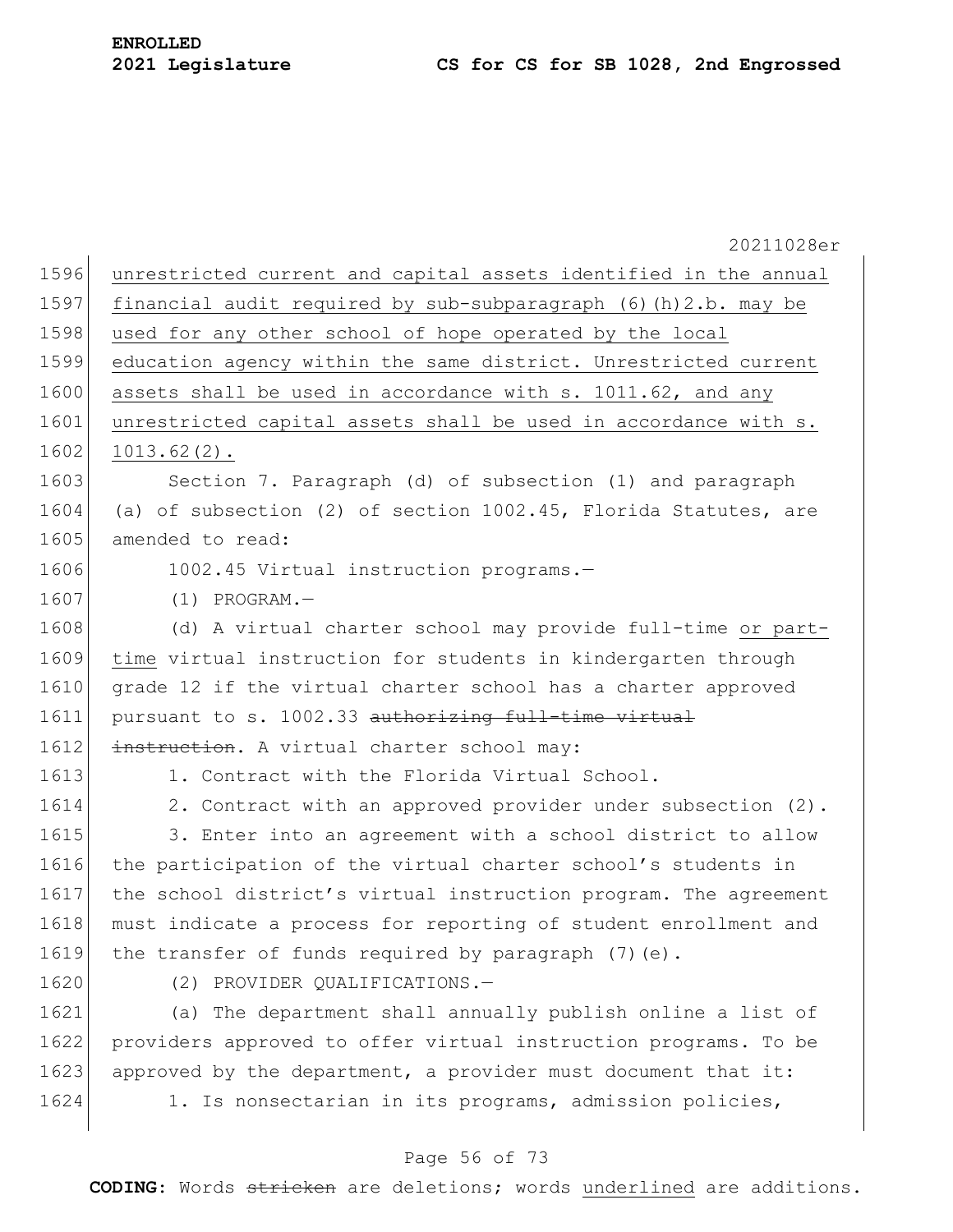unrestricted current and capital assets identified in the annual financial audit required by sub-subparagraph (6)(h)2.b. may be used for any other school of hope operated by the local education agency within the same district. Unrestricted current assets shall be used in accordance with s. 1011.62, and any unrestricted capital assets shall be used in accordance with s. 1013.62(2).

Section 7. Paragraph (d) of subsection (1) and paragraph (a) of subsection (2) of section 1002.45, Florida Statutes, are amended to read:

1002.45 Virtual instruction programs.—

(1) PROGRAM.—

(d) A virtual charter school may provide full-time or part-time virtual instruction for students in kindergarten through grade 12 if the virtual charter school has a charter approved pursuant to s. 1002.33 ~~authorizing full-time virtual instruction~~. A virtual charter school may:

1. Contract with the Florida Virtual School.

2. Contract with an approved provider under subsection (2).

3. Enter into an agreement with a school district to allow the participation of the virtual charter school's students in the school district's virtual instruction program. The agreement must indicate a process for reporting of student enrollment and the transfer of funds required by paragraph (7)(e).

(2) PROVIDER QUALIFICATIONS.—

(a) The department shall annually publish online a list of providers approved to offer virtual instruction programs. To be approved by the department, a provider must document that it:

1. Is nonsectarian in its programs, admission policies,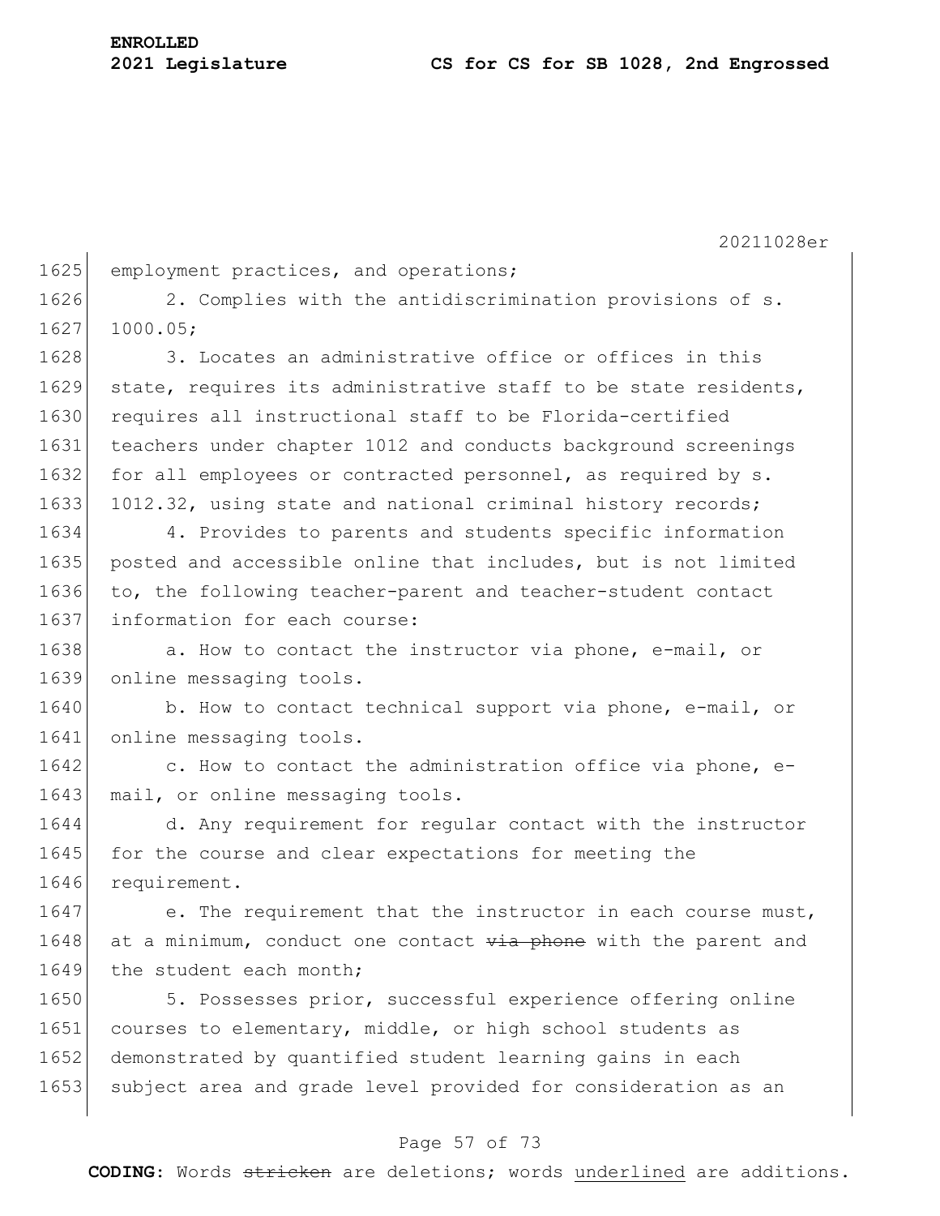employment practices, and operations;

2. Complies with the antidiscrimination provisions of s. 1000.05;

3. Locates an administrative office or offices in this state, requires its administrative staff to be state residents, requires all instructional staff to be Florida-certified teachers under chapter 1012 and conducts background screenings for all employees or contracted personnel, as required by s. 1012.32, using state and national criminal history records;

4. Provides to parents and students specific information posted and accessible online that includes, but is not limited to, the following teacher-parent and teacher-student contact information for each course:

a. How to contact the instructor via phone, e-mail, or online messaging tools.

b. How to contact technical support via phone, e-mail, or online messaging tools.

c. How to contact the administration office via phone, e-mail, or online messaging tools.

d. Any requirement for regular contact with the instructor for the course and clear expectations for meeting the requirement.

e. The requirement that the instructor in each course must, at a minimum, conduct one contact ~~via phone~~ with the parent and the student each month;

5. Possesses prior, successful experience offering online courses to elementary, middle, or high school students as demonstrated by quantified student learning gains in each subject area and grade level provided for consideration as an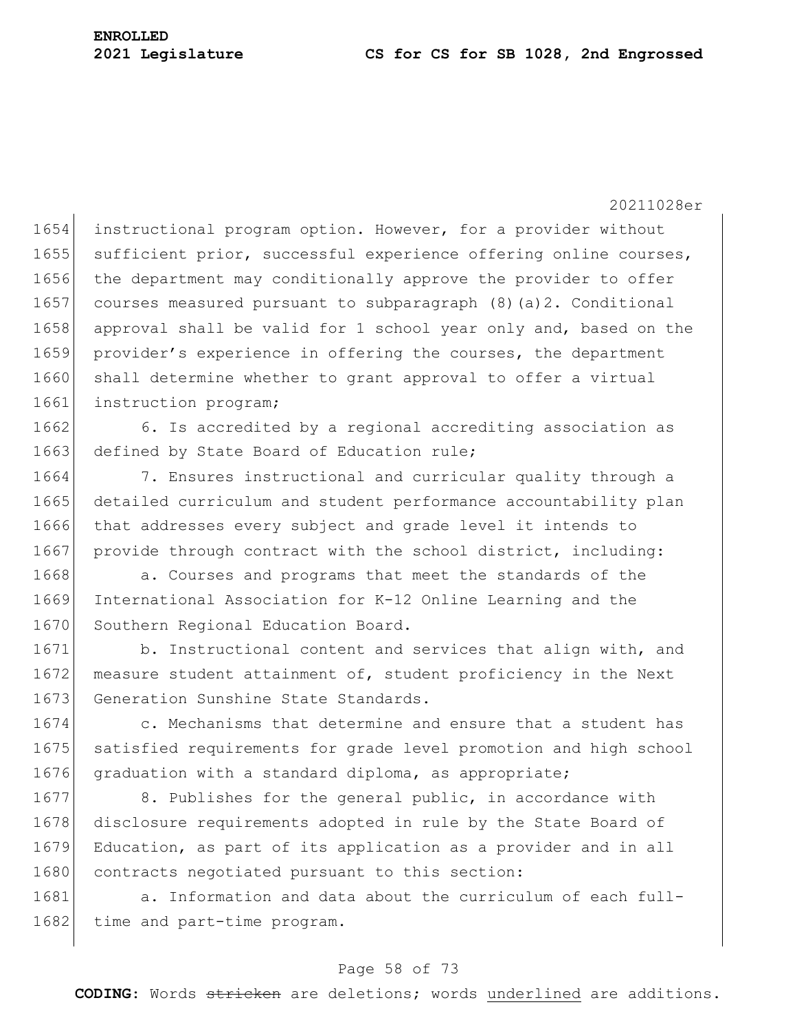instructional program option. However, for a provider without sufficient prior, successful experience offering online courses, the department may conditionally approve the provider to offer courses measured pursuant to subparagraph (8)(a)2. Conditional approval shall be valid for 1 school year only and, based on the provider's experience in offering the courses, the department shall determine whether to grant approval to offer a virtual instruction program;

6. Is accredited by a regional accrediting association as defined by State Board of Education rule;

7. Ensures instructional and curricular quality through a detailed curriculum and student performance accountability plan that addresses every subject and grade level it intends to provide through contract with the school district, including:

a. Courses and programs that meet the standards of the International Association for K-12 Online Learning and the Southern Regional Education Board.

b. Instructional content and services that align with, and measure student attainment of, student proficiency in the Next Generation Sunshine State Standards.

c. Mechanisms that determine and ensure that a student has satisfied requirements for grade level promotion and high school graduation with a standard diploma, as appropriate;

8. Publishes for the general public, in accordance with disclosure requirements adopted in rule by the State Board of Education, as part of its application as a provider and in all contracts negotiated pursuant to this section:

a. Information and data about the curriculum of each full-time and part-time program.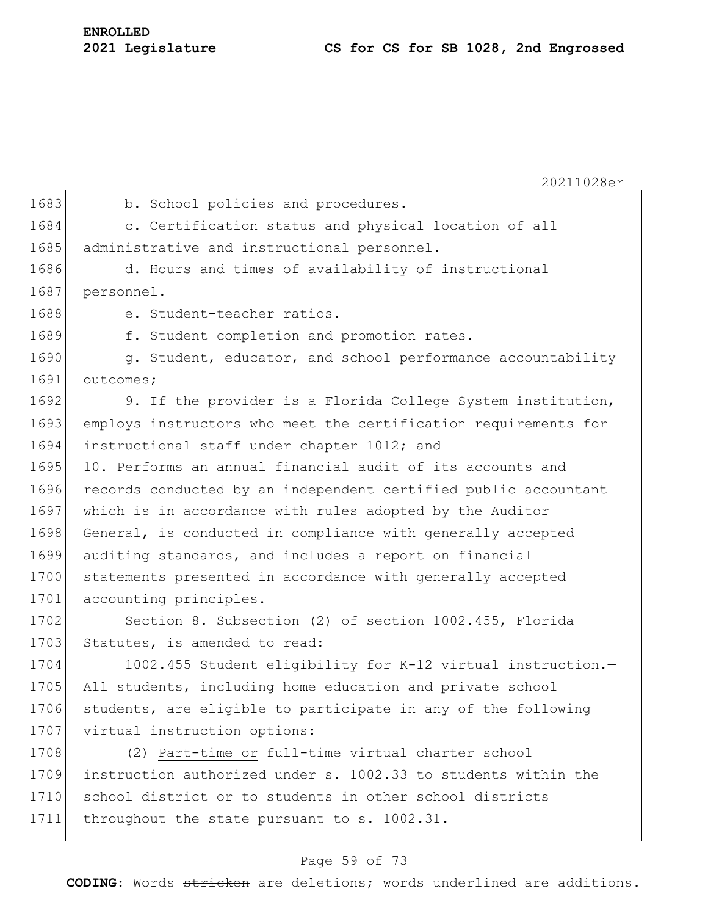b. School policies and procedures.

c. Certification status and physical location of all administrative and instructional personnel.

d. Hours and times of availability of instructional personnel.

e. Student-teacher ratios.

f. Student completion and promotion rates.

g. Student, educator, and school performance accountability outcomes;

9. If the provider is a Florida College System institution, employs instructors who meet the certification requirements for instructional staff under chapter 1012; and

10. Performs an annual financial audit of its accounts and records conducted by an independent certified public accountant which is in accordance with rules adopted by the Auditor General, is conducted in compliance with generally accepted auditing standards, and includes a report on financial statements presented in accordance with generally accepted accounting principles.

Section 8. Subsection (2) of section 1002.455, Florida Statutes, is amended to read:

1002.455 Student eligibility for K-12 virtual instruction.—All students, including home education and private school students, are eligible to participate in any of the following virtual instruction options:

(2) <u>Part-time or</u> full-time virtual charter school instruction authorized under s. 1002.33 to students within the school district or to students in other school districts throughout the state pursuant to s. 1002.31.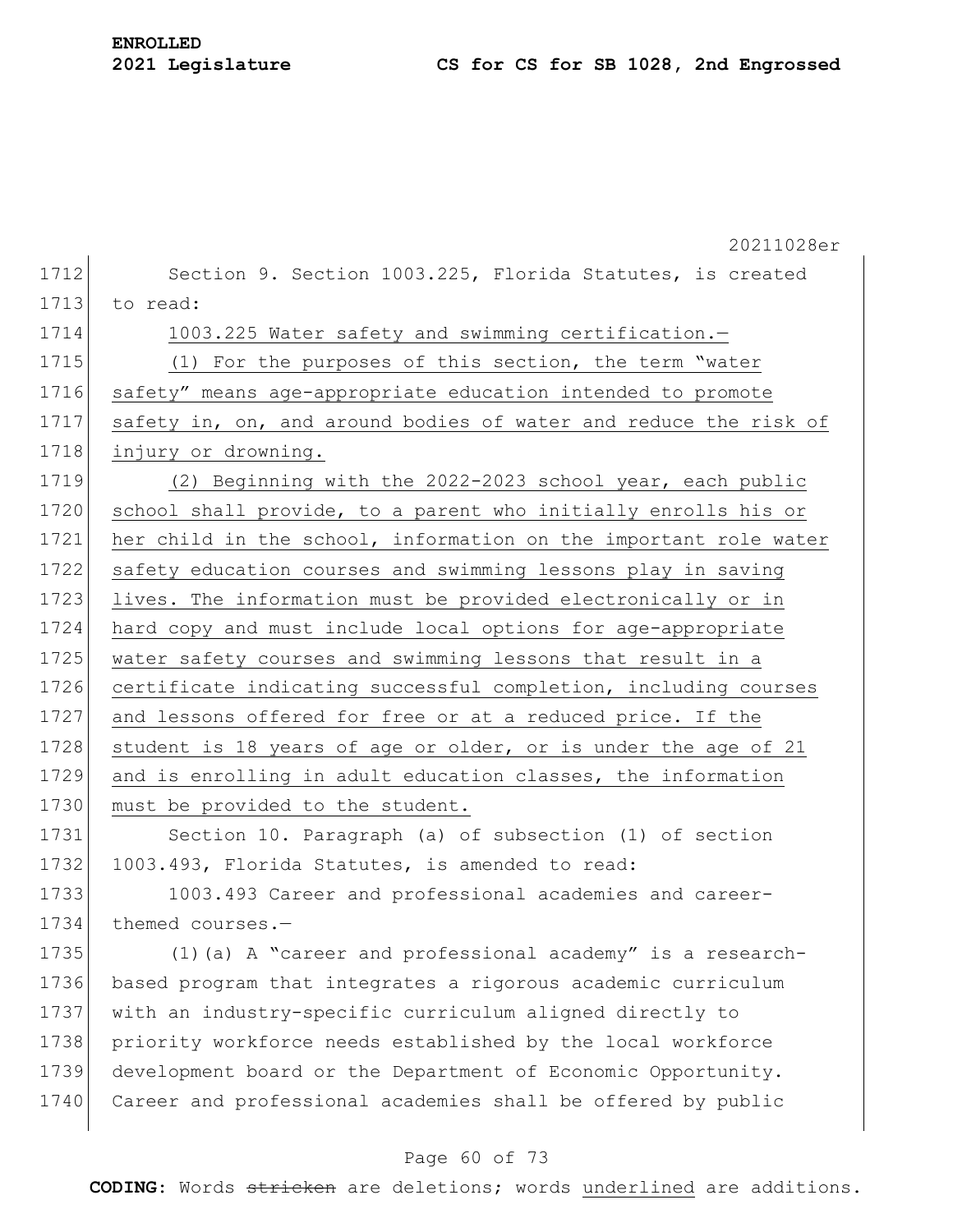Section 9. Section 1003.225, Florida Statutes, is created to read:

1003.225 Water safety and swimming certification.—

(1) For the purposes of this section, the term "water safety" means age-appropriate education intended to promote safety in, on, and around bodies of water and reduce the risk of injury or drowning.

(2) Beginning with the 2022-2023 school year, each public school shall provide, to a parent who initially enrolls his or her child in the school, information on the important role water safety education courses and swimming lessons play in saving lives. The information must be provided electronically or in hard copy and must include local options for age-appropriate water safety courses and swimming lessons that result in a certificate indicating successful completion, including courses and lessons offered for free or at a reduced price. If the student is 18 years of age or older, or is under the age of 21 and is enrolling in adult education classes, the information must be provided to the student.

Section 10. Paragraph (a) of subsection (1) of section 1003.493, Florida Statutes, is amended to read:

1003.493 Career and professional academies and career-themed courses.—

(1)(a) A "career and professional academy" is a research-based program that integrates a rigorous academic curriculum with an industry-specific curriculum aligned directly to priority workforce needs established by the local workforce development board or the Department of Economic Opportunity. Career and professional academies shall be offered by public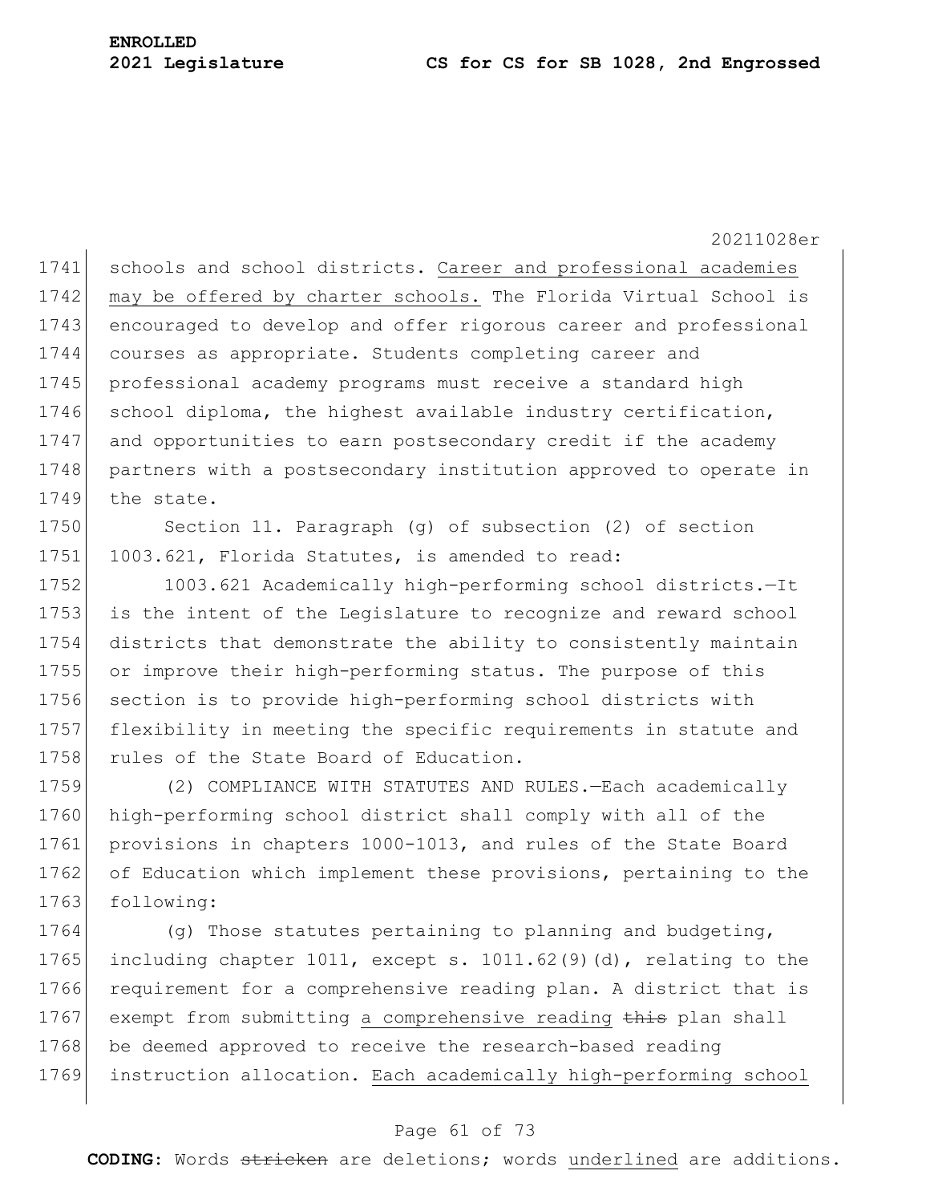schools and school districts. <u>Career and professional academies may be offered by charter schools.</u> The Florida Virtual School is encouraged to develop and offer rigorous career and professional courses as appropriate. Students completing career and professional academy programs must receive a standard high school diploma, the highest available industry certification, and opportunities to earn postsecondary credit if the academy partners with a postsecondary institution approved to operate in the state.

Section 11. Paragraph (g) of subsection (2) of section 1003.621, Florida Statutes, is amended to read:

1003.621 Academically high-performing school districts.—It is the intent of the Legislature to recognize and reward school districts that demonstrate the ability to consistently maintain or improve their high-performing status. The purpose of this section is to provide high-performing school districts with flexibility in meeting the specific requirements in statute and rules of the State Board of Education.

(2) COMPLIANCE WITH STATUTES AND RULES.—Each academically high-performing school district shall comply with all of the provisions in chapters 1000-1013, and rules of the State Board of Education which implement these provisions, pertaining to the following:

(g) Those statutes pertaining to planning and budgeting, including chapter 1011, except s. 1011.62(9)(d), relating to the requirement for a comprehensive reading plan. A district that is exempt from submitting <u>a comprehensive reading</u> ~~this~~ plan shall be deemed approved to receive the research-based reading instruction allocation. <u>Each academically high-performing school</u>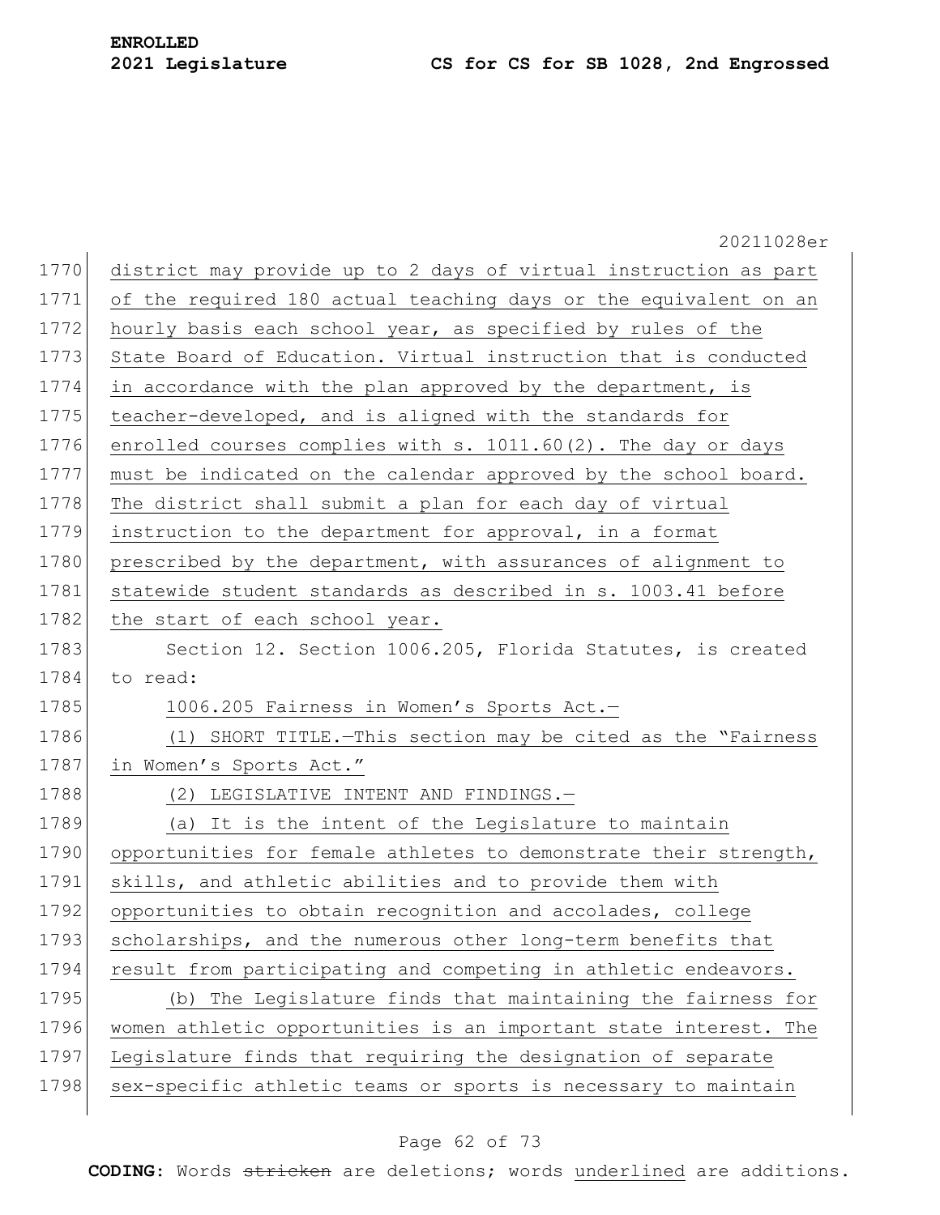district may provide up to 2 days of virtual instruction as part of the required 180 actual teaching days or the equivalent on an hourly basis each school year, as specified by rules of the State Board of Education. Virtual instruction that is conducted in accordance with the plan approved by the department, is teacher-developed, and is aligned with the standards for enrolled courses complies with s. 1011.60(2). The day or days must be indicated on the calendar approved by the school board. The district shall submit a plan for each day of virtual instruction to the department for approval, in a format prescribed by the department, with assurances of alignment to statewide student standards as described in s. 1003.41 before the start of each school year.

Section 12. Section 1006.205, Florida Statutes, is created to read:

1006.205 Fairness in Women's Sports Act.—

(1) SHORT TITLE.—This section may be cited as the "Fairness in Women's Sports Act."

(2) LEGISLATIVE INTENT AND FINDINGS.—

(a) It is the intent of the Legislature to maintain opportunities for female athletes to demonstrate their strength, skills, and athletic abilities and to provide them with opportunities to obtain recognition and accolades, college scholarships, and the numerous other long-term benefits that result from participating and competing in athletic endeavors.

(b) The Legislature finds that maintaining the fairness for women athletic opportunities is an important state interest. The Legislature finds that requiring the designation of separate sex-specific athletic teams or sports is necessary to maintain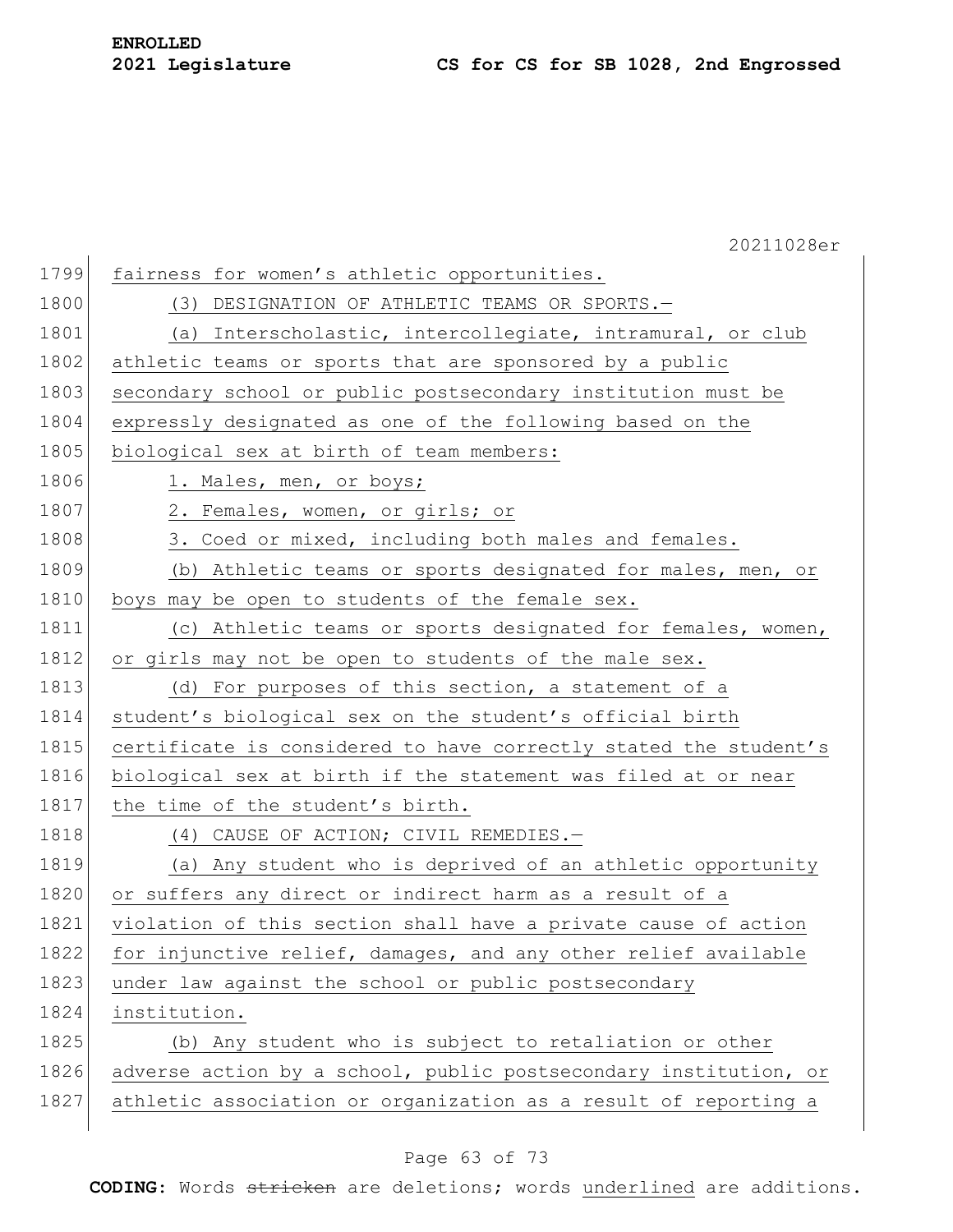fairness for women's athletic opportunities.

(3) DESIGNATION OF ATHLETIC TEAMS OR SPORTS.—

(a) Interscholastic, intercollegiate, intramural, or club athletic teams or sports that are sponsored by a public secondary school or public postsecondary institution must be expressly designated as one of the following based on the biological sex at birth of team members:

1. Males, men, or boys;

2. Females, women, or girls; or

3. Coed or mixed, including both males and females.

(b) Athletic teams or sports designated for males, men, or boys may be open to students of the female sex.

(c) Athletic teams or sports designated for females, women, or girls may not be open to students of the male sex.

(d) For purposes of this section, a statement of a student's biological sex on the student's official birth certificate is considered to have correctly stated the student's biological sex at birth if the statement was filed at or near the time of the student's birth.

(4) CAUSE OF ACTION; CIVIL REMEDIES.—

(a) Any student who is deprived of an athletic opportunity or suffers any direct or indirect harm as a result of a violation of this section shall have a private cause of action for injunctive relief, damages, and any other relief available under law against the school or public postsecondary institution.

(b) Any student who is subject to retaliation or other adverse action by a school, public postsecondary institution, or athletic association or organization as a result of reporting a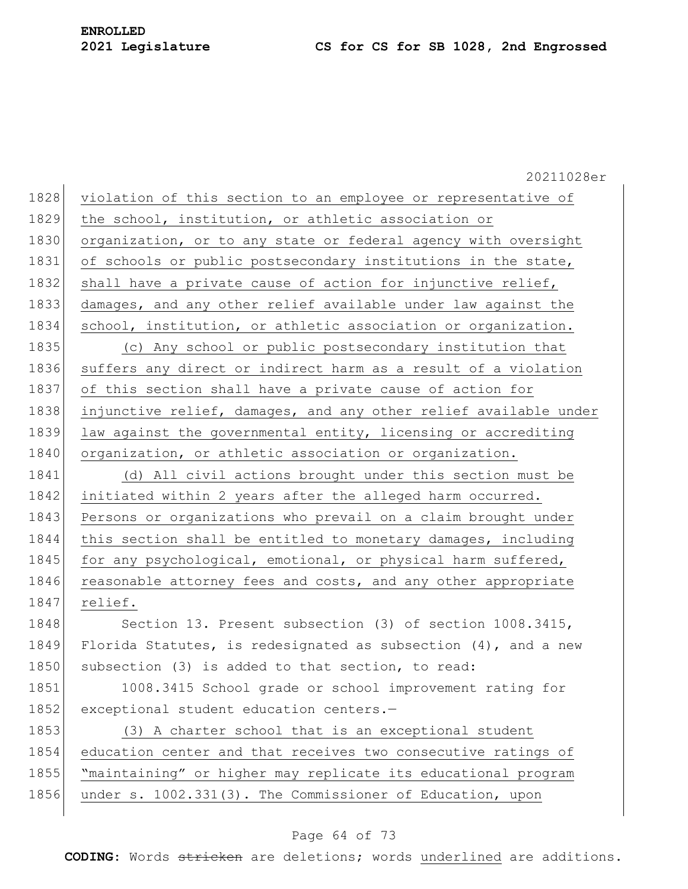violation of this section to an employee or representative of the school, institution, or athletic association or organization, or to any state or federal agency with oversight of schools or public postsecondary institutions in the state, shall have a private cause of action for injunctive relief, damages, and any other relief available under law against the school, institution, or athletic association or organization.

(c) Any school or public postsecondary institution that suffers any direct or indirect harm as a result of a violation of this section shall have a private cause of action for injunctive relief, damages, and any other relief available under law against the governmental entity, licensing or accrediting organization, or athletic association or organization.

(d) All civil actions brought under this section must be initiated within 2 years after the alleged harm occurred. Persons or organizations who prevail on a claim brought under this section shall be entitled to monetary damages, including for any psychological, emotional, or physical harm suffered, reasonable attorney fees and costs, and any other appropriate relief.

Section 13. Present subsection (3) of section 1008.3415, Florida Statutes, is redesignated as subsection (4), and a new subsection (3) is added to that section, to read:

1008.3415 School grade or school improvement rating for exceptional student education centers.—

(3) A charter school that is an exceptional student education center and that receives two consecutive ratings of "maintaining" or higher may replicate its educational program under s. 1002.331(3). The Commissioner of Education, upon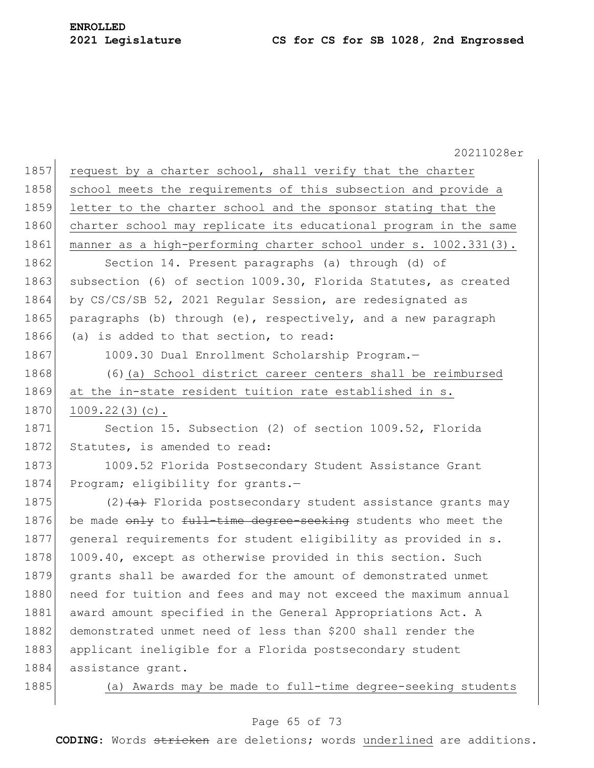request by a charter school, shall verify that the charter school meets the requirements of this subsection and provide a letter to the charter school and the sponsor stating that the charter school may replicate its educational program in the same manner as a high-performing charter school under s. 1002.331(3).

Section 14. Present paragraphs (a) through (d) of subsection (6) of section 1009.30, Florida Statutes, as created by CS/CS/SB 52, 2021 Regular Session, are redesignated as paragraphs (b) through (e), respectively, and a new paragraph (a) is added to that section, to read:

1009.30 Dual Enrollment Scholarship Program.—

(6)(a) School district career centers shall be reimbursed at the in-state resident tuition rate established in s. 1009.22(3)(c).

Section 15. Subsection (2) of section 1009.52, Florida Statutes, is amended to read:

1009.52 Florida Postsecondary Student Assistance Grant Program; eligibility for grants.—

(2)~~(a)~~ Florida postsecondary student assistance grants may be made ~~only~~ to ~~full-time degree-seeking~~ students who meet the general requirements for student eligibility as provided in s. 1009.40, except as otherwise provided in this section. Such grants shall be awarded for the amount of demonstrated unmet need for tuition and fees and may not exceed the maximum annual award amount specified in the General Appropriations Act. A demonstrated unmet need of less than $200 shall render the applicant ineligible for a Florida postsecondary student assistance grant.

(a) Awards may be made to full-time degree-seeking students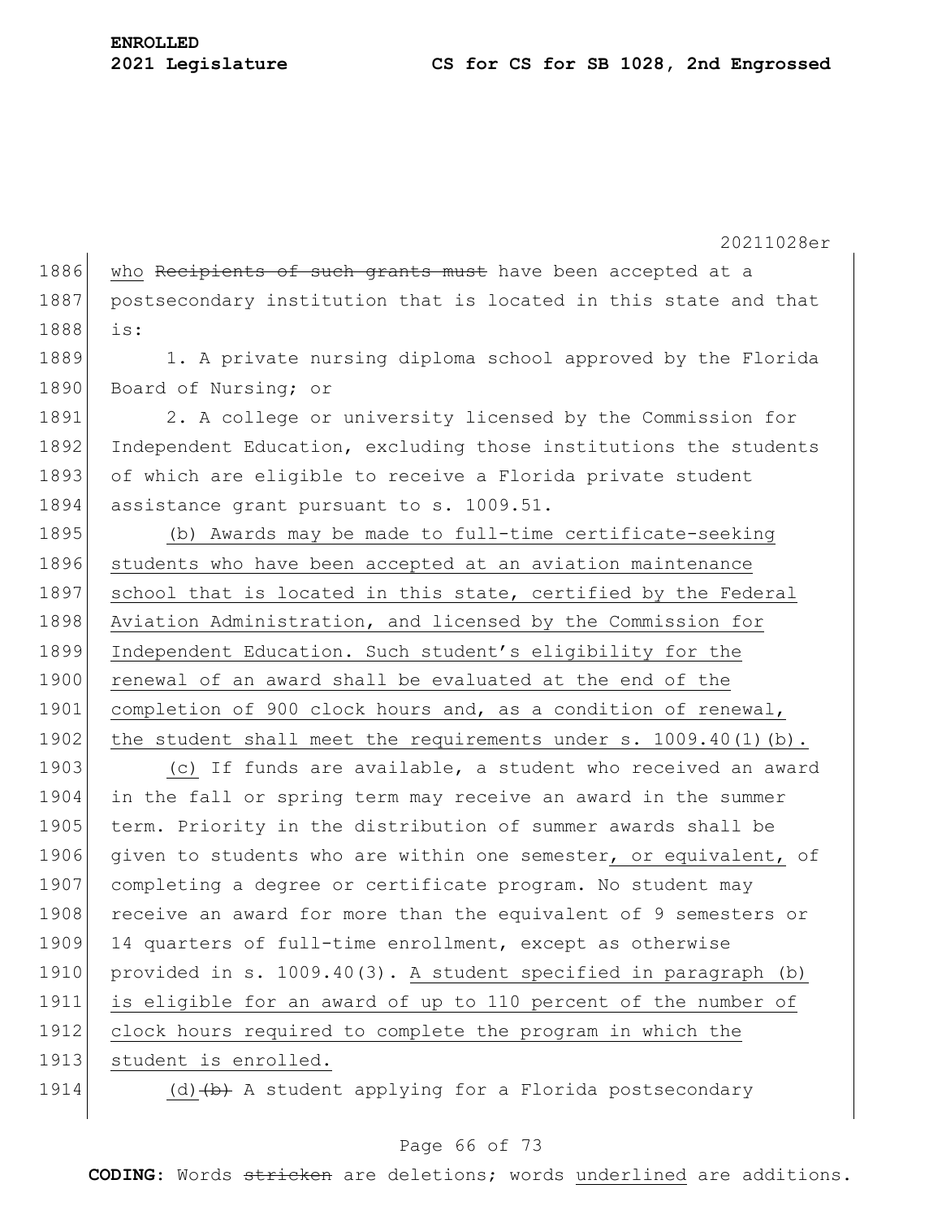who ~~Recipients of such grants must~~ have been accepted at a postsecondary institution that is located in this state and that is:

1. A private nursing diploma school approved by the Florida Board of Nursing; or

2. A college or university licensed by the Commission for Independent Education, excluding those institutions the students of which are eligible to receive a Florida private student assistance grant pursuant to s. 1009.51.

<u>(b) Awards may be made to full-time certificate-seeking students who have been accepted at an aviation maintenance school that is located in this state, certified by the Federal Aviation Administration, and licensed by the Commission for Independent Education. Such student's eligibility for the renewal of an award shall be evaluated at the end of the completion of 900 clock hours and, as a condition of renewal, the student shall meet the requirements under s. 1009.40(1)(b).</u>

<u>(c)</u> If funds are available, a student who received an award in the fall or spring term may receive an award in the summer term. Priority in the distribution of summer awards shall be given to students who are within one semester<u>, or equivalent,</u> of completing a degree or certificate program. No student may receive an award for more than the equivalent of 9 semesters or 14 quarters of full-time enrollment, except as otherwise provided in s. 1009.40(3). <u>A student specified in paragraph (b) is eligible for an award of up to 110 percent of the number of clock hours required to complete the program in which the student is enrolled.</u>

<u>(d)</u>~~(b)~~ A student applying for a Florida postsecondary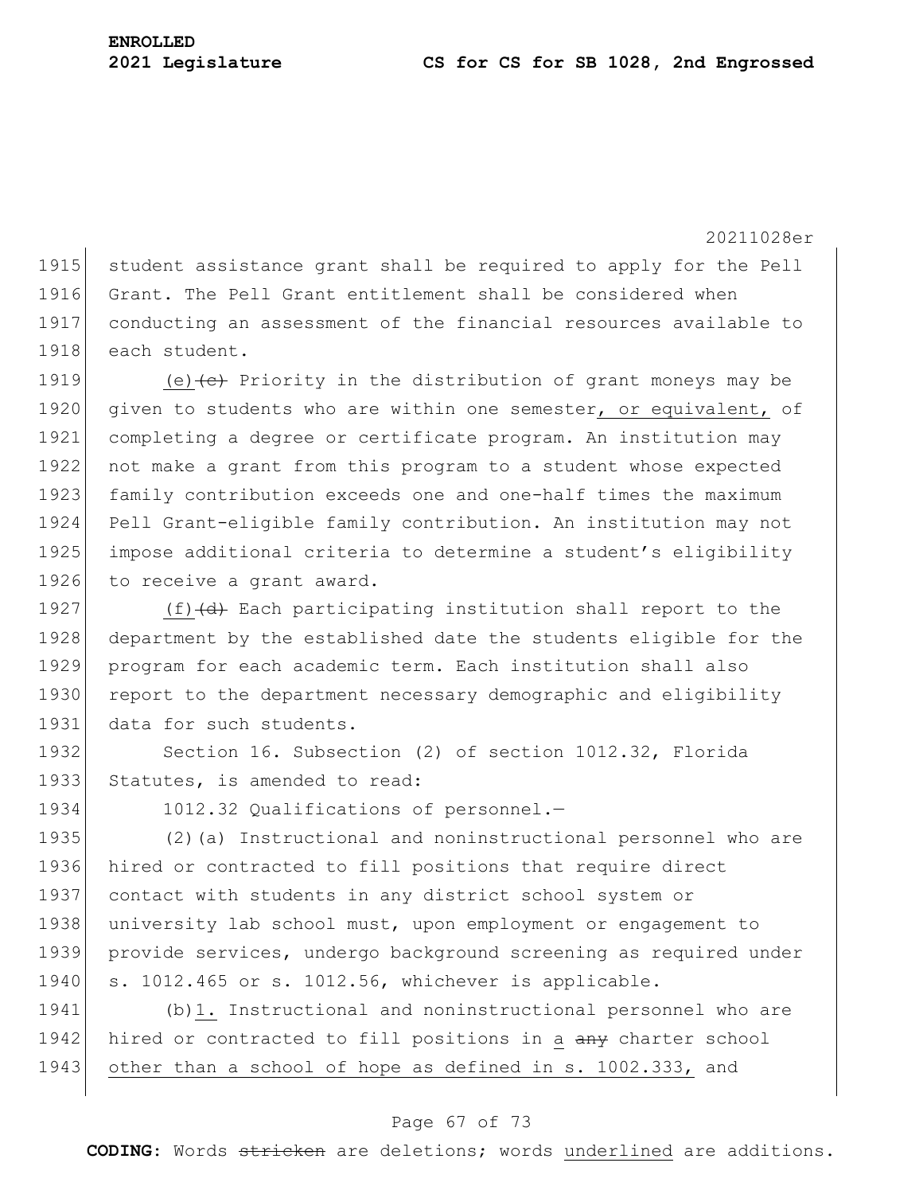student assistance grant shall be required to apply for the Pell Grant. The Pell Grant entitlement shall be considered when conducting an assessment of the financial resources available to each student.

<u>(e)</u>~~(c)~~ Priority in the distribution of grant moneys may be given to students who are within one semester<u>, or equivalent,</u> of completing a degree or certificate program. An institution may not make a grant from this program to a student whose expected family contribution exceeds one and one-half times the maximum Pell Grant-eligible family contribution. An institution may not impose additional criteria to determine a student's eligibility to receive a grant award.

<u>(f)</u>~~(d)~~ Each participating institution shall report to the department by the established date the students eligible for the program for each academic term. Each institution shall also report to the department necessary demographic and eligibility data for such students.

Section 16. Subsection (2) of section 1012.32, Florida Statutes, is amended to read:

1012.32 Qualifications of personnel.—

(2)(a) Instructional and noninstructional personnel who are hired or contracted to fill positions that require direct contact with students in any district school system or university lab school must, upon employment or engagement to provide services, undergo background screening as required under s. 1012.465 or s. 1012.56, whichever is applicable.

(b)<u>1.</u> Instructional and noninstructional personnel who are hired or contracted to fill positions in <u>a</u> ~~any~~ charter school <u>other than a school of hope as defined in s. 1002.333,</u> and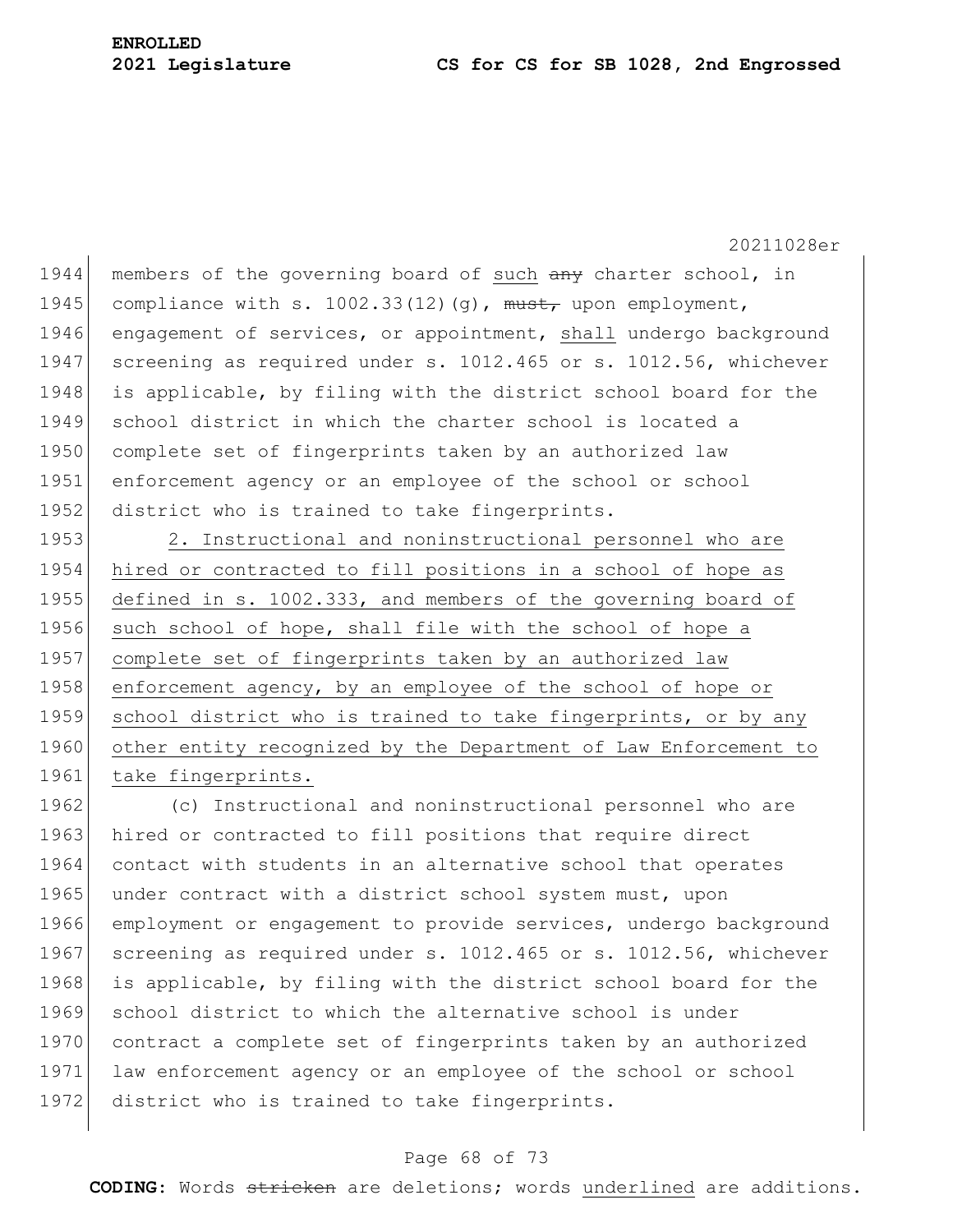members of the governing board of <u>such</u> ~~any~~ charter school, in compliance with s. 1002.33(12)(g), ~~must,~~ upon employment, engagement of services, or appointment, <u>shall</u> undergo background screening as required under s. 1012.465 or s. 1012.56, whichever is applicable, by filing with the district school board for the school district in which the charter school is located a complete set of fingerprints taken by an authorized law enforcement agency or an employee of the school or school district who is trained to take fingerprints.

<u>2. Instructional and noninstructional personnel who are hired or contracted to fill positions in a school of hope as defined in s. 1002.333, and members of the governing board of such school of hope, shall file with the school of hope a complete set of fingerprints taken by an authorized law enforcement agency, by an employee of the school of hope or school district who is trained to take fingerprints, or by any other entity recognized by the Department of Law Enforcement to take fingerprints.</u>

(c) Instructional and noninstructional personnel who are hired or contracted to fill positions that require direct contact with students in an alternative school that operates under contract with a district school system must, upon employment or engagement to provide services, undergo background screening as required under s. 1012.465 or s. 1012.56, whichever is applicable, by filing with the district school board for the school district to which the alternative school is under contract a complete set of fingerprints taken by an authorized law enforcement agency or an employee of the school or school district who is trained to take fingerprints.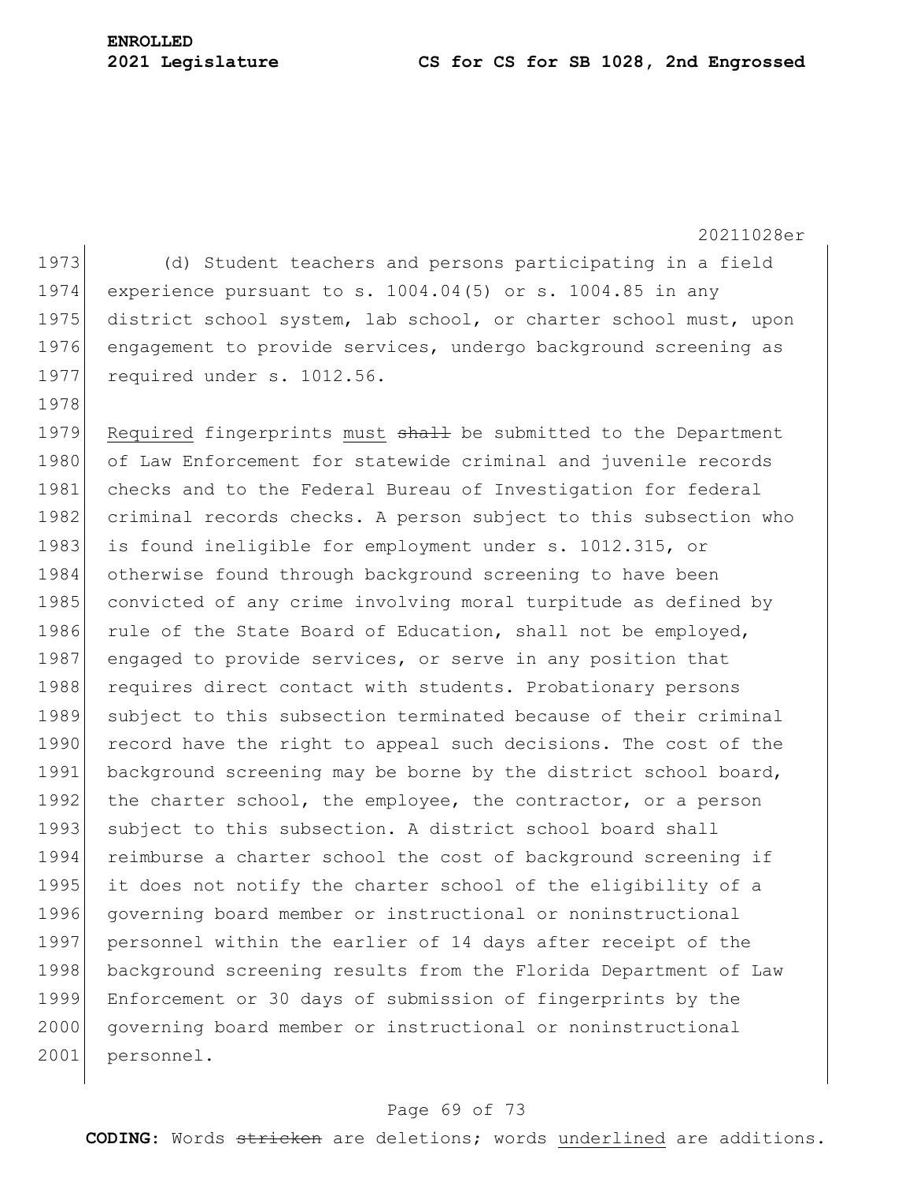(d) Student teachers and persons participating in a field experience pursuant to s. 1004.04(5) or s. 1004.85 in any district school system, lab school, or charter school must, upon engagement to provide services, undergo background screening as required under s. 1012.56.

<u>Required</u> fingerprints <u>must</u> ~~shall~~ be submitted to the Department of Law Enforcement for statewide criminal and juvenile records checks and to the Federal Bureau of Investigation for federal criminal records checks. A person subject to this subsection who is found ineligible for employment under s. 1012.315, or otherwise found through background screening to have been convicted of any crime involving moral turpitude as defined by rule of the State Board of Education, shall not be employed, engaged to provide services, or serve in any position that requires direct contact with students. Probationary persons subject to this subsection terminated because of their criminal record have the right to appeal such decisions. The cost of the background screening may be borne by the district school board, the charter school, the employee, the contractor, or a person subject to this subsection. A district school board shall reimburse a charter school the cost of background screening if it does not notify the charter school of the eligibility of a governing board member or instructional or noninstructional personnel within the earlier of 14 days after receipt of the background screening results from the Florida Department of Law Enforcement or 30 days of submission of fingerprints by the governing board member or instructional or noninstructional personnel.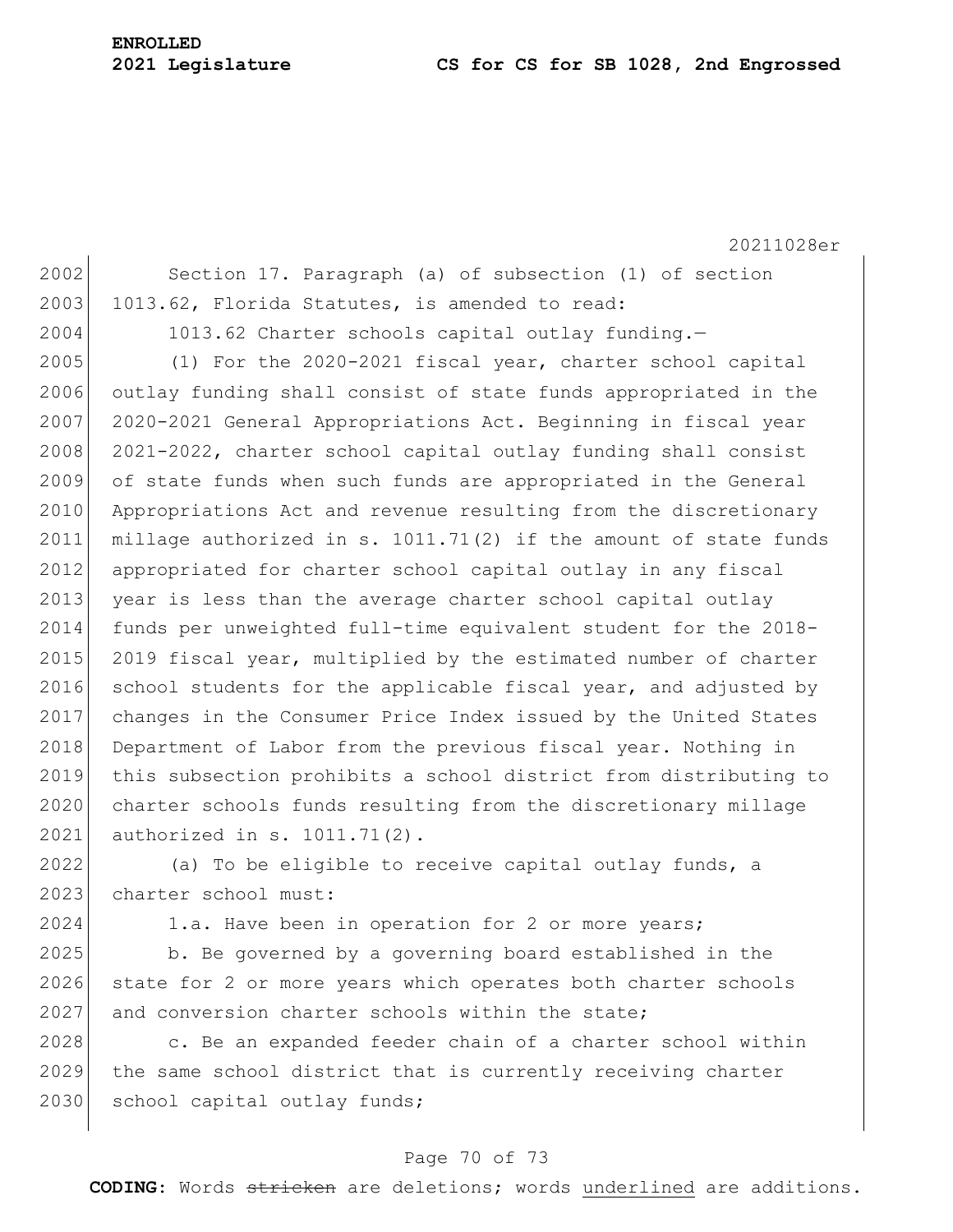Section 17. Paragraph (a) of subsection (1) of section 1013.62, Florida Statutes, is amended to read:

1013.62 Charter schools capital outlay funding.—

(1) For the 2020-2021 fiscal year, charter school capital outlay funding shall consist of state funds appropriated in the 2020-2021 General Appropriations Act. Beginning in fiscal year 2021-2022, charter school capital outlay funding shall consist of state funds when such funds are appropriated in the General Appropriations Act and revenue resulting from the discretionary millage authorized in s. 1011.71(2) if the amount of state funds appropriated for charter school capital outlay in any fiscal year is less than the average charter school capital outlay funds per unweighted full-time equivalent student for the 2018-2019 fiscal year, multiplied by the estimated number of charter school students for the applicable fiscal year, and adjusted by changes in the Consumer Price Index issued by the United States Department of Labor from the previous fiscal year. Nothing in this subsection prohibits a school district from distributing to charter schools funds resulting from the discretionary millage authorized in s. 1011.71(2).

(a) To be eligible to receive capital outlay funds, a charter school must:

1.a. Have been in operation for 2 or more years;

b. Be governed by a governing board established in the state for 2 or more years which operates both charter schools and conversion charter schools within the state;

c. Be an expanded feeder chain of a charter school within the same school district that is currently receiving charter school capital outlay funds;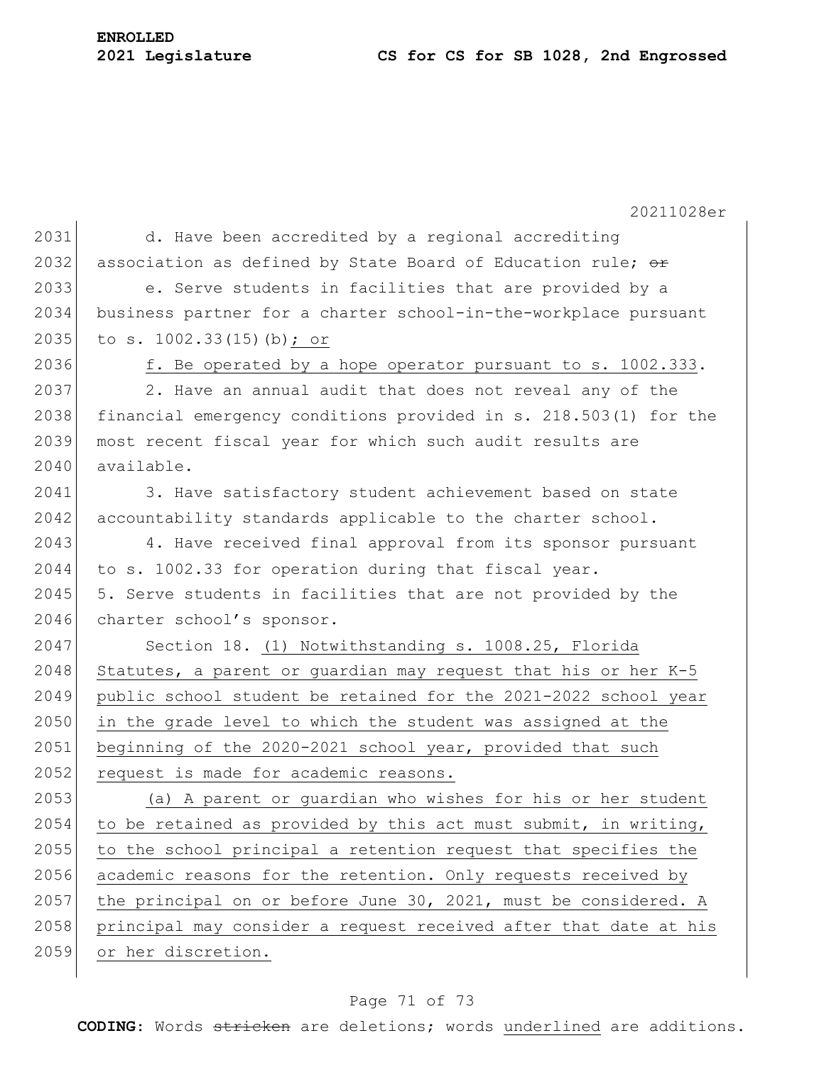d. Have been accredited by a regional accrediting association as defined by State Board of Education rule; ~~or~~

e. Serve students in facilities that are provided by a business partner for a charter school-in-the-workplace pursuant to s. 1002.33(15)(b); or

f. Be operated by a hope operator pursuant to s. 1002.333.

2. Have an annual audit that does not reveal any of the financial emergency conditions provided in s. 218.503(1) for the most recent fiscal year for which such audit results are available.

3. Have satisfactory student achievement based on state accountability standards applicable to the charter school.

4. Have received final approval from its sponsor pursuant to s. 1002.33 for operation during that fiscal year.

5. Serve students in facilities that are not provided by the charter school's sponsor.

Section 18. (1) Notwithstanding s. 1008.25, Florida Statutes, a parent or guardian may request that his or her K-5 public school student be retained for the 2021-2022 school year in the grade level to which the student was assigned at the beginning of the 2020-2021 school year, provided that such request is made for academic reasons.

(a) A parent or guardian who wishes for his or her student to be retained as provided by this act must submit, in writing, to the school principal a retention request that specifies the academic reasons for the retention. Only requests received by the principal on or before June 30, 2021, must be considered. A principal may consider a request received after that date at his or her discretion.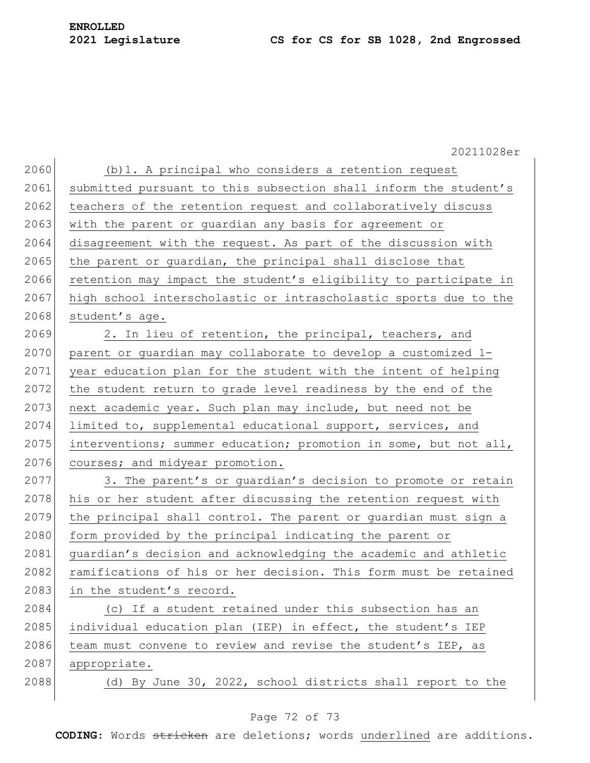(b)1. A principal who considers a retention request submitted pursuant to this subsection shall inform the student's teachers of the retention request and collaboratively discuss with the parent or guardian any basis for agreement or disagreement with the request. As part of the discussion with the parent or guardian, the principal shall disclose that retention may impact the student's eligibility to participate in high school interscholastic or intrascholastic sports due to the student's age.

2. In lieu of retention, the principal, teachers, and parent or guardian may collaborate to develop a customized 1-year education plan for the student with the intent of helping the student return to grade level readiness by the end of the next academic year. Such plan may include, but need not be limited to, supplemental educational support, services, and interventions; summer education; promotion in some, but not all, courses; and midyear promotion.

3. The parent's or guardian's decision to promote or retain his or her student after discussing the retention request with the principal shall control. The parent or guardian must sign a form provided by the principal indicating the parent or guardian's decision and acknowledging the academic and athletic ramifications of his or her decision. This form must be retained in the student's record.

(c) If a student retained under this subsection has an individual education plan (IEP) in effect, the student's IEP team must convene to review and revise the student's IEP, as appropriate.

(d) By June 30, 2022, school districts shall report to the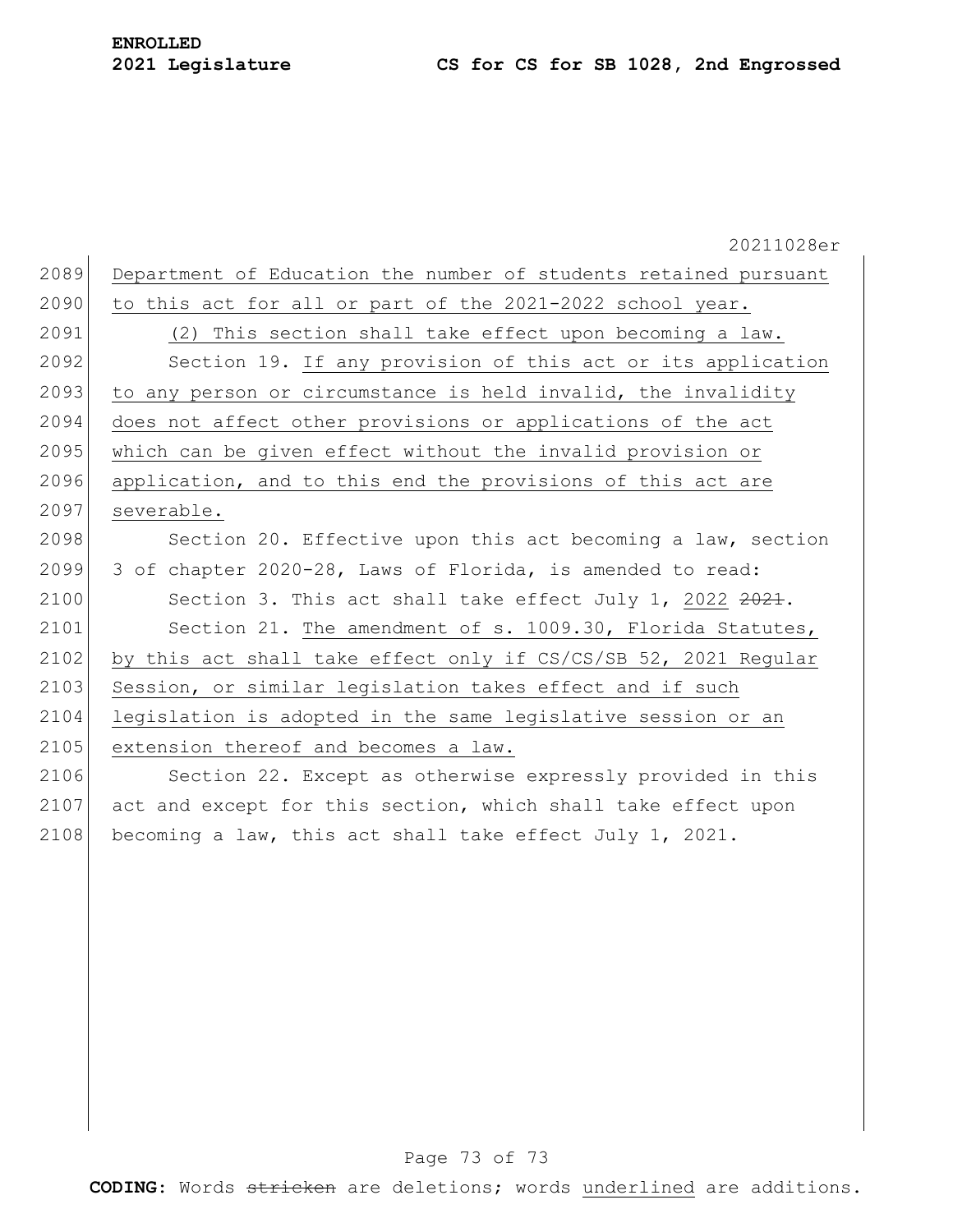Department of Education the number of students retained pursuant to this act for all or part of the 2021-2022 school year.

(2) This section shall take effect upon becoming a law.

Section 19. If any provision of this act or its application to any person or circumstance is held invalid, the invalidity does not affect other provisions or applications of the act which can be given effect without the invalid provision or application, and to this end the provisions of this act are severable.

Section 20. Effective upon this act becoming a law, section 3 of chapter 2020-28, Laws of Florida, is amended to read:

Section 3. This act shall take effect July 1, 2022 ~~2021~~.

Section 21. The amendment of s. 1009.30, Florida Statutes, by this act shall take effect only if CS/CS/SB 52, 2021 Regular Session, or similar legislation takes effect and if such legislation is adopted in the same legislative session or an extension thereof and becomes a law.

Section 22. Except as otherwise expressly provided in this act and except for this section, which shall take effect upon becoming a law, this act shall take effect July 1, 2021.